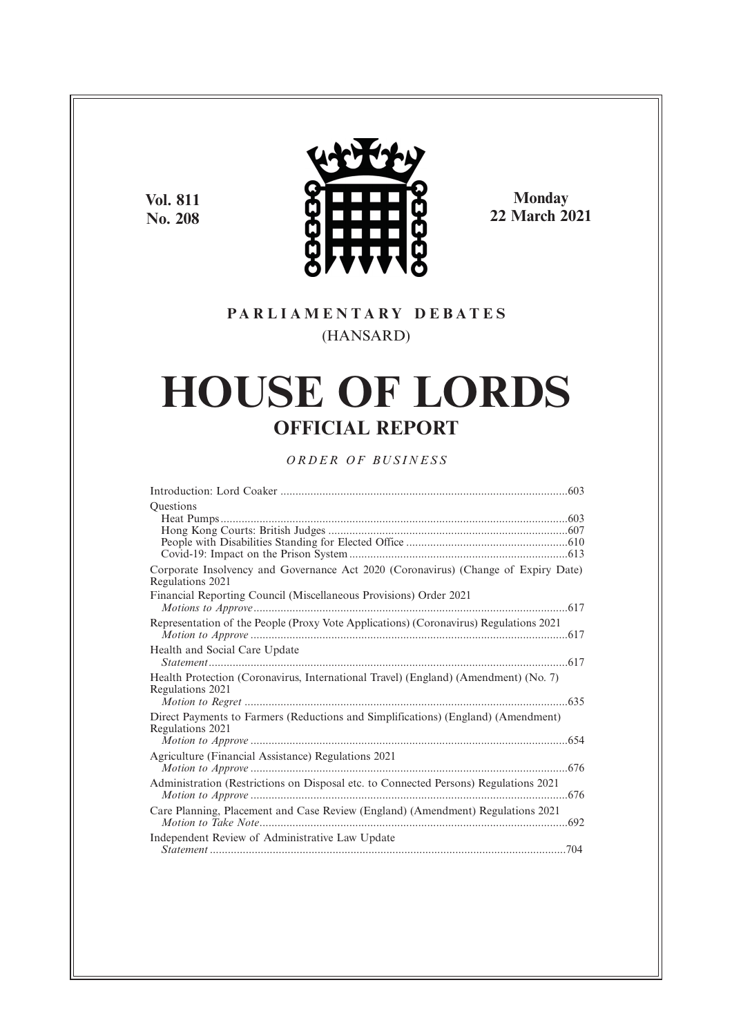**Vol. 811**
**No. 208**

**Monday**
**22 March 2021**

**PARLIAMENTARY DEBATES**

(HANSARD)

# HOUSE OF LORDS

## OFFICIAL REPORT

*ORDER OF BUSINESS*

Introduction: Lord Coaker ....................................................................................................603

Questions

Heat Pumps..........................................................................................................................603

Hong Kong Courts: British Judges ....................................................................................607

People with Disabilities Standing for Elected Office .......................................................610

Covid-19: Impact on the Prison System ............................................................................613

Corporate Insolvency and Governance Act 2020 (Coronavirus) (Change of Expiry Date) Regulations 2021

Financial Reporting Council (Miscellaneous Provisions) Order 2021

*Motions to Approve*.............................................................................................................617

Representation of the People (Proxy Vote Applications) (Coronavirus) Regulations 2021

*Motion to Approve* ..............................................................................................................617

Health and Social Care Update

*Statement*..............................................................................................................................617

Health Protection (Coronavirus, International Travel) (England) (Amendment) (No. 7) Regulations 2021

*Motion to Regret* .................................................................................................................635

Direct Payments to Farmers (Reductions and Simplifications) (England) (Amendment) Regulations 2021

*Motion to Approve* ..............................................................................................................654

Agriculture (Financial Assistance) Regulations 2021

*Motion to Approve* ..............................................................................................................676

Administration (Restrictions on Disposal etc. to Connected Persons) Regulations 2021

*Motion to Approve* ..............................................................................................................676

Care Planning, Placement and Case Review (England) (Amendment) Regulations 2021

*Motion to Take Note*............................................................................................................692

Independent Review of Administrative Law Update

*Statement* .............................................................................................................................704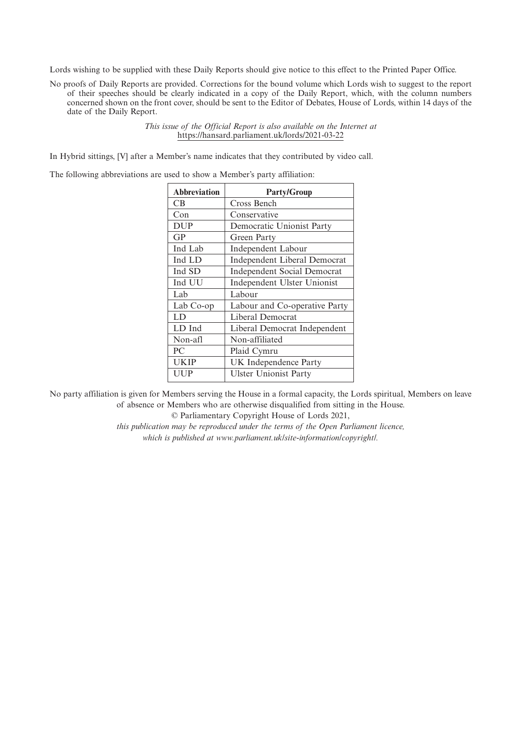Lords wishing to be supplied with these Daily Reports should give notice to this effect to the Printed Paper Office.

No proofs of Daily Reports are provided. Corrections for the bound volume which Lords wish to suggest to the report of their speeches should be clearly indicated in a copy of the Daily Report, which, with the column numbers concerned shown on the front cover, should be sent to the Editor of Debates, House of Lords, within 14 days of the date of the Daily Report.

*This issue of the Official Report is also available on the Internet at* https://hansard.parliament.uk/lords/2021-03-22

In Hybrid sittings, [V] after a Member's name indicates that they contributed by video call.

The following abbreviations are used to show a Member's party affiliation:

| Abbreviation | Party/Group |
|---|---|
| CB | Cross Bench |
| Con | Conservative |
| DUP | Democratic Unionist Party |
| GP | Green Party |
| Ind Lab | Independent Labour |
| Ind LD | Independent Liberal Democrat |
| Ind SD | Independent Social Democrat |
| Ind UU | Independent Ulster Unionist |
| Lab | Labour |
| Lab Co-op | Labour and Co-operative Party |
| LD | Liberal Democrat |
| LD Ind | Liberal Democrat Independent |
| Non-afl | Non-affiliated |
| PC | Plaid Cymru |
| UKIP | UK Independence Party |
| UUP | Ulster Unionist Party |

No party affiliation is given for Members serving the House in a formal capacity, the Lords spiritual, Members on leave of absence or Members who are otherwise disqualified from sitting in the House.

© Parliamentary Copyright House of Lords 2021,

*this publication may be reproduced under the terms of the Open Parliament licence, which is published at www.parliament.uk/site-information/copyright/.*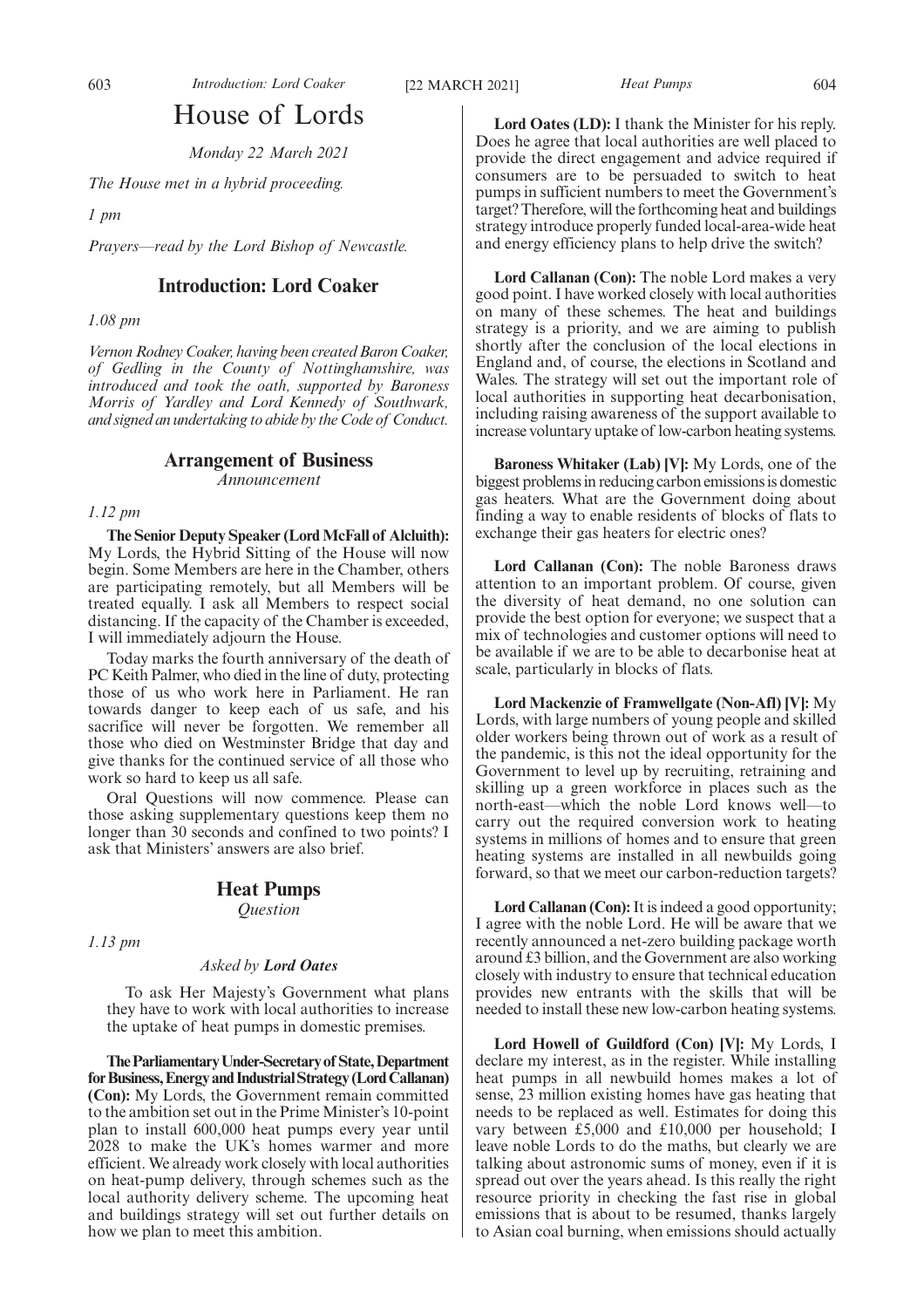# House of Lords

*Monday 22 March 2021*

*The House met in a hybrid proceeding.*

*1 pm*

*Prayers—read by the Lord Bishop of Newcastle.*

## Introduction: Lord Coaker

*1.08 pm*

*Vernon Rodney Coaker, having been created Baron Coaker, of Gedling in the County of Nottinghamshire, was introduced and took the oath, supported by Baroness Morris of Yardley and Lord Kennedy of Southwark, and signed an undertaking to abide by the Code of Conduct.*

## Arrangement of Business

*Announcement*

*1.12 pm*

**The Senior Deputy Speaker (Lord McFall of Alcluith):** My Lords, the Hybrid Sitting of the House will now begin. Some Members are here in the Chamber, others are participating remotely, but all Members will be treated equally. I ask all Members to respect social distancing. If the capacity of the Chamber is exceeded, I will immediately adjourn the House.

Today marks the fourth anniversary of the death of PC Keith Palmer, who died in the line of duty, protecting those of us who work here in Parliament. He ran towards danger to keep each of us safe, and his sacrifice will never be forgotten. We remember all those who died on Westminster Bridge that day and give thanks for the continued service of all those who work so hard to keep us all safe.

Oral Questions will now commence. Please can those asking supplementary questions keep them no longer than 30 seconds and confined to two points? I ask that Ministers' answers are also brief.

## Heat Pumps

*Question*

*1.13 pm*

*Asked by* ***Lord Oates***

To ask Her Majesty's Government what plans they have to work with local authorities to increase the uptake of heat pumps in domestic premises.

**The Parliamentary Under-Secretary of State, Department for Business, Energy and Industrial Strategy (Lord Callanan) (Con):** My Lords, the Government remain committed to the ambition set out in the Prime Minister's 10-point plan to install 600,000 heat pumps every year until 2028 to make the UK's homes warmer and more efficient. We already work closely with local authorities on heat-pump delivery, through schemes such as the local authority delivery scheme. The upcoming heat and buildings strategy will set out further details on how we plan to meet this ambition.

**Lord Oates (LD):** I thank the Minister for his reply. Does he agree that local authorities are well placed to provide the direct engagement and advice required if consumers are to be persuaded to switch to heat pumps in sufficient numbers to meet the Government's target? Therefore, will the forthcoming heat and buildings strategy introduce properly funded local-area-wide heat and energy efficiency plans to help drive the switch?

**Lord Callanan (Con):** The noble Lord makes a very good point. I have worked closely with local authorities on many of these schemes. The heat and buildings strategy is a priority, and we are aiming to publish shortly after the conclusion of the local elections in England and, of course, the elections in Scotland and Wales. The strategy will set out the important role of local authorities in supporting heat decarbonisation, including raising awareness of the support available to increase voluntary uptake of low-carbon heating systems.

**Baroness Whitaker (Lab) [V]:** My Lords, one of the biggest problems in reducing carbon emissions is domestic gas heaters. What are the Government doing about finding a way to enable residents of blocks of flats to exchange their gas heaters for electric ones?

**Lord Callanan (Con):** The noble Baroness draws attention to an important problem. Of course, given the diversity of heat demand, no one solution can provide the best option for everyone; we suspect that a mix of technologies and customer options will need to be available if we are to be able to decarbonise heat at scale, particularly in blocks of flats.

**Lord Mackenzie of Framwellgate (Non-Afl) [V]:** My Lords, with large numbers of young people and skilled older workers being thrown out of work as a result of the pandemic, is this not the ideal opportunity for the Government to level up by recruiting, retraining and skilling up a green workforce in places such as the north-east—which the noble Lord knows well—to carry out the required conversion work to heating systems in millions of homes and to ensure that green heating systems are installed in all newbuilds going forward, so that we meet our carbon-reduction targets?

**Lord Callanan (Con):** It is indeed a good opportunity; I agree with the noble Lord. He will be aware that we recently announced a net-zero building package worth around £3 billion, and the Government are also working closely with industry to ensure that technical education provides new entrants with the skills that will be needed to install these new low-carbon heating systems.

**Lord Howell of Guildford (Con) [V]:** My Lords, I declare my interest, as in the register. While installing heat pumps in all newbuild homes makes a lot of sense, 23 million existing homes have gas heating that needs to be replaced as well. Estimates for doing this vary between £5,000 and £10,000 per household; I leave noble Lords to do the maths, but clearly we are talking about astronomic sums of money, even if it is spread out over the years ahead. Is this really the right resource priority in checking the fast rise in global emissions that is about to be resumed, thanks largely to Asian coal burning, when emissions should actually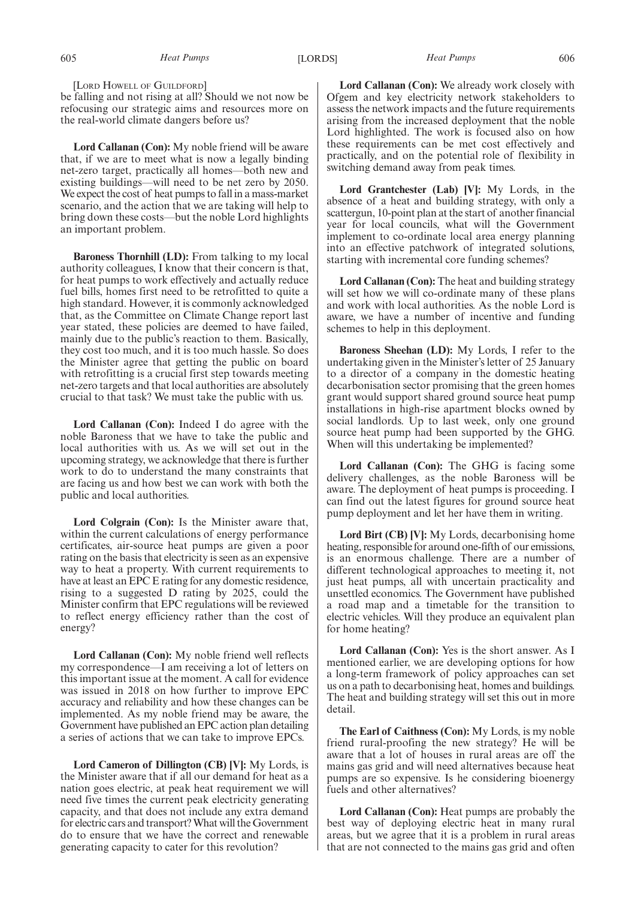[Lord Howell of Guildford]

be falling and not rising at all? Should we not now be refocusing our strategic aims and resources more on the real-world climate dangers before us?

**Lord Callanan (Con):** My noble friend will be aware that, if we are to meet what is now a legally binding net-zero target, practically all homes—both new and existing buildings—will need to be net zero by 2050. We expect the cost of heat pumps to fall in a mass-market scenario, and the action that we are taking will help to bring down these costs—but the noble Lord highlights an important problem.

**Baroness Thornhill (LD):** From talking to my local authority colleagues, I know that their concern is that, for heat pumps to work effectively and actually reduce fuel bills, homes first need to be retrofitted to quite a high standard. However, it is commonly acknowledged that, as the Committee on Climate Change report last year stated, these policies are deemed to have failed, mainly due to the public's reaction to them. Basically, they cost too much, and it is too much hassle. So does the Minister agree that getting the public on board with retrofitting is a crucial first step towards meeting net-zero targets and that local authorities are absolutely crucial to that task? We must take the public with us.

**Lord Callanan (Con):** Indeed I do agree with the noble Baroness that we have to take the public and local authorities with us. As we will set out in the upcoming strategy, we acknowledge that there is further work to do to understand the many constraints that are facing us and how best we can work with both the public and local authorities.

**Lord Colgrain (Con):** Is the Minister aware that, within the current calculations of energy performance certificates, air-source heat pumps are given a poor rating on the basis that electricity is seen as an expensive way to heat a property. With current requirements to have at least an EPC E rating for any domestic residence, rising to a suggested D rating by 2025, could the Minister confirm that EPC regulations will be reviewed to reflect energy efficiency rather than the cost of energy?

**Lord Callanan (Con):** My noble friend well reflects my correspondence—I am receiving a lot of letters on this important issue at the moment. A call for evidence was issued in 2018 on how further to improve EPC accuracy and reliability and how these changes can be implemented. As my noble friend may be aware, the Government have published an EPC action plan detailing a series of actions that we can take to improve EPCs.

**Lord Cameron of Dillington (CB) [V]:** My Lords, is the Minister aware that if all our demand for heat as a nation goes electric, at peak heat requirement we will need five times the current peak electricity generating capacity, and that does not include any extra demand for electric cars and transport? What will the Government do to ensure that we have the correct and renewable generating capacity to cater for this revolution?

**Lord Callanan (Con):** We already work closely with Ofgem and key electricity network stakeholders to assess the network impacts and the future requirements arising from the increased deployment that the noble Lord highlighted. The work is focused also on how these requirements can be met cost effectively and practically, and on the potential role of flexibility in switching demand away from peak times.

**Lord Grantchester (Lab) [V]:** My Lords, in the absence of a heat and building strategy, with only a scattergun, 10-point plan at the start of another financial year for local councils, what will the Government implement to co-ordinate local area energy planning into an effective patchwork of integrated solutions, starting with incremental core funding schemes?

**Lord Callanan (Con):** The heat and building strategy will set how we will co-ordinate many of these plans and work with local authorities. As the noble Lord is aware, we have a number of incentive and funding schemes to help in this deployment.

**Baroness Sheehan (LD):** My Lords, I refer to the undertaking given in the Minister's letter of 25 January to a director of a company in the domestic heating decarbonisation sector promising that the green homes grant would support shared ground source heat pump installations in high-rise apartment blocks owned by social landlords. Up to last week, only one ground source heat pump had been supported by the GHG. When will this undertaking be implemented?

**Lord Callanan (Con):** The GHG is facing some delivery challenges, as the noble Baroness will be aware. The deployment of heat pumps is proceeding. I can find out the latest figures for ground source heat pump deployment and let her have them in writing.

**Lord Birt (CB) [V]:** My Lords, decarbonising home heating, responsible for around one-fifth of our emissions, is an enormous challenge. There are a number of different technological approaches to meeting it, not just heat pumps, all with uncertain practicality and unsettled economics. The Government have published a road map and a timetable for the transition to electric vehicles. Will they produce an equivalent plan for home heating?

**Lord Callanan (Con):** Yes is the short answer. As I mentioned earlier, we are developing options for how a long-term framework of policy approaches can set us on a path to decarbonising heat, homes and buildings. The heat and building strategy will set this out in more detail.

**The Earl of Caithness (Con):** My Lords, is my noble friend rural-proofing the new strategy? He will be aware that a lot of houses in rural areas are off the mains gas grid and will need alternatives because heat pumps are so expensive. Is he considering bioenergy fuels and other alternatives?

**Lord Callanan (Con):** Heat pumps are probably the best way of deploying electric heat in many rural areas, but we agree that it is a problem in rural areas that are not connected to the mains gas grid and often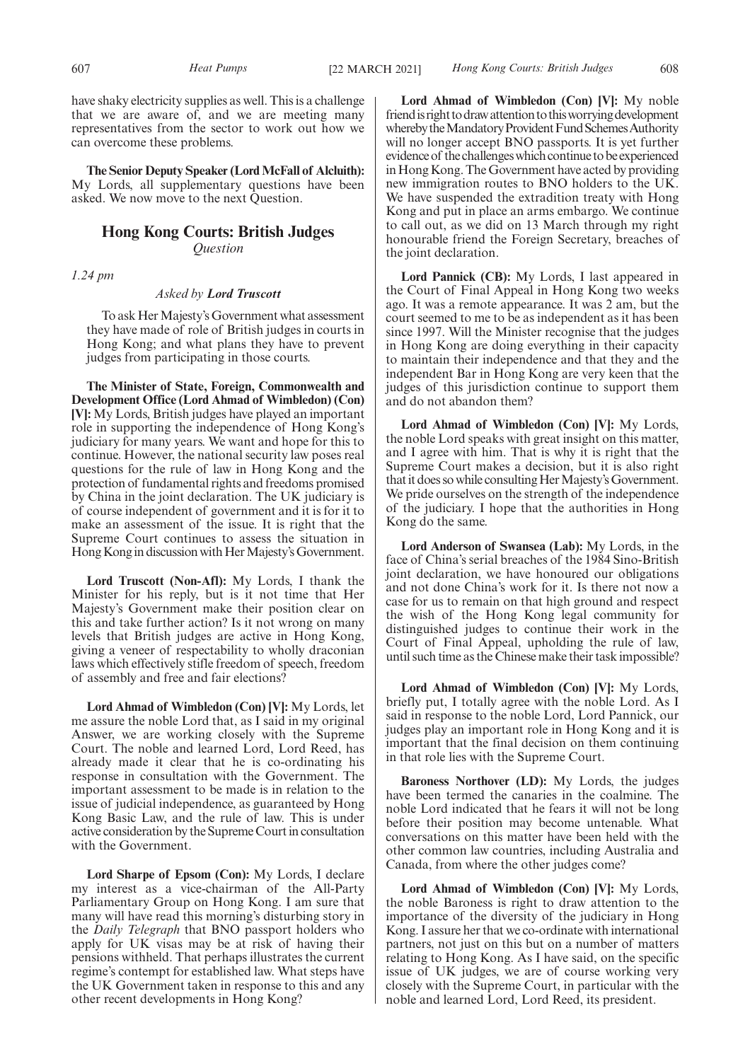have shaky electricity supplies as well. This is a challenge that we are aware of, and we are meeting many representatives from the sector to work out how we can overcome these problems.

**The Senior Deputy Speaker (Lord McFall of Alcluith):** My Lords, all supplementary questions have been asked. We now move to the next Question.

## Hong Kong Courts: British Judges
*Question*

*1.24 pm*

*Asked by* ***Lord Truscott***

To ask Her Majesty's Government what assessment they have made of role of British judges in courts in Hong Kong; and what plans they have to prevent judges from participating in those courts.

**The Minister of State, Foreign, Commonwealth and Development Office (Lord Ahmad of Wimbledon) (Con) [V]:** My Lords, British judges have played an important role in supporting the independence of Hong Kong's judiciary for many years. We want and hope for this to continue. However, the national security law poses real questions for the rule of law in Hong Kong and the protection of fundamental rights and freedoms promised by China in the joint declaration. The UK judiciary is of course independent of government and it is for it to make an assessment of the issue. It is right that the Supreme Court continues to assess the situation in Hong Kong in discussion with Her Majesty's Government.

**Lord Truscott (Non-Afl):** My Lords, I thank the Minister for his reply, but is it not time that Her Majesty's Government make their position clear on this and take further action? Is it not wrong on many levels that British judges are active in Hong Kong, giving a veneer of respectability to wholly draconian laws which effectively stifle freedom of speech, freedom of assembly and free and fair elections?

**Lord Ahmad of Wimbledon (Con) [V]:** My Lords, let me assure the noble Lord that, as I said in my original Answer, we are working closely with the Supreme Court. The noble and learned Lord, Lord Reed, has already made it clear that he is co-ordinating his response in consultation with the Government. The important assessment to be made is in relation to the issue of judicial independence, as guaranteed by Hong Kong Basic Law, and the rule of law. This is under active consideration by the Supreme Court in consultation with the Government.

**Lord Sharpe of Epsom (Con):** My Lords, I declare my interest as a vice-chairman of the All-Party Parliamentary Group on Hong Kong. I am sure that many will have read this morning's disturbing story in the *Daily Telegraph* that BNO passport holders who apply for UK visas may be at risk of having their pensions withheld. That perhaps illustrates the current regime's contempt for established law. What steps have the UK Government taken in response to this and any other recent developments in Hong Kong?

**Lord Ahmad of Wimbledon (Con) [V]:** My noble friend is right to draw attention to this worrying development whereby the Mandatory Provident Fund Schemes Authority will no longer accept BNO passports. It is yet further evidence of the challenges which continue to be experienced in Hong Kong. The Government have acted by providing new immigration routes to BNO holders to the UK. We have suspended the extradition treaty with Hong Kong and put in place an arms embargo. We continue to call out, as we did on 13 March through my right honourable friend the Foreign Secretary, breaches of the joint declaration.

**Lord Pannick (CB):** My Lords, I last appeared in the Court of Final Appeal in Hong Kong two weeks ago. It was a remote appearance. It was 2 am, but the court seemed to me to be as independent as it has been since 1997. Will the Minister recognise that the judges in Hong Kong are doing everything in their capacity to maintain their independence and that they and the independent Bar in Hong Kong are very keen that the judges of this jurisdiction continue to support them and do not abandon them?

**Lord Ahmad of Wimbledon (Con) [V]:** My Lords, the noble Lord speaks with great insight on this matter, and I agree with him. That is why it is right that the Supreme Court makes a decision, but it is also right that it does so while consulting Her Majesty's Government. We pride ourselves on the strength of the independence of the judiciary. I hope that the authorities in Hong Kong do the same.

**Lord Anderson of Swansea (Lab):** My Lords, in the face of China's serial breaches of the 1984 Sino-British joint declaration, we have honoured our obligations and not done China's work for it. Is there not now a case for us to remain on that high ground and respect the wish of the Hong Kong legal community for distinguished judges to continue their work in the Court of Final Appeal, upholding the rule of law, until such time as the Chinese make their task impossible?

**Lord Ahmad of Wimbledon (Con) [V]:** My Lords, briefly put, I totally agree with the noble Lord. As I said in response to the noble Lord, Lord Pannick, our judges play an important role in Hong Kong and it is important that the final decision on them continuing in that role lies with the Supreme Court.

**Baroness Northover (LD):** My Lords, the judges have been termed the canaries in the coalmine. The noble Lord indicated that he fears it will not be long before their position may become untenable. What conversations on this matter have been held with the other common law countries, including Australia and Canada, from where the other judges come?

**Lord Ahmad of Wimbledon (Con) [V]:** My Lords, the noble Baroness is right to draw attention to the importance of the diversity of the judiciary in Hong Kong. I assure her that we co-ordinate with international partners, not just on this but on a number of matters relating to Hong Kong. As I have said, on the specific issue of UK judges, we are of course working very closely with the Supreme Court, in particular with the noble and learned Lord, Lord Reed, its president.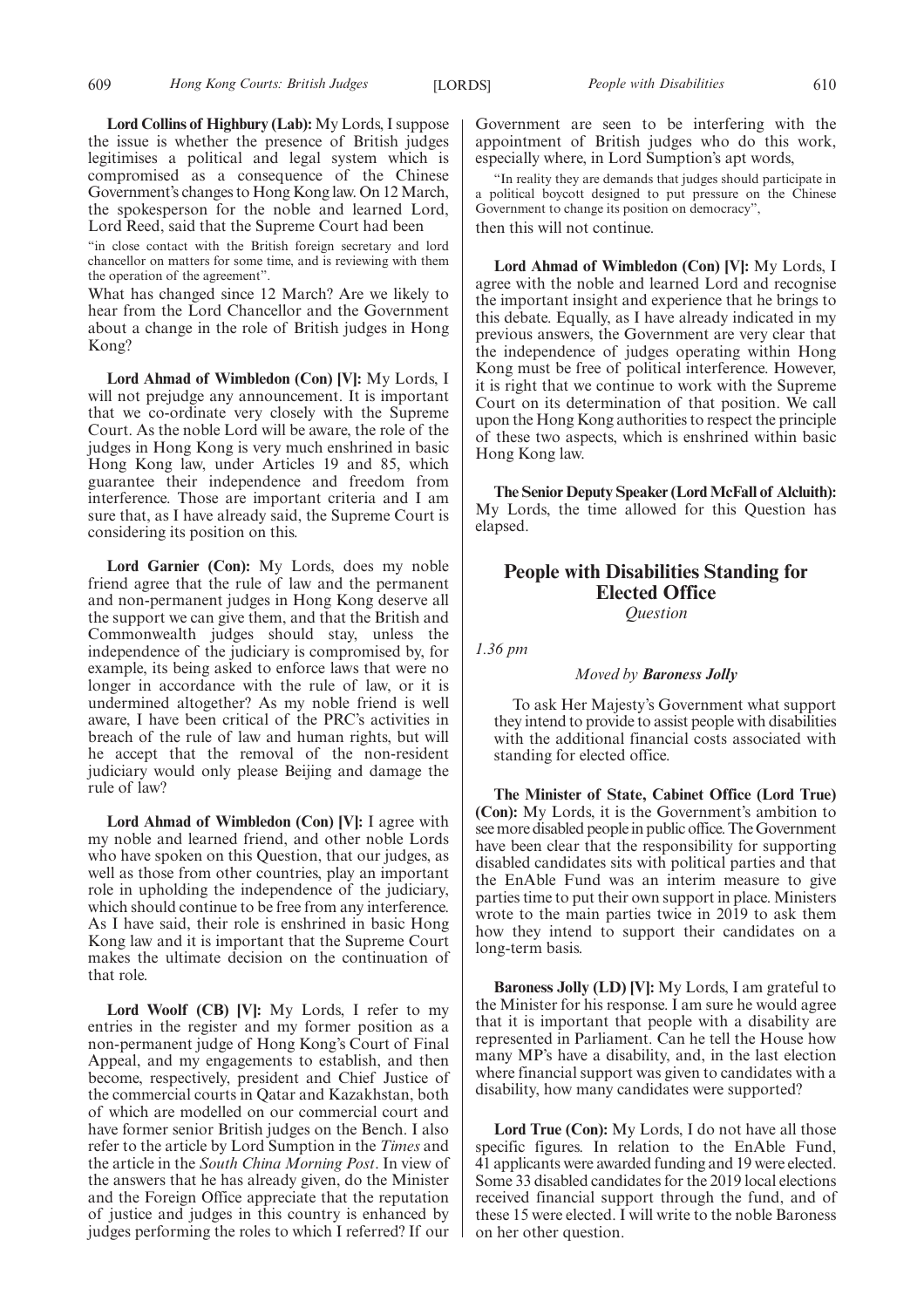**Lord Collins of Highbury (Lab):** My Lords, I suppose the issue is whether the presence of British judges legitimises a political and legal system which is compromised as a consequence of the Chinese Government's changes to Hong Kong law. On 12 March, the spokesperson for the noble and learned Lord, Lord Reed, said that the Supreme Court had been

"in close contact with the British foreign secretary and lord chancellor on matters for some time, and is reviewing with them the operation of the agreement".

What has changed since 12 March? Are we likely to hear from the Lord Chancellor and the Government about a change in the role of British judges in Hong Kong?

**Lord Ahmad of Wimbledon (Con) [V]:** My Lords, I will not prejudge any announcement. It is important that we co-ordinate very closely with the Supreme Court. As the noble Lord will be aware, the role of the judges in Hong Kong is very much enshrined in basic Hong Kong law, under Articles 19 and 85, which guarantee their independence and freedom from interference. Those are important criteria and I am sure that, as I have already said, the Supreme Court is considering its position on this.

**Lord Garnier (Con):** My Lords, does my noble friend agree that the rule of law and the permanent and non-permanent judges in Hong Kong deserve all the support we can give them, and that the British and Commonwealth judges should stay, unless the independence of the judiciary is compromised by, for example, its being asked to enforce laws that were no longer in accordance with the rule of law, or it is undermined altogether? As my noble friend is well aware, I have been critical of the PRC's activities in breach of the rule of law and human rights, but will he accept that the removal of the non-resident judiciary would only please Beijing and damage the rule of law?

**Lord Ahmad of Wimbledon (Con) [V]:** I agree with my noble and learned friend, and other noble Lords who have spoken on this Question, that our judges, as well as those from other countries, play an important role in upholding the independence of the judiciary, which should continue to be free from any interference. As I have said, their role is enshrined in basic Hong Kong law and it is important that the Supreme Court makes the ultimate decision on the continuation of that role.

**Lord Woolf (CB) [V]:** My Lords, I refer to my entries in the register and my former position as a non-permanent judge of Hong Kong's Court of Final Appeal, and my engagements to establish, and then become, respectively, president and Chief Justice of the commercial courts in Qatar and Kazakhstan, both of which are modelled on our commercial court and have former senior British judges on the Bench. I also refer to the article by Lord Sumption in the *Times* and the article in the *South China Morning Post*. In view of the answers that he has already given, do the Minister and the Foreign Office appreciate that the reputation of justice and judges in this country is enhanced by judges performing the roles to which I referred? If our Government are seen to be interfering with the appointment of British judges who do this work, especially where, in Lord Sumption's apt words,

"In reality they are demands that judges should participate in a political boycott designed to put pressure on the Chinese Government to change its position on democracy",

then this will not continue.

**Lord Ahmad of Wimbledon (Con) [V]:** My Lords, I agree with the noble and learned Lord and recognise the important insight and experience that he brings to this debate. Equally, as I have already indicated in my previous answers, the Government are very clear that the independence of judges operating within Hong Kong must be free of political interference. However, it is right that we continue to work with the Supreme Court on its determination of that position. We call upon the Hong Kong authorities to respect the principle of these two aspects, which is enshrined within basic Hong Kong law.

**The Senior Deputy Speaker (Lord McFall of Alcluith):** My Lords, the time allowed for this Question has elapsed.

## People with Disabilities Standing for Elected Office

*Question*

*1.36 pm*

*Moved by* ***Baroness Jolly***

To ask Her Majesty's Government what support they intend to provide to assist people with disabilities with the additional financial costs associated with standing for elected office.

**The Minister of State, Cabinet Office (Lord True) (Con):** My Lords, it is the Government's ambition to see more disabled people in public office. The Government have been clear that the responsibility for supporting disabled candidates sits with political parties and that the EnAble Fund was an interim measure to give parties time to put their own support in place. Ministers wrote to the main parties twice in 2019 to ask them how they intend to support their candidates on a long-term basis.

**Baroness Jolly (LD) [V]:** My Lords, I am grateful to the Minister for his response. I am sure he would agree that it is important that people with a disability are represented in Parliament. Can he tell the House how many MP's have a disability, and, in the last election where financial support was given to candidates with a disability, how many candidates were supported?

**Lord True (Con):** My Lords, I do not have all those specific figures. In relation to the EnAble Fund, 41 applicants were awarded funding and 19 were elected. Some 33 disabled candidates for the 2019 local elections received financial support through the fund, and of these 15 were elected. I will write to the noble Baroness on her other question.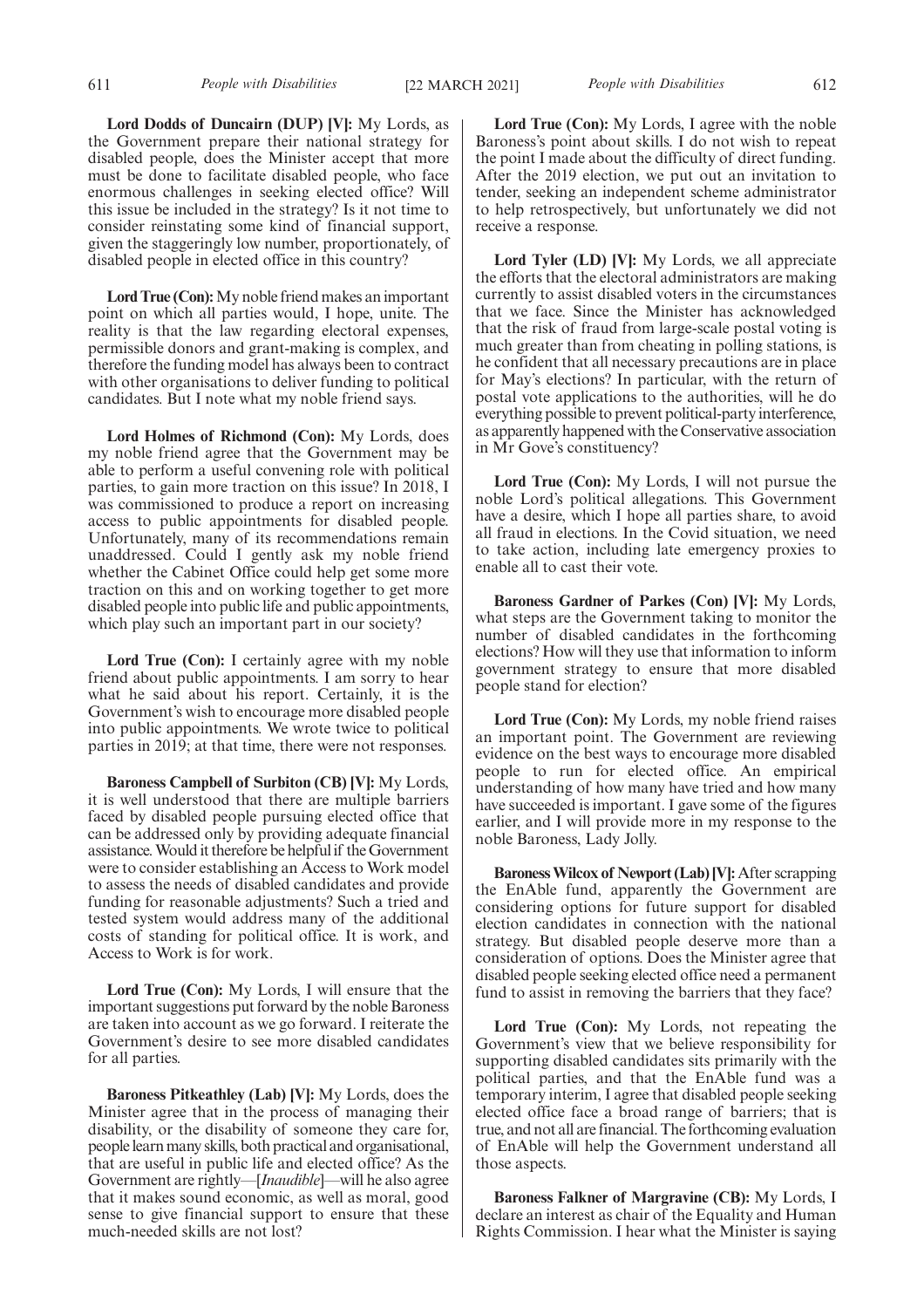**Lord Dodds of Duncairn (DUP) [V]:** My Lords, as the Government prepare their national strategy for disabled people, does the Minister accept that more must be done to facilitate disabled people, who face enormous challenges in seeking elected office? Will this issue be included in the strategy? Is it not time to consider reinstating some kind of financial support, given the staggeringly low number, proportionately, of disabled people in elected office in this country?

**Lord True (Con):** My noble friend makes an important point on which all parties would, I hope, unite. The reality is that the law regarding electoral expenses, permissible donors and grant-making is complex, and therefore the funding model has always been to contract with other organisations to deliver funding to political candidates. But I note what my noble friend says.

**Lord Holmes of Richmond (Con):** My Lords, does my noble friend agree that the Government may be able to perform a useful convening role with political parties, to gain more traction on this issue? In 2018, I was commissioned to produce a report on increasing access to public appointments for disabled people. Unfortunately, many of its recommendations remain unaddressed. Could I gently ask my noble friend whether the Cabinet Office could help get some more traction on this and on working together to get more disabled people into public life and public appointments, which play such an important part in our society?

**Lord True (Con):** I certainly agree with my noble friend about public appointments. I am sorry to hear what he said about his report. Certainly, it is the Government's wish to encourage more disabled people into public appointments. We wrote twice to political parties in 2019; at that time, there were not responses.

**Baroness Campbell of Surbiton (CB) [V]:** My Lords, it is well understood that there are multiple barriers faced by disabled people pursuing elected office that can be addressed only by providing adequate financial assistance. Would it therefore be helpful if the Government were to consider establishing an Access to Work model to assess the needs of disabled candidates and provide funding for reasonable adjustments? Such a tried and tested system would address many of the additional costs of standing for political office. It is work, and Access to Work is for work.

**Lord True (Con):** My Lords, I will ensure that the important suggestions put forward by the noble Baroness are taken into account as we go forward. I reiterate the Government's desire to see more disabled candidates for all parties.

**Baroness Pitkeathley (Lab) [V]:** My Lords, does the Minister agree that in the process of managing their disability, or the disability of someone they care for, people learn many skills, both practical and organisational, that are useful in public life and elected office? As the Government are rightly—[*Inaudible*]—will he also agree that it makes sound economic, as well as moral, good sense to give financial support to ensure that these much-needed skills are not lost?

**Lord True (Con):** My Lords, I agree with the noble Baroness's point about skills. I do not wish to repeat the point I made about the difficulty of direct funding. After the 2019 election, we put out an invitation to tender, seeking an independent scheme administrator to help retrospectively, but unfortunately we did not receive a response.

**Lord Tyler (LD) [V]:** My Lords, we all appreciate the efforts that the electoral administrators are making currently to assist disabled voters in the circumstances that we face. Since the Minister has acknowledged that the risk of fraud from large-scale postal voting is much greater than from cheating in polling stations, is he confident that all necessary precautions are in place for May's elections? In particular, with the return of postal vote applications to the authorities, will he do everything possible to prevent political-party interference, as apparently happened with the Conservative association in Mr Gove's constituency?

**Lord True (Con):** My Lords, I will not pursue the noble Lord's political allegations. This Government have a desire, which I hope all parties share, to avoid all fraud in elections. In the Covid situation, we need to take action, including late emergency proxies to enable all to cast their vote.

**Baroness Gardner of Parkes (Con) [V]:** My Lords, what steps are the Government taking to monitor the number of disabled candidates in the forthcoming elections? How will they use that information to inform government strategy to ensure that more disabled people stand for election?

**Lord True (Con):** My Lords, my noble friend raises an important point. The Government are reviewing evidence on the best ways to encourage more disabled people to run for elected office. An empirical understanding of how many have tried and how many have succeeded is important. I gave some of the figures earlier, and I will provide more in my response to the noble Baroness, Lady Jolly.

**Baroness Wilcox of Newport (Lab) [V]:** After scrapping the EnAble fund, apparently the Government are considering options for future support for disabled election candidates in connection with the national strategy. But disabled people deserve more than a consideration of options. Does the Minister agree that disabled people seeking elected office need a permanent fund to assist in removing the barriers that they face?

**Lord True (Con):** My Lords, not repeating the Government's view that we believe responsibility for supporting disabled candidates sits primarily with the political parties, and that the EnAble fund was a temporary interim, I agree that disabled people seeking elected office face a broad range of barriers; that is true, and not all are financial. The forthcoming evaluation of EnAble will help the Government understand all those aspects.

**Baroness Falkner of Margravine (CB):** My Lords, I declare an interest as chair of the Equality and Human Rights Commission. I hear what the Minister is saying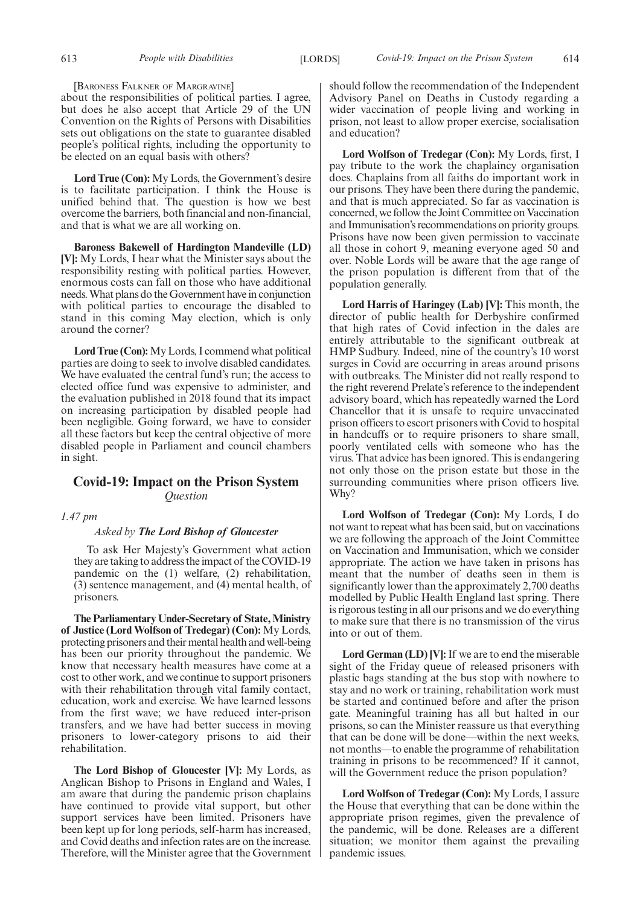[Baroness Falkner of Margravine]

about the responsibilities of political parties. I agree, but does he also accept that Article 29 of the UN Convention on the Rights of Persons with Disabilities sets out obligations on the state to guarantee disabled people's political rights, including the opportunity to be elected on an equal basis with others?

**Lord True (Con):** My Lords, the Government's desire is to facilitate participation. I think the House is unified behind that. The question is how we best overcome the barriers, both financial and non-financial, and that is what we are all working on.

**Baroness Bakewell of Hardington Mandeville (LD) [V]:** My Lords, I hear what the Minister says about the responsibility resting with political parties. However, enormous costs can fall on those who have additional needs. What plans do the Government have in conjunction with political parties to encourage the disabled to stand in this coming May election, which is only around the corner?

**Lord True (Con):** My Lords, I commend what political parties are doing to seek to involve disabled candidates. We have evaluated the central fund's run; the access to elected office fund was expensive to administer, and the evaluation published in 2018 found that its impact on increasing participation by disabled people had been negligible. Going forward, we have to consider all these factors but keep the central objective of more disabled people in Parliament and council chambers in sight.

## Covid-19: Impact on the Prison System
*Question*

*1.47 pm*

*Asked by* ***The Lord Bishop of Gloucester***

To ask Her Majesty's Government what action they are taking to address the impact of the COVID-19 pandemic on the (1) welfare, (2) rehabilitation, (3) sentence management, and (4) mental health, of prisoners.

**The Parliamentary Under-Secretary of State, Ministry of Justice (Lord Wolfson of Tredegar) (Con):** My Lords, protecting prisoners and their mental health and well-being has been our priority throughout the pandemic. We know that necessary health measures have come at a cost to other work, and we continue to support prisoners with their rehabilitation through vital family contact, education, work and exercise. We have learned lessons from the first wave; we have reduced inter-prison transfers, and we have had better success in moving prisoners to lower-category prisons to aid their rehabilitation.

**The Lord Bishop of Gloucester [V]:** My Lords, as Anglican Bishop to Prisons in England and Wales, I am aware that during the pandemic prison chaplains have continued to provide vital support, but other support services have been limited. Prisoners have been kept up for long periods, self-harm has increased, and Covid deaths and infection rates are on the increase. Therefore, will the Minister agree that the Government should follow the recommendation of the Independent Advisory Panel on Deaths in Custody regarding a wider vaccination of people living and working in prison, not least to allow proper exercise, socialisation and education?

**Lord Wolfson of Tredegar (Con):** My Lords, first, I pay tribute to the work the chaplaincy organisation does. Chaplains from all faiths do important work in our prisons. They have been there during the pandemic, and that is much appreciated. So far as vaccination is concerned, we follow the Joint Committee on Vaccination and Immunisation's recommendations on priority groups. Prisons have now been given permission to vaccinate all those in cohort 9, meaning everyone aged 50 and over. Noble Lords will be aware that the age range of the prison population is different from that of the population generally.

**Lord Harris of Haringey (Lab) [V]:** This month, the director of public health for Derbyshire confirmed that high rates of Covid infection in the dales are entirely attributable to the significant outbreak at HMP Sudbury. Indeed, nine of the country's 10 worst surges in Covid are occurring in areas around prisons with outbreaks. The Minister did not really respond to the right reverend Prelate's reference to the independent advisory board, which has repeatedly warned the Lord Chancellor that it is unsafe to require unvaccinated prison officers to escort prisoners with Covid to hospital in handcuffs or to require prisoners to share small, poorly ventilated cells with someone who has the virus. That advice has been ignored. This is endangering not only those on the prison estate but those in the surrounding communities where prison officers live. Why?

**Lord Wolfson of Tredegar (Con):** My Lords, I do not want to repeat what has been said, but on vaccinations we are following the approach of the Joint Committee on Vaccination and Immunisation, which we consider appropriate. The action we have taken in prisons has meant that the number of deaths seen in them is significantly lower than the approximately 2,700 deaths modelled by Public Health England last spring. There is rigorous testing in all our prisons and we do everything to make sure that there is no transmission of the virus into or out of them.

**Lord German (LD) [V]:** If we are to end the miserable sight of the Friday queue of released prisoners with plastic bags standing at the bus stop with nowhere to stay and no work or training, rehabilitation work must be started and continued before and after the prison gate. Meaningful training has all but halted in our prisons, so can the Minister reassure us that everything that can be done will be done—within the next weeks, not months—to enable the programme of rehabilitation training in prisons to be recommenced? If it cannot, will the Government reduce the prison population?

**Lord Wolfson of Tredegar (Con):** My Lords, I assure the House that everything that can be done within the appropriate prison regimes, given the prevalence of the pandemic, will be done. Releases are a different situation; we monitor them against the prevailing pandemic issues.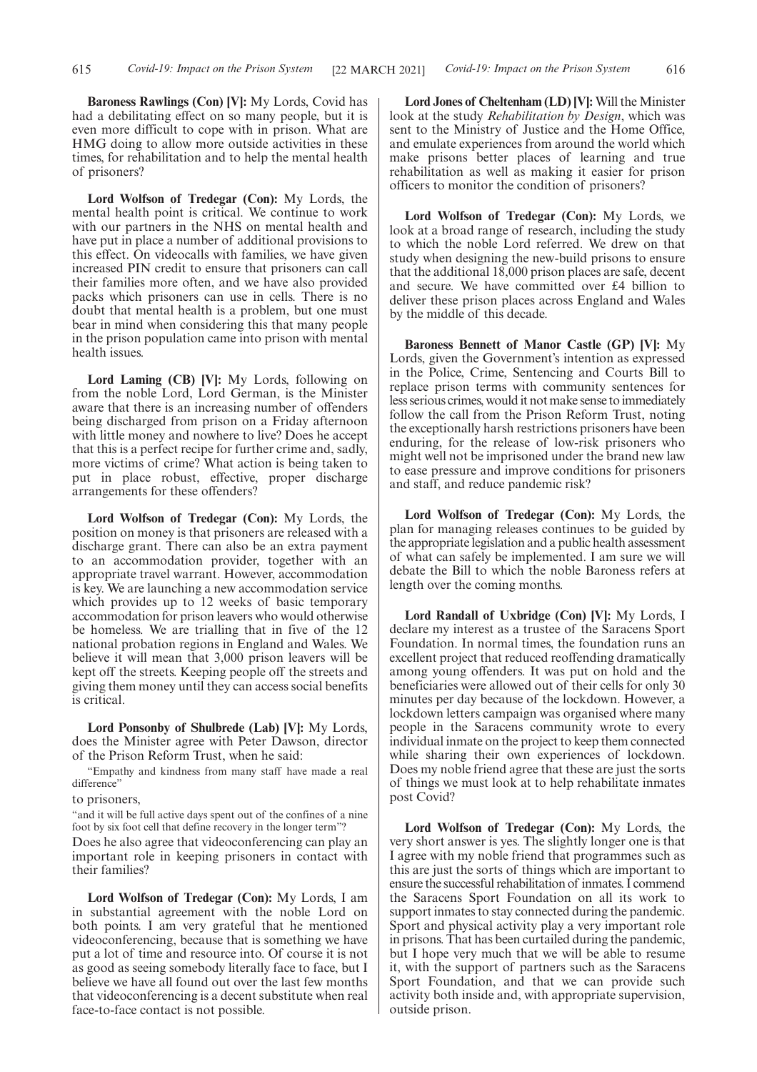**Baroness Rawlings (Con) [V]:** My Lords, Covid has had a debilitating effect on so many people, but it is even more difficult to cope with in prison. What are HMG doing to allow more outside activities in these times, for rehabilitation and to help the mental health of prisoners?

**Lord Wolfson of Tredegar (Con):** My Lords, the mental health point is critical. We continue to work with our partners in the NHS on mental health and have put in place a number of additional provisions to this effect. On videocalls with families, we have given increased PIN credit to ensure that prisoners can call their families more often, and we have also provided packs which prisoners can use in cells. There is no doubt that mental health is a problem, but one must bear in mind when considering this that many people in the prison population came into prison with mental health issues.

**Lord Laming (CB) [V]:** My Lords, following on from the noble Lord, Lord German, is the Minister aware that there is an increasing number of offenders being discharged from prison on a Friday afternoon with little money and nowhere to live? Does he accept that this is a perfect recipe for further crime and, sadly, more victims of crime? What action is being taken to put in place robust, effective, proper discharge arrangements for these offenders?

**Lord Wolfson of Tredegar (Con):** My Lords, the position on money is that prisoners are released with a discharge grant. There can also be an extra payment to an accommodation provider, together with an appropriate travel warrant. However, accommodation is key. We are launching a new accommodation service which provides up to 12 weeks of basic temporary accommodation for prison leavers who would otherwise be homeless. We are trialling that in five of the 12 national probation regions in England and Wales. We believe it will mean that 3,000 prison leavers will be kept off the streets. Keeping people off the streets and giving them money until they can access social benefits is critical.

**Lord Ponsonby of Shulbrede (Lab) [V]:** My Lords, does the Minister agree with Peter Dawson, director of the Prison Reform Trust, when he said:

"Empathy and kindness from many staff have made a real difference"

to prisoners,

"and it will be full active days spent out of the confines of a nine foot by six foot cell that define recovery in the longer term"?

Does he also agree that videoconferencing can play an important role in keeping prisoners in contact with their families?

**Lord Wolfson of Tredegar (Con):** My Lords, I am in substantial agreement with the noble Lord on both points. I am very grateful that he mentioned videoconferencing, because that is something we have put a lot of time and resource into. Of course it is not as good as seeing somebody literally face to face, but I believe we have all found out over the last few months that videoconferencing is a decent substitute when real face-to-face contact is not possible.

**Lord Jones of Cheltenham (LD) [V]:** Will the Minister look at the study *Rehabilitation by Design*, which was sent to the Ministry of Justice and the Home Office, and emulate experiences from around the world which make prisons better places of learning and true rehabilitation as well as making it easier for prison officers to monitor the condition of prisoners?

**Lord Wolfson of Tredegar (Con):** My Lords, we look at a broad range of research, including the study to which the noble Lord referred. We drew on that study when designing the new-build prisons to ensure that the additional 18,000 prison places are safe, decent and secure. We have committed over £4 billion to deliver these prison places across England and Wales by the middle of this decade.

**Baroness Bennett of Manor Castle (GP) [V]:** My Lords, given the Government's intention as expressed in the Police, Crime, Sentencing and Courts Bill to replace prison terms with community sentences for less serious crimes, would it not make sense to immediately follow the call from the Prison Reform Trust, noting the exceptionally harsh restrictions prisoners have been enduring, for the release of low-risk prisoners who might well not be imprisoned under the brand new law to ease pressure and improve conditions for prisoners and staff, and reduce pandemic risk?

**Lord Wolfson of Tredegar (Con):** My Lords, the plan for managing releases continues to be guided by the appropriate legislation and a public health assessment of what can safely be implemented. I am sure we will debate the Bill to which the noble Baroness refers at length over the coming months.

**Lord Randall of Uxbridge (Con) [V]:** My Lords, I declare my interest as a trustee of the Saracens Sport Foundation. In normal times, the foundation runs an excellent project that reduced reoffending dramatically among young offenders. It was put on hold and the beneficiaries were allowed out of their cells for only 30 minutes per day because of the lockdown. However, a lockdown letters campaign was organised where many people in the Saracens community wrote to every individual inmate on the project to keep them connected while sharing their own experiences of lockdown. Does my noble friend agree that these are just the sorts of things we must look at to help rehabilitate inmates post Covid?

**Lord Wolfson of Tredegar (Con):** My Lords, the very short answer is yes. The slightly longer one is that I agree with my noble friend that programmes such as this are just the sorts of things which are important to ensure the successful rehabilitation of inmates. I commend the Saracens Sport Foundation on all its work to support inmates to stay connected during the pandemic. Sport and physical activity play a very important role in prisons. That has been curtailed during the pandemic, but I hope very much that we will be able to resume it, with the support of partners such as the Saracens Sport Foundation, and that we can provide such activity both inside and, with appropriate supervision, outside prison.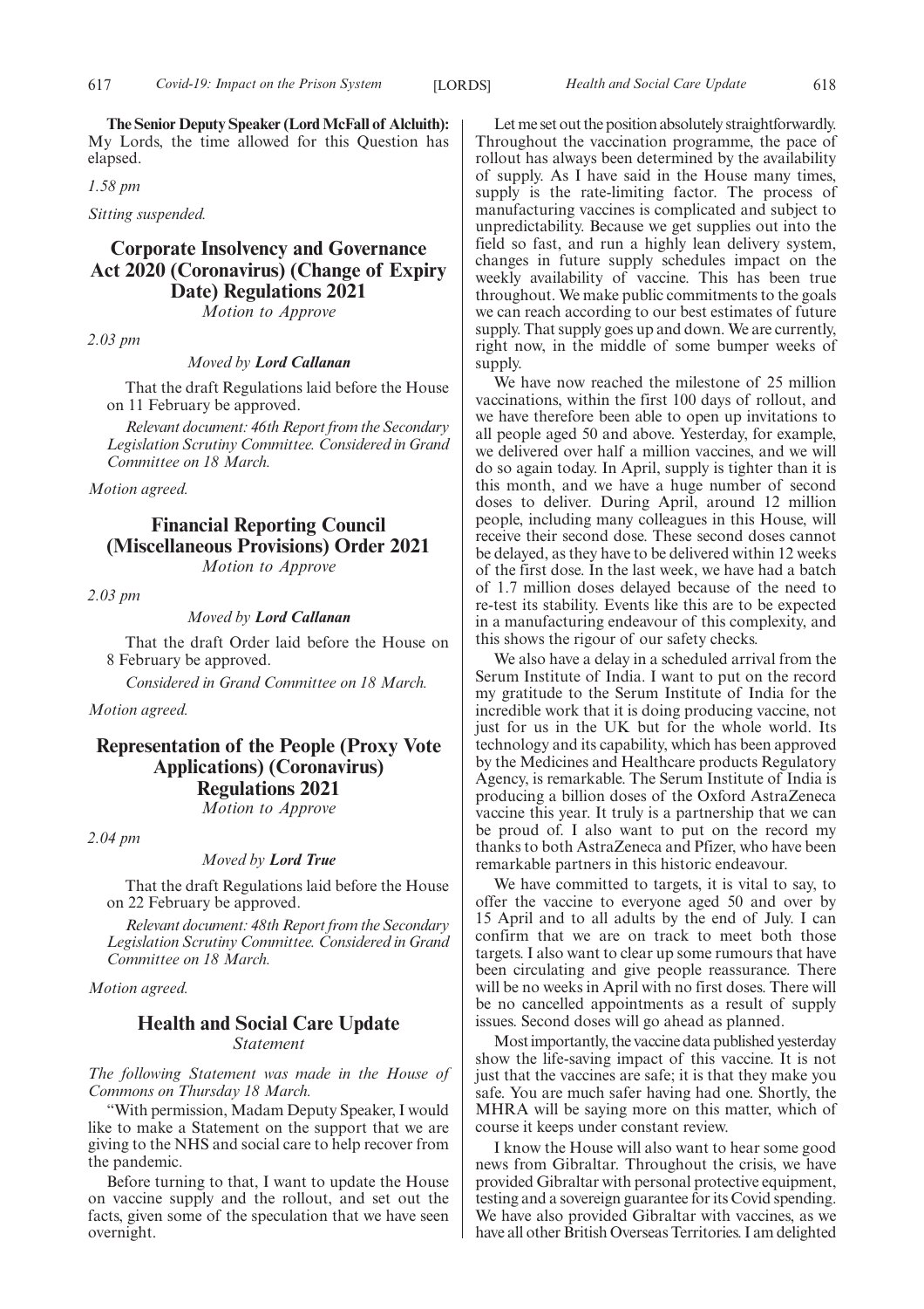**The Senior Deputy Speaker (Lord McFall of Alcluith):** My Lords, the time allowed for this Question has elapsed.

*1.58 pm*

*Sitting suspended.*

## Corporate Insolvency and Governance Act 2020 (Coronavirus) (Change of Expiry Date) Regulations 2021

*Motion to Approve*

*2.03 pm*

*Moved by* ***Lord Callanan***

That the draft Regulations laid before the House on 11 February be approved.

*Relevant document: 46th Report from the Secondary Legislation Scrutiny Committee. Considered in Grand Committee on 18 March.*

*Motion agreed.*

## Financial Reporting Council (Miscellaneous Provisions) Order 2021

*Motion to Approve*

*2.03 pm*

*Moved by* ***Lord Callanan***

That the draft Order laid before the House on 8 February be approved.

*Considered in Grand Committee on 18 March.*

*Motion agreed.*

## Representation of the People (Proxy Vote Applications) (Coronavirus) Regulations 2021

*Motion to Approve*

*2.04 pm*

*Moved by* ***Lord True***

That the draft Regulations laid before the House on 22 February be approved.

*Relevant document: 48th Report from the Secondary Legislation Scrutiny Committee. Considered in Grand Committee on 18 March.*

*Motion agreed.*

## Health and Social Care Update

*Statement*

*The following Statement was made in the House of Commons on Thursday 18 March.*

"With permission, Madam Deputy Speaker, I would like to make a Statement on the support that we are giving to the NHS and social care to help recover from the pandemic.

Before turning to that, I want to update the House on vaccine supply and the rollout, and set out the facts, given some of the speculation that we have seen overnight.

Let me set out the position absolutely straightforwardly. Throughout the vaccination programme, the pace of rollout has always been determined by the availability of supply. As I have said in the House many times, supply is the rate-limiting factor. The process of manufacturing vaccines is complicated and subject to unpredictability. Because we get supplies out into the field so fast, and run a highly lean delivery system, changes in future supply schedules impact on the weekly availability of vaccine. This has been true throughout. We make public commitments to the goals we can reach according to our best estimates of future supply. That supply goes up and down. We are currently, right now, in the middle of some bumper weeks of supply.

We have now reached the milestone of 25 million vaccinations, within the first 100 days of rollout, and we have therefore been able to open up invitations to all people aged 50 and above. Yesterday, for example, we delivered over half a million vaccines, and we will do so again today. In April, supply is tighter than it is this month, and we have a huge number of second doses to deliver. During April, around 12 million people, including many colleagues in this House, will receive their second dose. These second doses cannot be delayed, as they have to be delivered within 12 weeks of the first dose. In the last week, we have had a batch of 1.7 million doses delayed because of the need to re-test its stability. Events like this are to be expected in a manufacturing endeavour of this complexity, and this shows the rigour of our safety checks.

We also have a delay in a scheduled arrival from the Serum Institute of India. I want to put on the record my gratitude to the Serum Institute of India for the incredible work that it is doing producing vaccine, not just for us in the UK but for the whole world. Its technology and its capability, which has been approved by the Medicines and Healthcare products Regulatory Agency, is remarkable. The Serum Institute of India is producing a billion doses of the Oxford AstraZeneca vaccine this year. It truly is a partnership that we can be proud of. I also want to put on the record my thanks to both AstraZeneca and Pfizer, who have been remarkable partners in this historic endeavour.

We have committed to targets, it is vital to say, to offer the vaccine to everyone aged 50 and over by 15 April and to all adults by the end of July. I can confirm that we are on track to meet both those targets. I also want to clear up some rumours that have been circulating and give people reassurance. There will be no weeks in April with no first doses. There will be no cancelled appointments as a result of supply issues. Second doses will go ahead as planned.

Most importantly, the vaccine data published yesterday show the life-saving impact of this vaccine. It is not just that the vaccines are safe; it is that they make you safe. You are much safer having had one. Shortly, the MHRA will be saying more on this matter, which of course it keeps under constant review.

I know the House will also want to hear some good news from Gibraltar. Throughout the crisis, we have provided Gibraltar with personal protective equipment, testing and a sovereign guarantee for its Covid spending. We have also provided Gibraltar with vaccines, as we have all other British Overseas Territories. I am delighted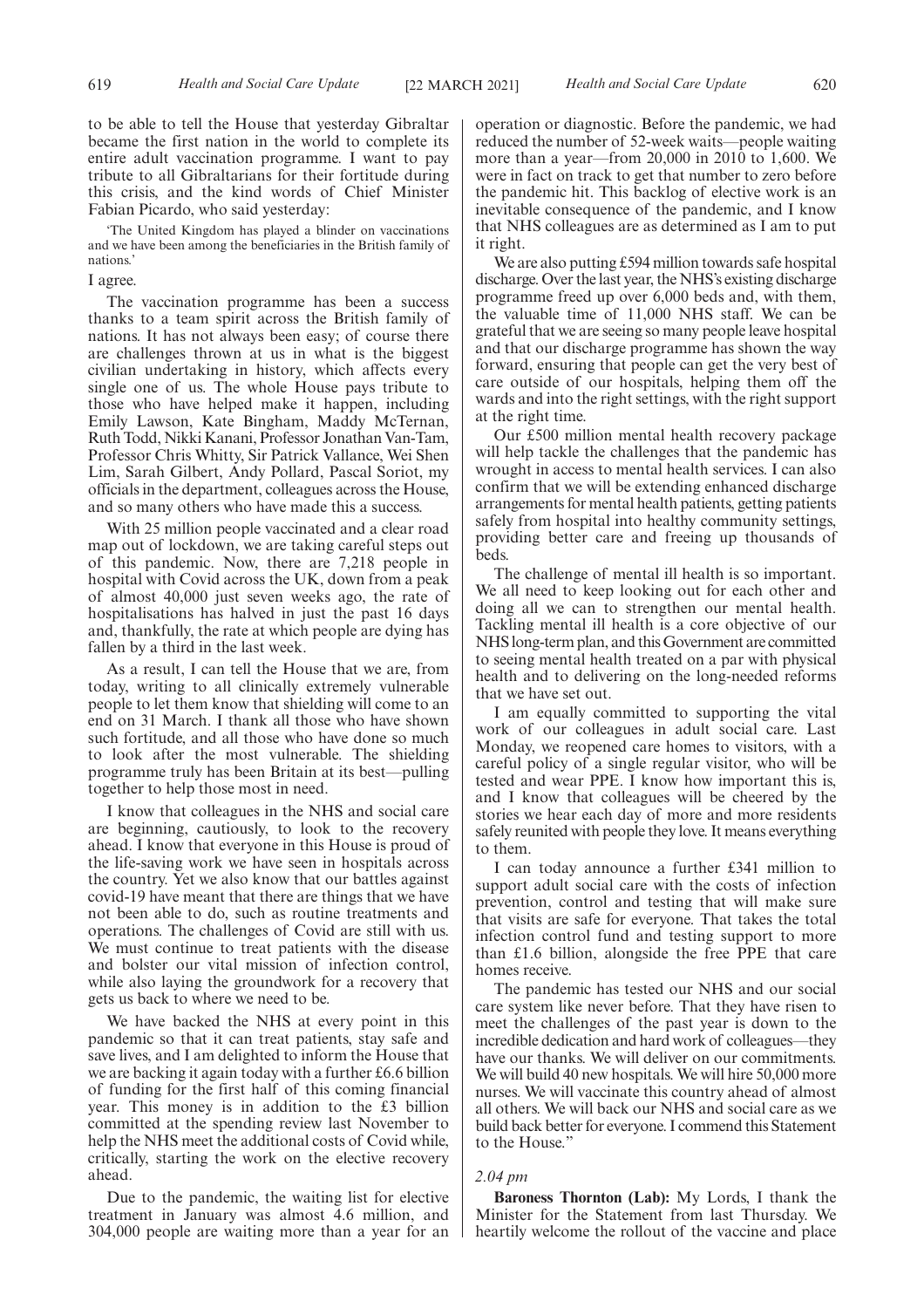to be able to tell the House that yesterday Gibraltar became the first nation in the world to complete its entire adult vaccination programme. I want to pay tribute to all Gibraltarians for their fortitude during this crisis, and the kind words of Chief Minister Fabian Picardo, who said yesterday:

'The United Kingdom has played a blinder on vaccinations and we have been among the beneficiaries in the British family of nations.'

I agree.

The vaccination programme has been a success thanks to a team spirit across the British family of nations. It has not always been easy; of course there are challenges thrown at us in what is the biggest civilian undertaking in history, which affects every single one of us. The whole House pays tribute to those who have helped make it happen, including Emily Lawson, Kate Bingham, Maddy McTernan, Ruth Todd, Nikki Kanani, Professor Jonathan Van-Tam, Professor Chris Whitty, Sir Patrick Vallance, Wei Shen Lim, Sarah Gilbert, Andy Pollard, Pascal Soriot, my officials in the department, colleagues across the House, and so many others who have made this a success.

With 25 million people vaccinated and a clear road map out of lockdown, we are taking careful steps out of this pandemic. Now, there are 7,218 people in hospital with Covid across the UK, down from a peak of almost 40,000 just seven weeks ago, the rate of hospitalisations has halved in just the past 16 days and, thankfully, the rate at which people are dying has fallen by a third in the last week.

As a result, I can tell the House that we are, from today, writing to all clinically extremely vulnerable people to let them know that shielding will come to an end on 31 March. I thank all those who have shown such fortitude, and all those who have done so much to look after the most vulnerable. The shielding programme truly has been Britain at its best—pulling together to help those most in need.

I know that colleagues in the NHS and social care are beginning, cautiously, to look to the recovery ahead. I know that everyone in this House is proud of the life-saving work we have seen in hospitals across the country. Yet we also know that our battles against covid-19 have meant that there are things that we have not been able to do, such as routine treatments and operations. The challenges of Covid are still with us. We must continue to treat patients with the disease and bolster our vital mission of infection control, while also laying the groundwork for a recovery that gets us back to where we need to be.

We have backed the NHS at every point in this pandemic so that it can treat patients, stay safe and save lives, and I am delighted to inform the House that we are backing it again today with a further £6.6 billion of funding for the first half of this coming financial year. This money is in addition to the £3 billion committed at the spending review last November to help the NHS meet the additional costs of Covid while, critically, starting the work on the elective recovery ahead.

Due to the pandemic, the waiting list for elective treatment in January was almost 4.6 million, and 304,000 people are waiting more than a year for an operation or diagnostic. Before the pandemic, we had reduced the number of 52-week waits—people waiting more than a year—from 20,000 in 2010 to 1,600. We were in fact on track to get that number to zero before the pandemic hit. This backlog of elective work is an inevitable consequence of the pandemic, and I know that NHS colleagues are as determined as I am to put it right.

We are also putting £594 million towards safe hospital discharge. Over the last year, the NHS's existing discharge programme freed up over 6,000 beds and, with them, the valuable time of 11,000 NHS staff. We can be grateful that we are seeing so many people leave hospital and that our discharge programme has shown the way forward, ensuring that people can get the very best of care outside of our hospitals, helping them off the wards and into the right settings, with the right support at the right time.

Our £500 million mental health recovery package will help tackle the challenges that the pandemic has wrought in access to mental health services. I can also confirm that we will be extending enhanced discharge arrangements for mental health patients, getting patients safely from hospital into healthy community settings, providing better care and freeing up thousands of beds.

The challenge of mental ill health is so important. We all need to keep looking out for each other and doing all we can to strengthen our mental health. Tackling mental ill health is a core objective of our NHS long-term plan, and this Government are committed to seeing mental health treated on a par with physical health and to delivering on the long-needed reforms that we have set out.

I am equally committed to supporting the vital work of our colleagues in adult social care. Last Monday, we reopened care homes to visitors, with a careful policy of a single regular visitor, who will be tested and wear PPE. I know how important this is, and I know that colleagues will be cheered by the stories we hear each day of more and more residents safely reunited with people they love. It means everything to them.

I can today announce a further £341 million to support adult social care with the costs of infection prevention, control and testing that will make sure that visits are safe for everyone. That takes the total infection control fund and testing support to more than £1.6 billion, alongside the free PPE that care homes receive.

The pandemic has tested our NHS and our social care system like never before. That they have risen to meet the challenges of the past year is down to the incredible dedication and hard work of colleagues—they have our thanks. We will deliver on our commitments. We will build 40 new hospitals. We will hire 50,000 more nurses. We will vaccinate this country ahead of almost all others. We will back our NHS and social care as we build back better for everyone. I commend this Statement to the House."

*2.04 pm*

**Baroness Thornton (Lab):** My Lords, I thank the Minister for the Statement from last Thursday. We heartily welcome the rollout of the vaccine and place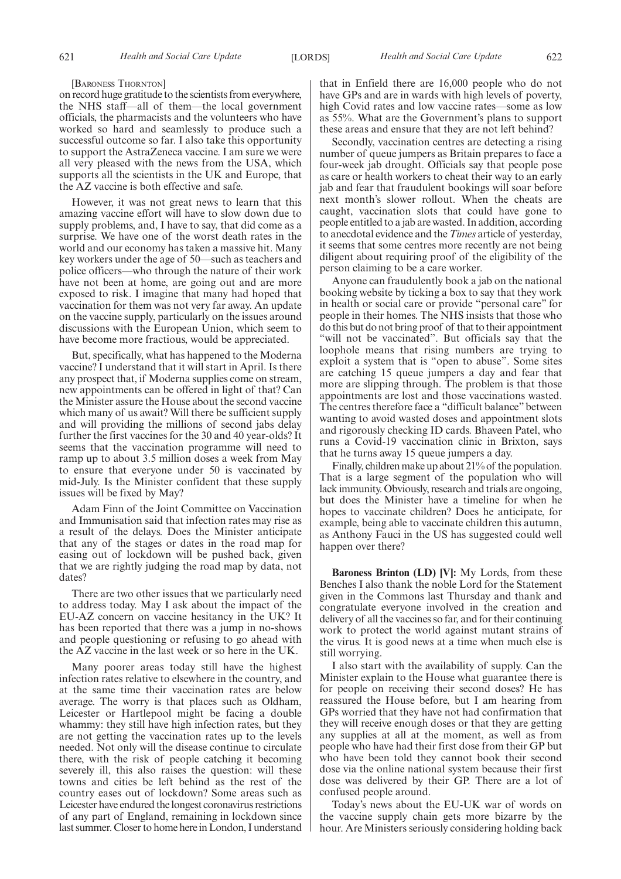[BARONESS THORNTON]

on record huge gratitude to the scientists from everywhere, the NHS staff—all of them—the local government officials, the pharmacists and the volunteers who have worked so hard and seamlessly to produce such a successful outcome so far. I also take this opportunity to support the AstraZeneca vaccine. I am sure we were all very pleased with the news from the USA, which supports all the scientists in the UK and Europe, that the AZ vaccine is both effective and safe.

However, it was not great news to learn that this amazing vaccine effort will have to slow down due to supply problems, and, I have to say, that did come as a surprise. We have one of the worst death rates in the world and our economy has taken a massive hit. Many key workers under the age of 50—such as teachers and police officers—who through the nature of their work have not been at home, are going out and are more exposed to risk. I imagine that many had hoped that vaccination for them was not very far away. An update on the vaccine supply, particularly on the issues around discussions with the European Union, which seem to have become more fractious, would be appreciated.

But, specifically, what has happened to the Moderna vaccine? I understand that it will start in April. Is there any prospect that, if Moderna supplies come on stream, new appointments can be offered in light of that? Can the Minister assure the House about the second vaccine which many of us await? Will there be sufficient supply and will providing the millions of second jabs delay further the first vaccines for the 30 and 40 year-olds? It seems that the vaccination programme will need to ramp up to about 3.5 million doses a week from May to ensure that everyone under 50 is vaccinated by mid-July. Is the Minister confident that these supply issues will be fixed by May?

Adam Finn of the Joint Committee on Vaccination and Immunisation said that infection rates may rise as a result of the delays. Does the Minister anticipate that any of the stages or dates in the road map for easing out of lockdown will be pushed back, given that we are rightly judging the road map by data, not dates?

There are two other issues that we particularly need to address today. May I ask about the impact of the EU-AZ concern on vaccine hesitancy in the UK? It has been reported that there was a jump in no-shows and people questioning or refusing to go ahead with the AZ vaccine in the last week or so here in the UK.

Many poorer areas today still have the highest infection rates relative to elsewhere in the country, and at the same time their vaccination rates are below average. The worry is that places such as Oldham, Leicester or Hartlepool might be facing a double whammy: they still have high infection rates, but they are not getting the vaccination rates up to the levels needed. Not only will the disease continue to circulate there, with the risk of people catching it becoming severely ill, this also raises the question: will these towns and cities be left behind as the rest of the country eases out of lockdown? Some areas such as Leicester have endured the longest coronavirus restrictions of any part of England, remaining in lockdown since last summer. Closer to home here in London, I understand that in Enfield there are 16,000 people who do not have GPs and are in wards with high levels of poverty, high Covid rates and low vaccine rates—some as low as 55%. What are the Government's plans to support these areas and ensure that they are not left behind?

Secondly, vaccination centres are detecting a rising number of queue jumpers as Britain prepares to face a four-week jab drought. Officials say that people pose as care or health workers to cheat their way to an early jab and fear that fraudulent bookings will soar before next month's slower rollout. When the cheats are caught, vaccination slots that could have gone to people entitled to a jab are wasted. In addition, according to anecdotal evidence and the *Times* article of yesterday, it seems that some centres more recently are not being diligent about requiring proof of the eligibility of the person claiming to be a care worker.

Anyone can fraudulently book a jab on the national booking website by ticking a box to say that they work in health or social care or provide "personal care" for people in their homes. The NHS insists that those who do this but do not bring proof of that to their appointment "will not be vaccinated". But officials say that the loophole means that rising numbers are trying to exploit a system that is "open to abuse". Some sites are catching 15 queue jumpers a day and fear that more are slipping through. The problem is that those appointments are lost and those vaccinations wasted. The centres therefore face a "difficult balance" between wanting to avoid wasted doses and appointment slots and rigorously checking ID cards. Bhaveen Patel, who runs a Covid-19 vaccination clinic in Brixton, says that he turns away 15 queue jumpers a day.

Finally, children make up about 21% of the population. That is a large segment of the population who will lack immunity. Obviously, research and trials are ongoing, but does the Minister have a timeline for when he hopes to vaccinate children? Does he anticipate, for example, being able to vaccinate children this autumn, as Anthony Fauci in the US has suggested could well happen over there?

**Baroness Brinton (LD) [V]:** My Lords, from these Benches I also thank the noble Lord for the Statement given in the Commons last Thursday and thank and congratulate everyone involved in the creation and delivery of all the vaccines so far, and for their continuing work to protect the world against mutant strains of the virus. It is good news at a time when much else is still worrying.

I also start with the availability of supply. Can the Minister explain to the House what guarantee there is for people on receiving their second doses? He has reassured the House before, but I am hearing from GPs worried that they have not had confirmation that they will receive enough doses or that they are getting any supplies at all at the moment, as well as from people who have had their first dose from their GP but who have been told they cannot book their second dose via the online national system because their first dose was delivered by their GP. There are a lot of confused people around.

Today's news about the EU-UK war of words on the vaccine supply chain gets more bizarre by the hour. Are Ministers seriously considering holding back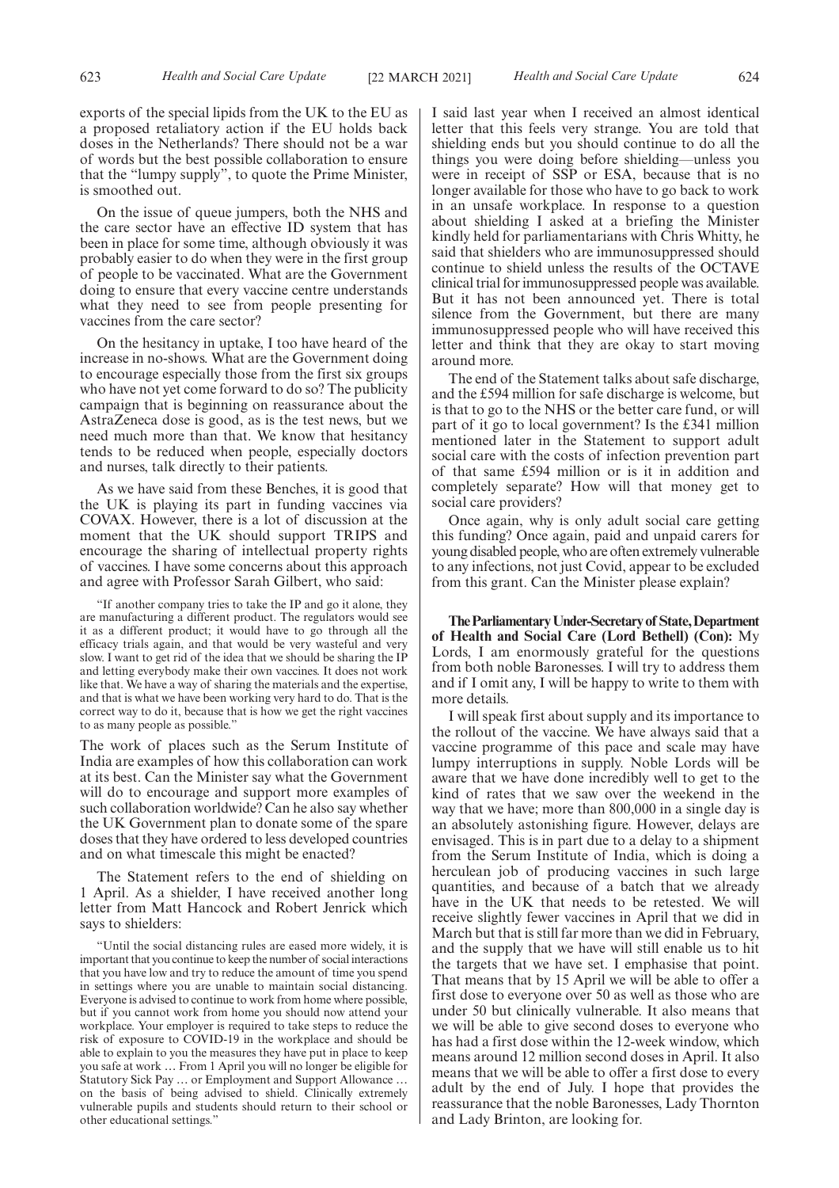exports of the special lipids from the UK to the EU as a proposed retaliatory action if the EU holds back doses in the Netherlands? There should not be a war of words but the best possible collaboration to ensure that the "lumpy supply", to quote the Prime Minister, is smoothed out.

On the issue of queue jumpers, both the NHS and the care sector have an effective ID system that has been in place for some time, although obviously it was probably easier to do when they were in the first group of people to be vaccinated. What are the Government doing to ensure that every vaccine centre understands what they need to see from people presenting for vaccines from the care sector?

On the hesitancy in uptake, I too have heard of the increase in no-shows. What are the Government doing to encourage especially those from the first six groups who have not yet come forward to do so? The publicity campaign that is beginning on reassurance about the AstraZeneca dose is good, as is the test news, but we need much more than that. We know that hesitancy tends to be reduced when people, especially doctors and nurses, talk directly to their patients.

As we have said from these Benches, it is good that the UK is playing its part in funding vaccines via COVAX. However, there is a lot of discussion at the moment that the UK should support TRIPS and encourage the sharing of intellectual property rights of vaccines. I have some concerns about this approach and agree with Professor Sarah Gilbert, who said:

> "If another company tries to take the IP and go it alone, they are manufacturing a different product. The regulators would see it as a different product; it would have to go through all the efficacy trials again, and that would be very wasteful and very slow. I want to get rid of the idea that we should be sharing the IP and letting everybody make their own vaccines. It does not work like that. We have a way of sharing the materials and the expertise, and that is what we have been working very hard to do. That is the correct way to do it, because that is how we get the right vaccines to as many people as possible."

The work of places such as the Serum Institute of India are examples of how this collaboration can work at its best. Can the Minister say what the Government will do to encourage and support more examples of such collaboration worldwide? Can he also say whether the UK Government plan to donate some of the spare doses that they have ordered to less developed countries and on what timescale this might be enacted?

The Statement refers to the end of shielding on 1 April. As a shielder, I have received another long letter from Matt Hancock and Robert Jenrick which says to shielders:

> "Until the social distancing rules are eased more widely, it is important that you continue to keep the number of social interactions that you have low and try to reduce the amount of time you spend in settings where you are unable to maintain social distancing. Everyone is advised to continue to work from home where possible, but if you cannot work from home you should now attend your workplace. Your employer is required to take steps to reduce the risk of exposure to COVID-19 in the workplace and should be able to explain to you the measures they have put in place to keep you safe at work … From 1 April you will no longer be eligible for Statutory Sick Pay … or Employment and Support Allowance … on the basis of being advised to shield. Clinically extremely vulnerable pupils and students should return to their school or other educational settings."

I said last year when I received an almost identical letter that this feels very strange. You are told that shielding ends but you should continue to do all the things you were doing before shielding—unless you were in receipt of SSP or ESA, because that is no longer available for those who have to go back to work in an unsafe workplace. In response to a question about shielding I asked at a briefing the Minister kindly held for parliamentarians with Chris Whitty, he said that shielders who are immunosuppressed should continue to shield unless the results of the OCTAVE clinical trial for immunosuppressed people was available. But it has not been announced yet. There is total silence from the Government, but there are many immunosuppressed people who will have received this letter and think that they are okay to start moving around more.

The end of the Statement talks about safe discharge, and the £594 million for safe discharge is welcome, but is that to go to the NHS or the better care fund, or will part of it go to local government? Is the £341 million mentioned later in the Statement to support adult social care with the costs of infection prevention part of that same £594 million or is it in addition and completely separate? How will that money get to social care providers?

Once again, why is only adult social care getting this funding? Once again, paid and unpaid carers for young disabled people, who are often extremely vulnerable to any infections, not just Covid, appear to be excluded from this grant. Can the Minister please explain?

**The Parliamentary Under-Secretary of State, Department of Health and Social Care (Lord Bethell) (Con):** My Lords, I am enormously grateful for the questions from both noble Baronesses. I will try to address them and if I omit any, I will be happy to write to them with more details.

I will speak first about supply and its importance to the rollout of the vaccine. We have always said that a vaccine programme of this pace and scale may have lumpy interruptions in supply. Noble Lords will be aware that we have done incredibly well to get to the kind of rates that we saw over the weekend in the way that we have; more than 800,000 in a single day is an absolutely astonishing figure. However, delays are envisaged. This is in part due to a delay to a shipment from the Serum Institute of India, which is doing a herculean job of producing vaccines in such large quantities, and because of a batch that we already have in the UK that needs to be retested. We will receive slightly fewer vaccines in April that we did in March but that is still far more than we did in February, and the supply that we have will still enable us to hit the targets that we have set. I emphasise that point. That means that by 15 April we will be able to offer a first dose to everyone over 50 as well as those who are under 50 but clinically vulnerable. It also means that we will be able to give second doses to everyone who has had a first dose within the 12-week window, which means around 12 million second doses in April. It also means that we will be able to offer a first dose to every adult by the end of July. I hope that provides the reassurance that the noble Baronesses, Lady Thornton and Lady Brinton, are looking for.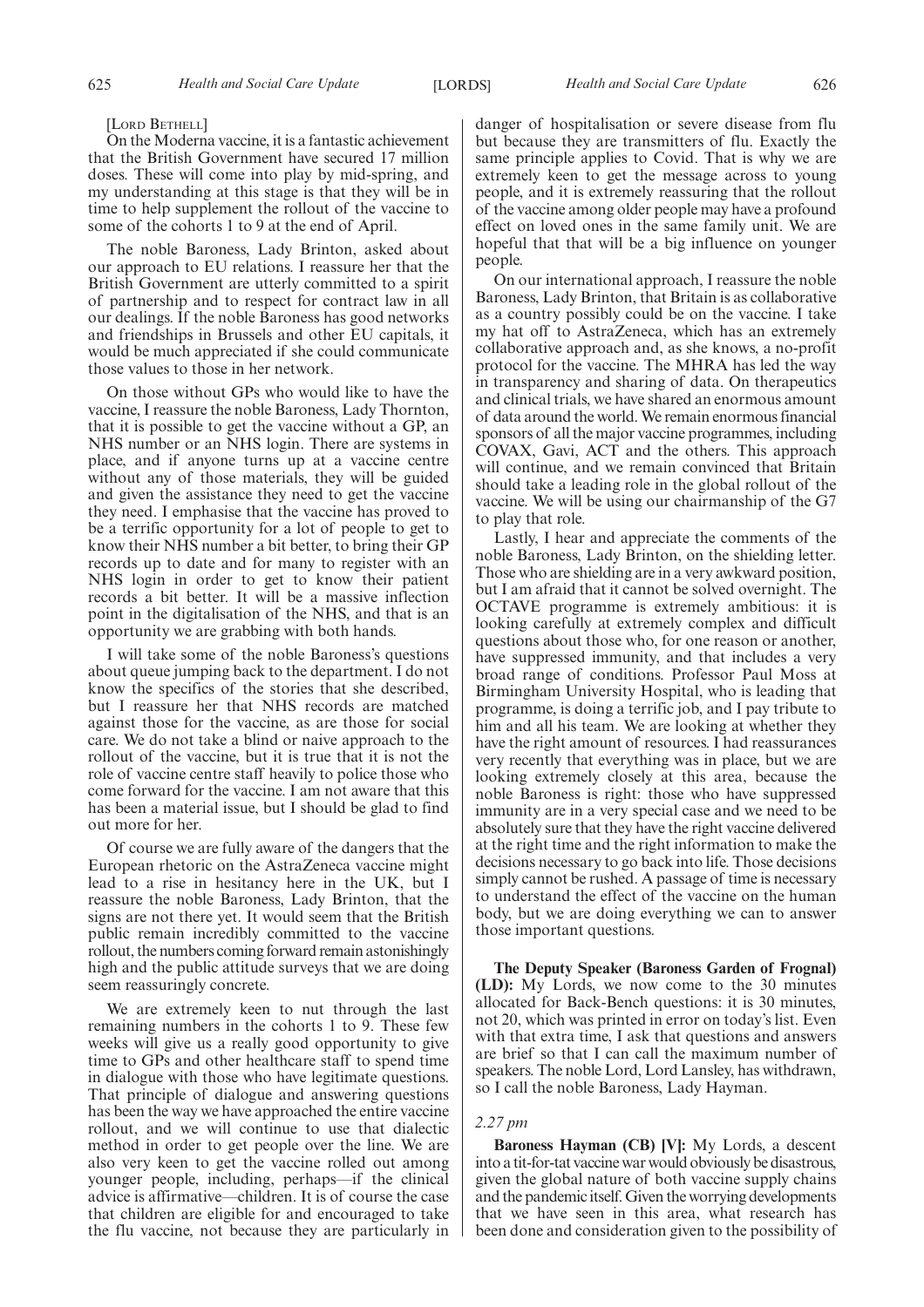[LORD BETHELL]

On the Moderna vaccine, it is a fantastic achievement that the British Government have secured 17 million doses. These will come into play by mid-spring, and my understanding at this stage is that they will be in time to help supplement the rollout of the vaccine to some of the cohorts 1 to 9 at the end of April.

The noble Baroness, Lady Brinton, asked about our approach to EU relations. I reassure her that the British Government are utterly committed to a spirit of partnership and to respect for contract law in all our dealings. If the noble Baroness has good networks and friendships in Brussels and other EU capitals, it would be much appreciated if she could communicate those values to those in her network.

On those without GPs who would like to have the vaccine, I reassure the noble Baroness, Lady Thornton, that it is possible to get the vaccine without a GP, an NHS number or an NHS login. There are systems in place, and if anyone turns up at a vaccine centre without any of those materials, they will be guided and given the assistance they need to get the vaccine they need. I emphasise that the vaccine has proved to be a terrific opportunity for a lot of people to get to know their NHS number a bit better, to bring their GP records up to date and for many to register with an NHS login in order to get to know their patient records a bit better. It will be a massive inflection point in the digitalisation of the NHS, and that is an opportunity we are grabbing with both hands.

I will take some of the noble Baroness's questions about queue jumping back to the department. I do not know the specifics of the stories that she described, but I reassure her that NHS records are matched against those for the vaccine, as are those for social care. We do not take a blind or naive approach to the rollout of the vaccine, but it is true that it is not the role of vaccine centre staff heavily to police those who come forward for the vaccine. I am not aware that this has been a material issue, but I should be glad to find out more for her.

Of course we are fully aware of the dangers that the European rhetoric on the AstraZeneca vaccine might lead to a rise in hesitancy here in the UK, but I reassure the noble Baroness, Lady Brinton, that the signs are not there yet. It would seem that the British public remain incredibly committed to the vaccine rollout, the numbers coming forward remain astonishingly high and the public attitude surveys that we are doing seem reassuringly concrete.

We are extremely keen to nut through the last remaining numbers in the cohorts 1 to 9. These few weeks will give us a really good opportunity to give time to GPs and other healthcare staff to spend time in dialogue with those who have legitimate questions. That principle of dialogue and answering questions has been the way we have approached the entire vaccine rollout, and we will continue to use that dialectic method in order to get people over the line. We are also very keen to get the vaccine rolled out among younger people, including, perhaps—if the clinical advice is affirmative—children. It is of course the case that children are eligible for and encouraged to take the flu vaccine, not because they are particularly in danger of hospitalisation or severe disease from flu but because they are transmitters of flu. Exactly the same principle applies to Covid. That is why we are extremely keen to get the message across to young people, and it is extremely reassuring that the rollout of the vaccine among older people may have a profound effect on loved ones in the same family unit. We are hopeful that that will be a big influence on younger people.

On our international approach, I reassure the noble Baroness, Lady Brinton, that Britain is as collaborative as a country possibly could be on the vaccine. I take my hat off to AstraZeneca, which has an extremely collaborative approach and, as she knows, a no-profit protocol for the vaccine. The MHRA has led the way in transparency and sharing of data. On therapeutics and clinical trials, we have shared an enormous amount of data around the world. We remain enormous financial sponsors of all the major vaccine programmes, including COVAX, Gavi, ACT and the others. This approach will continue, and we remain convinced that Britain should take a leading role in the global rollout of the vaccine. We will be using our chairmanship of the G7 to play that role.

Lastly, I hear and appreciate the comments of the noble Baroness, Lady Brinton, on the shielding letter. Those who are shielding are in a very awkward position, but I am afraid that it cannot be solved overnight. The OCTAVE programme is extremely ambitious: it is looking carefully at extremely complex and difficult questions about those who, for one reason or another, have suppressed immunity, and that includes a very broad range of conditions. Professor Paul Moss at Birmingham University Hospital, who is leading that programme, is doing a terrific job, and I pay tribute to him and all his team. We are looking at whether they have the right amount of resources. I had reassurances very recently that everything was in place, but we are looking extremely closely at this area, because the noble Baroness is right: those who have suppressed immunity are in a very special case and we need to be absolutely sure that they have the right vaccine delivered at the right time and the right information to make the decisions necessary to go back into life. Those decisions simply cannot be rushed. A passage of time is necessary to understand the effect of the vaccine on the human body, but we are doing everything we can to answer those important questions.

**The Deputy Speaker (Baroness Garden of Frognal) (LD):** My Lords, we now come to the 30 minutes allocated for Back-Bench questions: it is 30 minutes, not 20, which was printed in error on today's list. Even with that extra time, I ask that questions and answers are brief so that I can call the maximum number of speakers. The noble Lord, Lord Lansley, has withdrawn, so I call the noble Baroness, Lady Hayman.

*2.27 pm*

**Baroness Hayman (CB) [V]:** My Lords, a descent into a tit-for-tat vaccine war would obviously be disastrous, given the global nature of both vaccine supply chains and the pandemic itself. Given the worrying developments that we have seen in this area, what research has been done and consideration given to the possibility of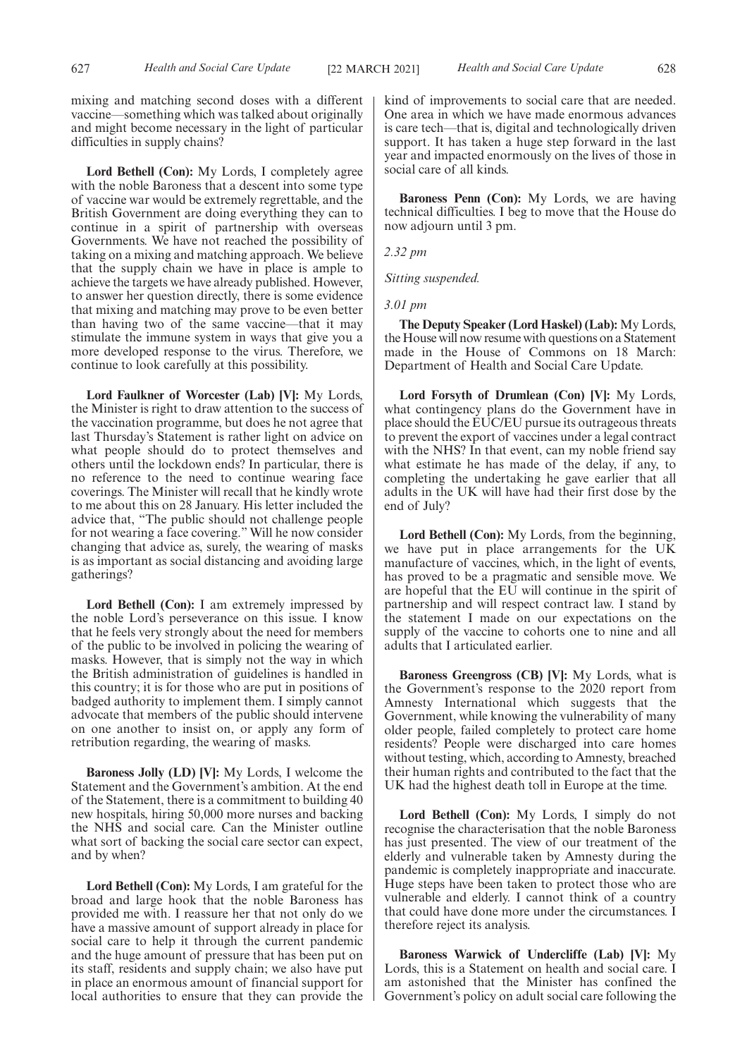mixing and matching second doses with a different vaccine—something which was talked about originally and might become necessary in the light of particular difficulties in supply chains?

**Lord Bethell (Con):** My Lords, I completely agree with the noble Baroness that a descent into some type of vaccine war would be extremely regrettable, and the British Government are doing everything they can to continue in a spirit of partnership with overseas Governments. We have not reached the possibility of taking on a mixing and matching approach. We believe that the supply chain we have in place is ample to achieve the targets we have already published. However, to answer her question directly, there is some evidence that mixing and matching may prove to be even better than having two of the same vaccine—that it may stimulate the immune system in ways that give you a more developed response to the virus. Therefore, we continue to look carefully at this possibility.

**Lord Faulkner of Worcester (Lab) [V]:** My Lords, the Minister is right to draw attention to the success of the vaccination programme, but does he not agree that last Thursday's Statement is rather light on advice on what people should do to protect themselves and others until the lockdown ends? In particular, there is no reference to the need to continue wearing face coverings. The Minister will recall that he kindly wrote to me about this on 28 January. His letter included the advice that, "The public should not challenge people for not wearing a face covering." Will he now consider changing that advice as, surely, the wearing of masks is as important as social distancing and avoiding large gatherings?

**Lord Bethell (Con):** I am extremely impressed by the noble Lord's perseverance on this issue. I know that he feels very strongly about the need for members of the public to be involved in policing the wearing of masks. However, that is simply not the way in which the British administration of guidelines is handled in this country; it is for those who are put in positions of badged authority to implement them. I simply cannot advocate that members of the public should intervene on one another to insist on, or apply any form of retribution regarding, the wearing of masks.

**Baroness Jolly (LD) [V]:** My Lords, I welcome the Statement and the Government's ambition. At the end of the Statement, there is a commitment to building 40 new hospitals, hiring 50,000 more nurses and backing the NHS and social care. Can the Minister outline what sort of backing the social care sector can expect, and by when?

**Lord Bethell (Con):** My Lords, I am grateful for the broad and large hook that the noble Baroness has provided me with. I reassure her that not only do we have a massive amount of support already in place for social care to help it through the current pandemic and the huge amount of pressure that has been put on its staff, residents and supply chain; we also have put in place an enormous amount of financial support for local authorities to ensure that they can provide the kind of improvements to social care that are needed. One area in which we have made enormous advances is care tech—that is, digital and technologically driven support. It has taken a huge step forward in the last year and impacted enormously on the lives of those in social care of all kinds.

**Baroness Penn (Con):** My Lords, we are having technical difficulties. I beg to move that the House do now adjourn until 3 pm.

*2.32 pm*

*Sitting suspended.*

*3.01 pm*

**The Deputy Speaker (Lord Haskel) (Lab):** My Lords, the House will now resume with questions on a Statement made in the House of Commons on 18 March: Department of Health and Social Care Update.

**Lord Forsyth of Drumlean (Con) [V]:** My Lords, what contingency plans do the Government have in place should the EUC/EU pursue its outrageous threats to prevent the export of vaccines under a legal contract with the NHS? In that event, can my noble friend say what estimate he has made of the delay, if any, to completing the undertaking he gave earlier that all adults in the UK will have had their first dose by the end of July?

**Lord Bethell (Con):** My Lords, from the beginning, we have put in place arrangements for the UK manufacture of vaccines, which, in the light of events, has proved to be a pragmatic and sensible move. We are hopeful that the EU will continue in the spirit of partnership and will respect contract law. I stand by the statement I made on our expectations on the supply of the vaccine to cohorts one to nine and all adults that I articulated earlier.

**Baroness Greengross (CB) [V]:** My Lords, what is the Government's response to the 2020 report from Amnesty International which suggests that the Government, while knowing the vulnerability of many older people, failed completely to protect care home residents? People were discharged into care homes without testing, which, according to Amnesty, breached their human rights and contributed to the fact that the UK had the highest death toll in Europe at the time.

**Lord Bethell (Con):** My Lords, I simply do not recognise the characterisation that the noble Baroness has just presented. The view of our treatment of the elderly and vulnerable taken by Amnesty during the pandemic is completely inappropriate and inaccurate. Huge steps have been taken to protect those who are vulnerable and elderly. I cannot think of a country that could have done more under the circumstances. I therefore reject its analysis.

**Baroness Warwick of Undercliffe (Lab) [V]:** My Lords, this is a Statement on health and social care. I am astonished that the Minister has confined the Government's policy on adult social care following the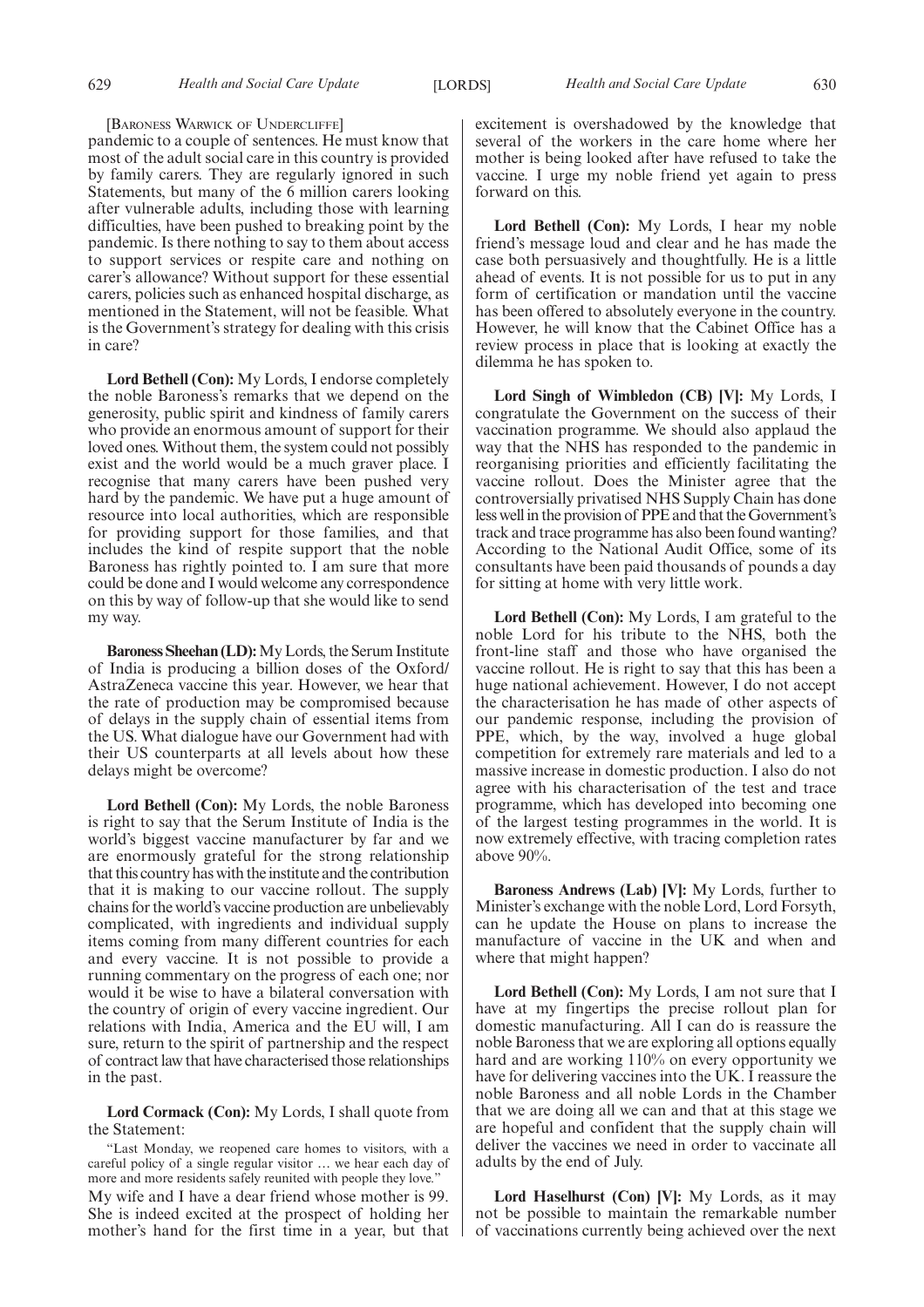[Baroness Warwick of Undercliffe]

pandemic to a couple of sentences. He must know that most of the adult social care in this country is provided by family carers. They are regularly ignored in such Statements, but many of the 6 million carers looking after vulnerable adults, including those with learning difficulties, have been pushed to breaking point by the pandemic. Is there nothing to say to them about access to support services or respite care and nothing on carer's allowance? Without support for these essential carers, policies such as enhanced hospital discharge, as mentioned in the Statement, will not be feasible. What is the Government's strategy for dealing with this crisis in care?

**Lord Bethell (Con):** My Lords, I endorse completely the noble Baroness's remarks that we depend on the generosity, public spirit and kindness of family carers who provide an enormous amount of support for their loved ones. Without them, the system could not possibly exist and the world would be a much graver place. I recognise that many carers have been pushed very hard by the pandemic. We have put a huge amount of resource into local authorities, which are responsible for providing support for those families, and that includes the kind of respite support that the noble Baroness has rightly pointed to. I am sure that more could be done and I would welcome any correspondence on this by way of follow-up that she would like to send my way.

**Baroness Sheehan (LD):** My Lords, the Serum Institute of India is producing a billion doses of the Oxford/AstraZeneca vaccine this year. However, we hear that the rate of production may be compromised because of delays in the supply chain of essential items from the US. What dialogue have our Government had with their US counterparts at all levels about how these delays might be overcome?

**Lord Bethell (Con):** My Lords, the noble Baroness is right to say that the Serum Institute of India is the world's biggest vaccine manufacturer by far and we are enormously grateful for the strong relationship that this country has with the institute and the contribution that it is making to our vaccine rollout. The supply chains for the world's vaccine production are unbelievably complicated, with ingredients and individual supply items coming from many different countries for each and every vaccine. It is not possible to provide a running commentary on the progress of each one; nor would it be wise to have a bilateral conversation with the country of origin of every vaccine ingredient. Our relations with India, America and the EU will, I am sure, return to the spirit of partnership and the respect of contract law that have characterised those relationships in the past.

**Lord Cormack (Con):** My Lords, I shall quote from the Statement:

"Last Monday, we reopened care homes to visitors, with a careful policy of a single regular visitor … we hear each day of more and more residents safely reunited with people they love."

My wife and I have a dear friend whose mother is 99. She is indeed excited at the prospect of holding her mother's hand for the first time in a year, but that excitement is overshadowed by the knowledge that several of the workers in the care home where her mother is being looked after have refused to take the vaccine. I urge my noble friend yet again to press forward on this.

**Lord Bethell (Con):** My Lords, I hear my noble friend's message loud and clear and he has made the case both persuasively and thoughtfully. He is a little ahead of events. It is not possible for us to put in any form of certification or mandation until the vaccine has been offered to absolutely everyone in the country. However, he will know that the Cabinet Office has a review process in place that is looking at exactly the dilemma he has spoken to.

**Lord Singh of Wimbledon (CB) [V]:** My Lords, I congratulate the Government on the success of their vaccination programme. We should also applaud the way that the NHS has responded to the pandemic in reorganising priorities and efficiently facilitating the vaccine rollout. Does the Minister agree that the controversially privatised NHS Supply Chain has done less well in the provision of PPE and that the Government's track and trace programme has also been found wanting? According to the National Audit Office, some of its consultants have been paid thousands of pounds a day for sitting at home with very little work.

**Lord Bethell (Con):** My Lords, I am grateful to the noble Lord for his tribute to the NHS, both the front-line staff and those who have organised the vaccine rollout. He is right to say that this has been a huge national achievement. However, I do not accept the characterisation he has made of other aspects of our pandemic response, including the provision of PPE, which, by the way, involved a huge global competition for extremely rare materials and led to a massive increase in domestic production. I also do not agree with his characterisation of the test and trace programme, which has developed into becoming one of the largest testing programmes in the world. It is now extremely effective, with tracing completion rates above 90%.

**Baroness Andrews (Lab) [V]:** My Lords, further to Minister's exchange with the noble Lord, Lord Forsyth, can he update the House on plans to increase the manufacture of vaccine in the UK and when and where that might happen?

**Lord Bethell (Con):** My Lords, I am not sure that I have at my fingertips the precise rollout plan for domestic manufacturing. All I can do is reassure the noble Baroness that we are exploring all options equally hard and are working 110% on every opportunity we have for delivering vaccines into the UK. I reassure the noble Baroness and all noble Lords in the Chamber that we are doing all we can and that at this stage we are hopeful and confident that the supply chain will deliver the vaccines we need in order to vaccinate all adults by the end of July.

**Lord Haselhurst (Con) [V]:** My Lords, as it may not be possible to maintain the remarkable number of vaccinations currently being achieved over the next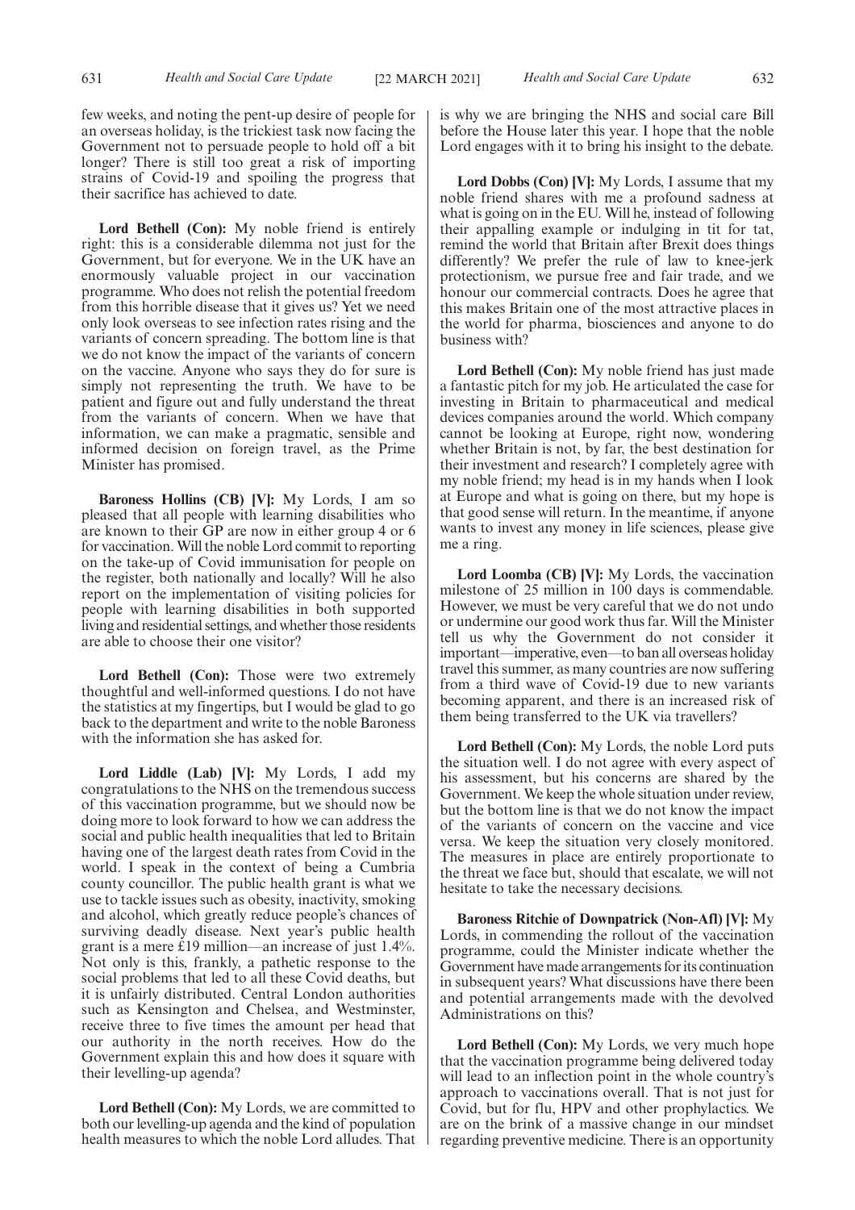few weeks, and noting the pent-up desire of people for an overseas holiday, is the trickiest task now facing the Government not to persuade people to hold off a bit longer? There is still too great a risk of importing strains of Covid-19 and spoiling the progress that their sacrifice has achieved to date.

**Lord Bethell (Con):** My noble friend is entirely right: this is a considerable dilemma not just for the Government, but for everyone. We in the UK have an enormously valuable project in our vaccination programme. Who does not relish the potential freedom from this horrible disease that it gives us? Yet we need only look overseas to see infection rates rising and the variants of concern spreading. The bottom line is that we do not know the impact of the variants of concern on the vaccine. Anyone who says they do for sure is simply not representing the truth. We have to be patient and figure out and fully understand the threat from the variants of concern. When we have that information, we can make a pragmatic, sensible and informed decision on foreign travel, as the Prime Minister has promised.

**Baroness Hollins (CB) [V]:** My Lords, I am so pleased that all people with learning disabilities who are known to their GP are now in either group 4 or 6 for vaccination. Will the noble Lord commit to reporting on the take-up of Covid immunisation for people on the register, both nationally and locally? Will he also report on the implementation of visiting policies for people with learning disabilities in both supported living and residential settings, and whether those residents are able to choose their one visitor?

**Lord Bethell (Con):** Those were two extremely thoughtful and well-informed questions. I do not have the statistics at my fingertips, but I would be glad to go back to the department and write to the noble Baroness with the information she has asked for.

**Lord Liddle (Lab) [V]:** My Lords, I add my congratulations to the NHS on the tremendous success of this vaccination programme, but we should now be doing more to look forward to how we can address the social and public health inequalities that led to Britain having one of the largest death rates from Covid in the world. I speak in the context of being a Cumbria county councillor. The public health grant is what we use to tackle issues such as obesity, inactivity, smoking and alcohol, which greatly reduce people's chances of surviving deadly disease. Next year's public health grant is a mere £19 million—an increase of just 1.4%. Not only is this, frankly, a pathetic response to the social problems that led to all these Covid deaths, but it is unfairly distributed. Central London authorities such as Kensington and Chelsea, and Westminster, receive three to five times the amount per head that our authority in the north receives. How do the Government explain this and how does it square with their levelling-up agenda?

**Lord Bethell (Con):** My Lords, we are committed to both our levelling-up agenda and the kind of population health measures to which the noble Lord alludes. That is why we are bringing the NHS and social care Bill before the House later this year. I hope that the noble Lord engages with it to bring his insight to the debate.

**Lord Dobbs (Con) [V]:** My Lords, I assume that my noble friend shares with me a profound sadness at what is going on in the EU. Will he, instead of following their appalling example or indulging in tit for tat, remind the world that Britain after Brexit does things differently? We prefer the rule of law to knee-jerk protectionism, we pursue free and fair trade, and we honour our commercial contracts. Does he agree that this makes Britain one of the most attractive places in the world for pharma, biosciences and anyone to do business with?

**Lord Bethell (Con):** My noble friend has just made a fantastic pitch for my job. He articulated the case for investing in Britain to pharmaceutical and medical devices companies around the world. Which company cannot be looking at Europe, right now, wondering whether Britain is not, by far, the best destination for their investment and research? I completely agree with my noble friend; my head is in my hands when I look at Europe and what is going on there, but my hope is that good sense will return. In the meantime, if anyone wants to invest any money in life sciences, please give me a ring.

**Lord Loomba (CB) [V]:** My Lords, the vaccination milestone of 25 million in 100 days is commendable. However, we must be very careful that we do not undo or undermine our good work thus far. Will the Minister tell us why the Government do not consider it important—imperative, even—to ban all overseas holiday travel this summer, as many countries are now suffering from a third wave of Covid-19 due to new variants becoming apparent, and there is an increased risk of them being transferred to the UK via travellers?

**Lord Bethell (Con):** My Lords, the noble Lord puts the situation well. I do not agree with every aspect of his assessment, but his concerns are shared by the Government. We keep the whole situation under review, but the bottom line is that we do not know the impact of the variants of concern on the vaccine and vice versa. We keep the situation very closely monitored. The measures in place are entirely proportionate to the threat we face but, should that escalate, we will not hesitate to take the necessary decisions.

**Baroness Ritchie of Downpatrick (Non-Afl) [V]:** My Lords, in commending the rollout of the vaccination programme, could the Minister indicate whether the Government have made arrangements for its continuation in subsequent years? What discussions have there been and potential arrangements made with the devolved Administrations on this?

**Lord Bethell (Con):** My Lords, we very much hope that the vaccination programme being delivered today will lead to an inflection point in the whole country's approach to vaccinations overall. That is not just for Covid, but for flu, HPV and other prophylactics. We are on the brink of a massive change in our mindset regarding preventive medicine. There is an opportunity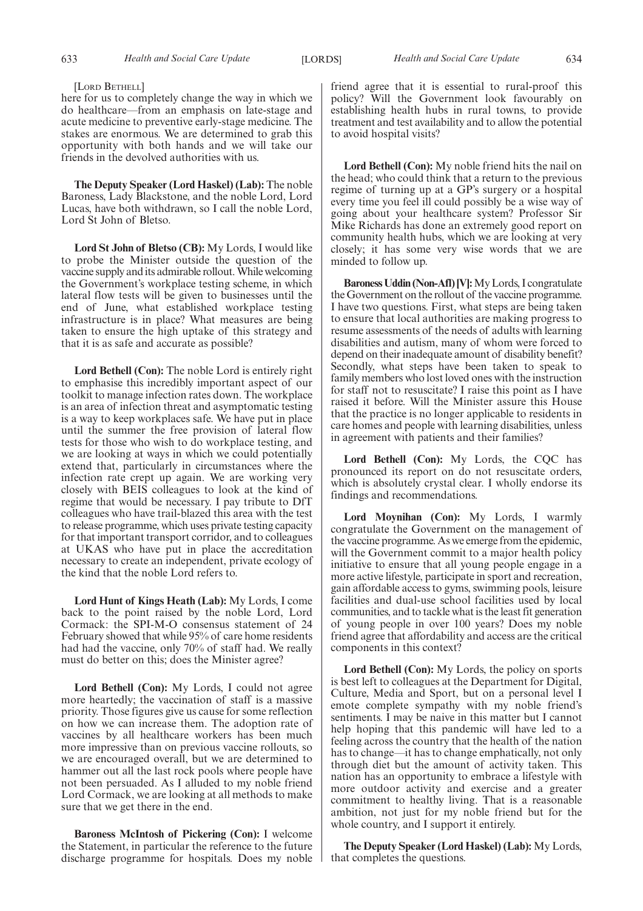[Lord Bethell]

here for us to completely change the way in which we do healthcare—from an emphasis on late-stage and acute medicine to preventive early-stage medicine. The stakes are enormous. We are determined to grab this opportunity with both hands and we will take our friends in the devolved authorities with us.

**The Deputy Speaker (Lord Haskel) (Lab):** The noble Baroness, Lady Blackstone, and the noble Lord, Lord Lucas, have both withdrawn, so I call the noble Lord, Lord St John of Bletso.

**Lord St John of Bletso (CB):** My Lords, I would like to probe the Minister outside the question of the vaccine supply and its admirable rollout. While welcoming the Government's workplace testing scheme, in which lateral flow tests will be given to businesses until the end of June, what established workplace testing infrastructure is in place? What measures are being taken to ensure the high uptake of this strategy and that it is as safe and accurate as possible?

**Lord Bethell (Con):** The noble Lord is entirely right to emphasise this incredibly important aspect of our toolkit to manage infection rates down. The workplace is an area of infection threat and asymptomatic testing is a way to keep workplaces safe. We have put in place until the summer the free provision of lateral flow tests for those who wish to do workplace testing, and we are looking at ways in which we could potentially extend that, particularly in circumstances where the infection rate crept up again. We are working very closely with BEIS colleagues to look at the kind of regime that would be necessary. I pay tribute to DfT colleagues who have trail-blazed this area with the test to release programme, which uses private testing capacity for that important transport corridor, and to colleagues at UKAS who have put in place the accreditation necessary to create an independent, private ecology of the kind that the noble Lord refers to.

**Lord Hunt of Kings Heath (Lab):** My Lords, I come back to the point raised by the noble Lord, Lord Cormack: the SPI-M-O consensus statement of 24 February showed that while 95% of care home residents had had the vaccine, only 70% of staff had. We really must do better on this; does the Minister agree?

**Lord Bethell (Con):** My Lords, I could not agree more heartedly; the vaccination of staff is a massive priority. Those figures give us cause for some reflection on how we can increase them. The adoption rate of vaccines by all healthcare workers has been much more impressive than on previous vaccine rollouts, so we are encouraged overall, but we are determined to hammer out all the last rock pools where people have not been persuaded. As I alluded to my noble friend Lord Cormack, we are looking at all methods to make sure that we get there in the end.

**Baroness McIntosh of Pickering (Con):** I welcome the Statement, in particular the reference to the future discharge programme for hospitals. Does my noble friend agree that it is essential to rural-proof this policy? Will the Government look favourably on establishing health hubs in rural towns, to provide treatment and test availability and to allow the potential to avoid hospital visits?

**Lord Bethell (Con):** My noble friend hits the nail on the head; who could think that a return to the previous regime of turning up at a GP's surgery or a hospital every time you feel ill could possibly be a wise way of going about your healthcare system? Professor Sir Mike Richards has done an extremely good report on community health hubs, which we are looking at very closely; it has some very wise words that we are minded to follow up.

**Baroness Uddin (Non-Afl) [V]:** My Lords, I congratulate the Government on the rollout of the vaccine programme. I have two questions. First, what steps are being taken to ensure that local authorities are making progress to resume assessments of the needs of adults with learning disabilities and autism, many of whom were forced to depend on their inadequate amount of disability benefit? Secondly, what steps have been taken to speak to family members who lost loved ones with the instruction for staff not to resuscitate? I raise this point as I have raised it before. Will the Minister assure this House that the practice is no longer applicable to residents in care homes and people with learning disabilities, unless in agreement with patients and their families?

**Lord Bethell (Con):** My Lords, the CQC has pronounced its report on do not resuscitate orders, which is absolutely crystal clear. I wholly endorse its findings and recommendations.

**Lord Moynihan (Con):** My Lords, I warmly congratulate the Government on the management of the vaccine programme. As we emerge from the epidemic, will the Government commit to a major health policy initiative to ensure that all young people engage in a more active lifestyle, participate in sport and recreation, gain affordable access to gyms, swimming pools, leisure facilities and dual-use school facilities used by local communities, and to tackle what is the least fit generation of young people in over 100 years? Does my noble friend agree that affordability and access are the critical components in this context?

**Lord Bethell (Con):** My Lords, the policy on sports is best left to colleagues at the Department for Digital, Culture, Media and Sport, but on a personal level I emote complete sympathy with my noble friend's sentiments. I may be naive in this matter but I cannot help hoping that this pandemic will have led to a feeling across the country that the health of the nation has to change—it has to change emphatically, not only through diet but the amount of activity taken. This nation has an opportunity to embrace a lifestyle with more outdoor activity and exercise and a greater commitment to healthy living. That is a reasonable ambition, not just for my noble friend but for the whole country, and I support it entirely.

**The Deputy Speaker (Lord Haskel) (Lab):** My Lords, that completes the questions.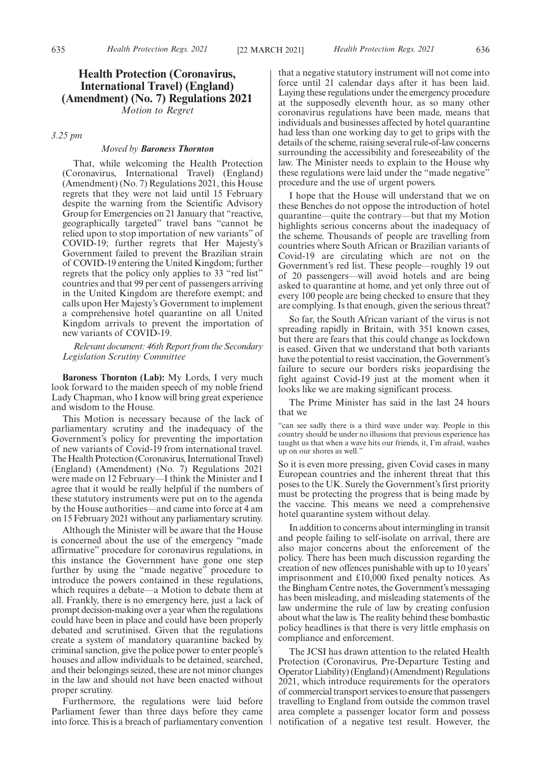# Health Protection (Coronavirus, International Travel) (England) (Amendment) (No. 7) Regulations 2021

*Motion to Regret*

*3.25 pm*

*Moved by* ***Baroness Thornton***

That, while welcoming the Health Protection (Coronavirus, International Travel) (England) (Amendment) (No. 7) Regulations 2021, this House regrets that they were not laid until 15 February despite the warning from the Scientific Advisory Group for Emergencies on 21 January that "reactive, geographically targeted" travel bans "cannot be relied upon to stop importation of new variants" of COVID-19; further regrets that Her Majesty's Government failed to prevent the Brazilian strain of COVID-19 entering the United Kingdom; further regrets that the policy only applies to 33 "red list" countries and that 99 per cent of passengers arriving in the United Kingdom are therefore exempt; and calls upon Her Majesty's Government to implement a comprehensive hotel quarantine on all United Kingdom arrivals to prevent the importation of new variants of COVID-19.

*Relevant document: 46th Report from the Secondary Legislation Scrutiny Committee*

**Baroness Thornton (Lab):** My Lords, I very much look forward to the maiden speech of my noble friend Lady Chapman, who I know will bring great experience and wisdom to the House.

This Motion is necessary because of the lack of parliamentary scrutiny and the inadequacy of the Government's policy for preventing the importation of new variants of Covid-19 from international travel. The Health Protection (Coronavirus, International Travel) (England) (Amendment) (No. 7) Regulations 2021 were made on 12 February—I think the Minister and I agree that it would be really helpful if the numbers of these statutory instruments were put on to the agenda by the House authorities—and came into force at 4 am on 15 February 2021 without any parliamentary scrutiny.

Although the Minister will be aware that the House is concerned about the use of the emergency "made affirmative" procedure for coronavirus regulations, in this instance the Government have gone one step further by using the "made negative" procedure to introduce the powers contained in these regulations, which requires a debate—a Motion to debate them at all. Frankly, there is no emergency here, just a lack of prompt decision-making over a year when the regulations could have been in place and could have been properly debated and scrutinised. Given that the regulations create a system of mandatory quarantine backed by criminal sanction, give the police power to enter people's houses and allow individuals to be detained, searched, and their belongings seized, these are not minor changes in the law and should not have been enacted without proper scrutiny.

Furthermore, the regulations were laid before Parliament fewer than three days before they came into force. This is a breach of parliamentary convention that a negative statutory instrument will not come into force until 21 calendar days after it has been laid. Laying these regulations under the emergency procedure at the supposedly eleventh hour, as so many other coronavirus regulations have been made, means that individuals and businesses affected by hotel quarantine had less than one working day to get to grips with the details of the scheme, raising several rule-of-law concerns surrounding the accessibility and foreseeability of the law. The Minister needs to explain to the House why these regulations were laid under the "made negative" procedure and the use of urgent powers.

I hope that the House will understand that we on these Benches do not oppose the introduction of hotel quarantine—quite the contrary—but that my Motion highlights serious concerns about the inadequacy of the scheme. Thousands of people are travelling from countries where South African or Brazilian variants of Covid-19 are circulating which are not on the Government's red list. These people—roughly 19 out of 20 passengers—will avoid hotels and are being asked to quarantine at home, and yet only three out of every 100 people are being checked to ensure that they are complying. Is that enough, given the serious threat?

So far, the South African variant of the virus is not spreading rapidly in Britain, with 351 known cases, but there are fears that this could change as lockdown is eased. Given that we understand that both variants have the potential to resist vaccination, the Government's failure to secure our borders risks jeopardising the fight against Covid-19 just at the moment when it looks like we are making significant process.

The Prime Minister has said in the last 24 hours that we

"can see sadly there is a third wave under way. People in this country should be under no illusions that previous experience has taught us that when a wave hits our friends, it, I'm afraid, washes up on our shores as well."

So it is even more pressing, given Covid cases in many European countries and the inherent threat that this poses to the UK. Surely the Government's first priority must be protecting the progress that is being made by the vaccine. This means we need a comprehensive hotel quarantine system without delay.

In addition to concerns about intermingling in transit and people failing to self-isolate on arrival, there are also major concerns about the enforcement of the policy. There has been much discussion regarding the creation of new offences punishable with up to 10 years' imprisonment and £10,000 fixed penalty notices. As the Bingham Centre notes, the Government's messaging has been misleading, and misleading statements of the law undermine the rule of law by creating confusion about what the law is. The reality behind these bombastic policy headlines is that there is very little emphasis on compliance and enforcement.

The JCSI has drawn attention to the related Health Protection (Coronavirus, Pre-Departure Testing and Operator Liability) (England) (Amendment) Regulations 2021, which introduce requirements for the operators of commercial transport services to ensure that passengers travelling to England from outside the common travel area complete a passenger locator form and possess notification of a negative test result. However, the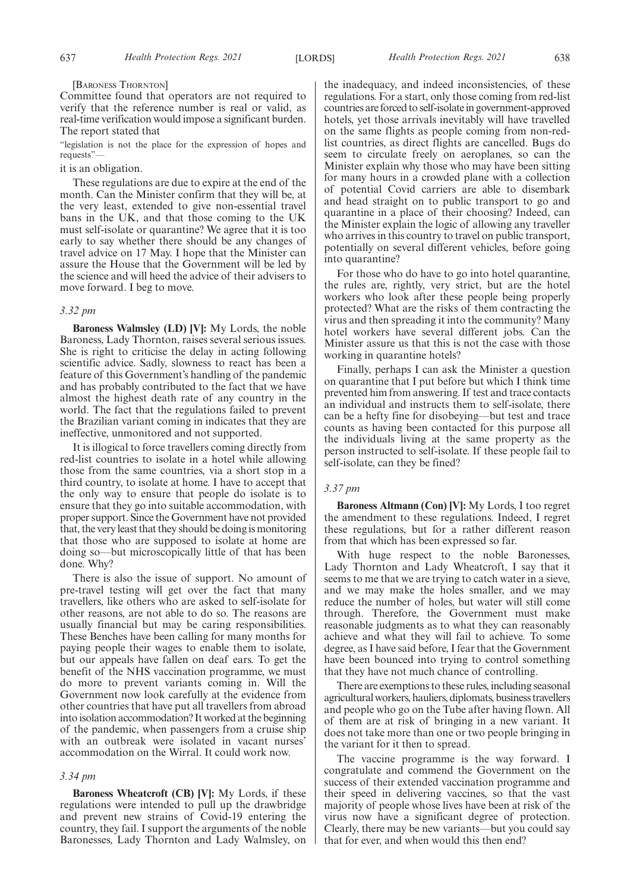[Baroness Thornton]

Committee found that operators are not required to verify that the reference number is real or valid, as real-time verification would impose a significant burden. The report stated that

"legislation is not the place for the expression of hopes and requests"—

it is an obligation.

These regulations are due to expire at the end of the month. Can the Minister confirm that they will be, at the very least, extended to give non-essential travel bans in the UK, and that those coming to the UK must self-isolate or quarantine? We agree that it is too early to say whether there should be any changes of travel advice on 17 May. I hope that the Minister can assure the House that the Government will be led by the science and will heed the advice of their advisers to move forward. I beg to move.

*3.32 pm*

**Baroness Walmsley (LD) [V]:** My Lords, the noble Baroness, Lady Thornton, raises several serious issues. She is right to criticise the delay in acting following scientific advice. Sadly, slowness to react has been a feature of this Government's handling of the pandemic and has probably contributed to the fact that we have almost the highest death rate of any country in the world. The fact that the regulations failed to prevent the Brazilian variant coming in indicates that they are ineffective, unmonitored and not supported.

It is illogical to force travellers coming directly from red-list countries to isolate in a hotel while allowing those from the same countries, via a short stop in a third country, to isolate at home. I have to accept that the only way to ensure that people do isolate is to ensure that they go into suitable accommodation, with proper support. Since the Government have not provided that, the very least that they should be doing is monitoring that those who are supposed to isolate at home are doing so—but microscopically little of that has been done. Why?

There is also the issue of support. No amount of pre-travel testing will get over the fact that many travellers, like others who are asked to self-isolate for other reasons, are not able to do so. The reasons are usually financial but may be caring responsibilities. These Benches have been calling for many months for paying people their wages to enable them to isolate, but our appeals have fallen on deaf ears. To get the benefit of the NHS vaccination programme, we must do more to prevent variants coming in. Will the Government now look carefully at the evidence from other countries that have put all travellers from abroad into isolation accommodation? It worked at the beginning of the pandemic, when passengers from a cruise ship with an outbreak were isolated in vacant nurses' accommodation on the Wirral. It could work now.

*3.34 pm*

**Baroness Wheatcroft (CB) [V]:** My Lords, if these regulations were intended to pull up the drawbridge and prevent new strains of Covid-19 entering the country, they fail. I support the arguments of the noble Baronesses, Lady Thornton and Lady Walmsley, on the inadequacy, and indeed inconsistencies, of these regulations. For a start, only those coming from red-list countries are forced to self-isolate in government-approved hotels, yet those arrivals inevitably will have travelled on the same flights as people coming from non-red-list countries, as direct flights are cancelled. Bugs do seem to circulate freely on aeroplanes, so can the Minister explain why those who may have been sitting for many hours in a crowded plane with a collection of potential Covid carriers are able to disembark and head straight on to public transport to go and quarantine in a place of their choosing? Indeed, can the Minister explain the logic of allowing any traveller who arrives in this country to travel on public transport, potentially on several different vehicles, before going into quarantine?

For those who do have to go into hotel quarantine, the rules are, rightly, very strict, but are the hotel workers who look after these people being properly protected? What are the risks of them contracting the virus and then spreading it into the community? Many hotel workers have several different jobs. Can the Minister assure us that this is not the case with those working in quarantine hotels?

Finally, perhaps I can ask the Minister a question on quarantine that I put before but which I think time prevented him from answering. If test and trace contacts an individual and instructs them to self-isolate, there can be a hefty fine for disobeying—but test and trace counts as having been contacted for this purpose all the individuals living at the same property as the person instructed to self-isolate. If these people fail to self-isolate, can they be fined?

*3.37 pm*

**Baroness Altmann (Con) [V]:** My Lords, I too regret the amendment to these regulations. Indeed, I regret these regulations, but for a rather different reason from that which has been expressed so far.

With huge respect to the noble Baronesses, Lady Thornton and Lady Wheatcroft, I say that it seems to me that we are trying to catch water in a sieve, and we may make the holes smaller, and we may reduce the number of holes, but water will still come through. Therefore, the Government must make reasonable judgments as to what they can reasonably achieve and what they will fail to achieve. To some degree, as I have said before, I fear that the Government have been bounced into trying to control something that they have not much chance of controlling.

There are exemptions to these rules, including seasonal agricultural workers, hauliers, diplomats, business travellers and people who go on the Tube after having flown. All of them are at risk of bringing in a new variant. It does not take more than one or two people bringing in the variant for it then to spread.

The vaccine programme is the way forward. I congratulate and commend the Government on the success of their extended vaccination programme and their speed in delivering vaccines, so that the vast majority of people whose lives have been at risk of the virus now have a significant degree of protection. Clearly, there may be new variants—but you could say that for ever, and when would this then end?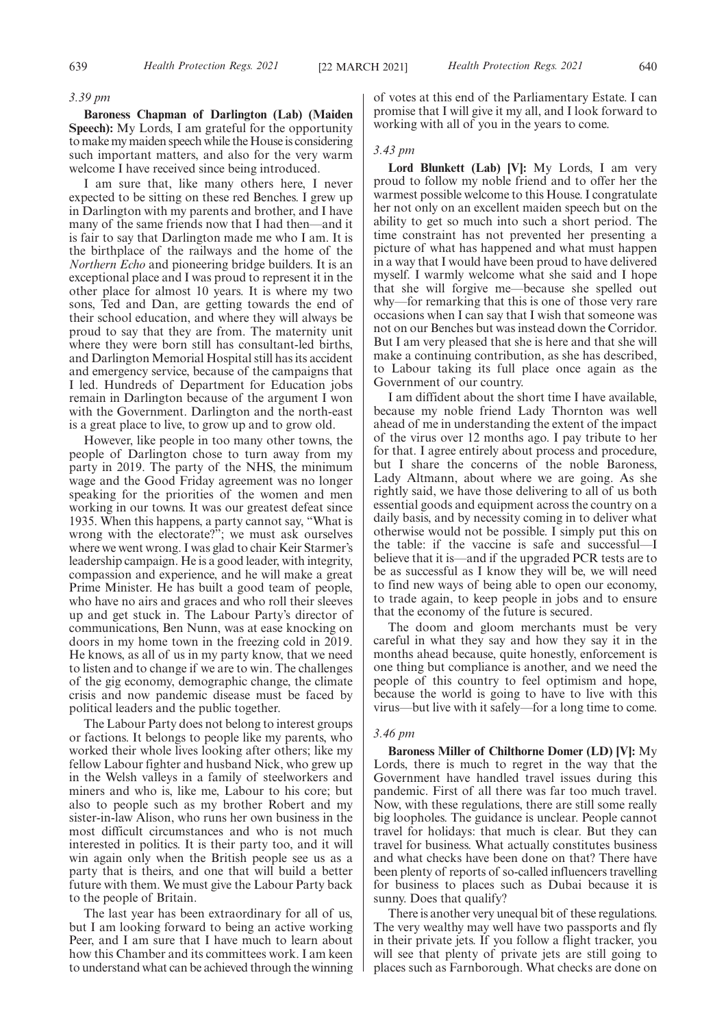*3.39 pm*

**Baroness Chapman of Darlington (Lab) (Maiden Speech):** My Lords, I am grateful for the opportunity to make my maiden speech while the House is considering such important matters, and also for the very warm welcome I have received since being introduced.

I am sure that, like many others here, I never expected to be sitting on these red Benches. I grew up in Darlington with my parents and brother, and I have many of the same friends now that I had then—and it is fair to say that Darlington made me who I am. It is the birthplace of the railways and the home of the *Northern Echo* and pioneering bridge builders. It is an exceptional place and I was proud to represent it in the other place for almost 10 years. It is where my two sons, Ted and Dan, are getting towards the end of their school education, and where they will always be proud to say that they are from. The maternity unit where they were born still has consultant-led births, and Darlington Memorial Hospital still has its accident and emergency service, because of the campaigns that I led. Hundreds of Department for Education jobs remain in Darlington because of the argument I won with the Government. Darlington and the north-east is a great place to live, to grow up and to grow old.

However, like people in too many other towns, the people of Darlington chose to turn away from my party in 2019. The party of the NHS, the minimum wage and the Good Friday agreement was no longer speaking for the priorities of the women and men working in our towns. It was our greatest defeat since 1935. When this happens, a party cannot say, "What is wrong with the electorate?"; we must ask ourselves where we went wrong. I was glad to chair Keir Starmer's leadership campaign. He is a good leader, with integrity, compassion and experience, and he will make a great Prime Minister. He has built a good team of people, who have no airs and graces and who roll their sleeves up and get stuck in. The Labour Party's director of communications, Ben Nunn, was at ease knocking on doors in my home town in the freezing cold in 2019. He knows, as all of us in my party know, that we need to listen and to change if we are to win. The challenges of the gig economy, demographic change, the climate crisis and now pandemic disease must be faced by political leaders and the public together.

The Labour Party does not belong to interest groups or factions. It belongs to people like my parents, who worked their whole lives looking after others; like my fellow Labour fighter and husband Nick, who grew up in the Welsh valleys in a family of steelworkers and miners and who is, like me, Labour to his core; but also to people such as my brother Robert and my sister-in-law Alison, who runs her own business in the most difficult circumstances and who is not much interested in politics. It is their party too, and it will win again only when the British people see us as a party that is theirs, and one that will build a better future with them. We must give the Labour Party back to the people of Britain.

The last year has been extraordinary for all of us, but I am looking forward to being an active working Peer, and I am sure that I have much to learn about how this Chamber and its committees work. I am keen to understand what can be achieved through the winning of votes at this end of the Parliamentary Estate. I can promise that I will give it my all, and I look forward to working with all of you in the years to come.

*3.43 pm*

**Lord Blunkett (Lab) [V]:** My Lords, I am very proud to follow my noble friend and to offer her the warmest possible welcome to this House. I congratulate her not only on an excellent maiden speech but on the ability to get so much into such a short period. The time constraint has not prevented her presenting a picture of what has happened and what must happen in a way that I would have been proud to have delivered myself. I warmly welcome what she said and I hope that she will forgive me—because she spelled out why—for remarking that this is one of those very rare occasions when I can say that I wish that someone was not on our Benches but was instead down the Corridor. But I am very pleased that she is here and that she will make a continuing contribution, as she has described, to Labour taking its full place once again as the Government of our country.

I am diffident about the short time I have available, because my noble friend Lady Thornton was well ahead of me in understanding the extent of the impact of the virus over 12 months ago. I pay tribute to her for that. I agree entirely about process and procedure, but I share the concerns of the noble Baroness, Lady Altmann, about where we are going. As she rightly said, we have those delivering to all of us both essential goods and equipment across the country on a daily basis, and by necessity coming in to deliver what otherwise would not be possible. I simply put this on the table: if the vaccine is safe and successful—I believe that it is—and if the upgraded PCR tests are to be as successful as I know they will be, we will need to find new ways of being able to open our economy, to trade again, to keep people in jobs and to ensure that the economy of the future is secured.

The doom and gloom merchants must be very careful in what they say and how they say it in the months ahead because, quite honestly, enforcement is one thing but compliance is another, and we need the people of this country to feel optimism and hope, because the world is going to have to live with this virus—but live with it safely—for a long time to come.

*3.46 pm*

**Baroness Miller of Chilthorne Domer (LD) [V]:** My Lords, there is much to regret in the way that the Government have handled travel issues during this pandemic. First of all there was far too much travel. Now, with these regulations, there are still some really big loopholes. The guidance is unclear. People cannot travel for holidays: that much is clear. But they can travel for business. What actually constitutes business and what checks have been done on that? There have been plenty of reports of so-called influencers travelling for business to places such as Dubai because it is sunny. Does that qualify?

There is another very unequal bit of these regulations. The very wealthy may well have two passports and fly in their private jets. If you follow a flight tracker, you will see that plenty of private jets are still going to places such as Farnborough. What checks are done on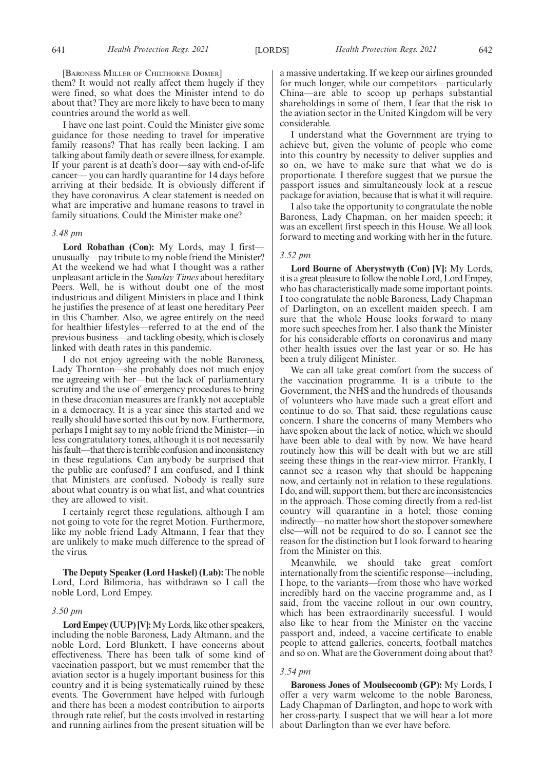[Baroness Miller of Chilthorne Domer]

them? It would not really affect them hugely if they were fined, so what does the Minister intend to do about that? They are more likely to have been to many countries around the world as well.

I have one last point. Could the Minister give some guidance for those needing to travel for imperative family reasons? That has really been lacking. I am talking about family death or severe illness, for example. If your parent is at death's door—say with end-of-life cancer— you can hardly quarantine for 14 days before arriving at their bedside. It is obviously different if they have coronavirus. A clear statement is needed on what are imperative and humane reasons to travel in family situations. Could the Minister make one?

*3.48 pm*

**Lord Robathan (Con):** My Lords, may I first—unusually—pay tribute to my noble friend the Minister? At the weekend we had what I thought was a rather unpleasant article in the *Sunday Times* about hereditary Peers. Well, he is without doubt one of the most industrious and diligent Ministers in place and I think he justifies the presence of at least one hereditary Peer in this Chamber. Also, we agree entirely on the need for healthier lifestyles—referred to at the end of the previous business—and tackling obesity, which is closely linked with death rates in this pandemic.

I do not enjoy agreeing with the noble Baroness, Lady Thornton—she probably does not much enjoy me agreeing with her—but the lack of parliamentary scrutiny and the use of emergency procedures to bring in these draconian measures are frankly not acceptable in a democracy. It is a year since this started and we really should have sorted this out by now. Furthermore, perhaps I might say to my noble friend the Minister—in less congratulatory tones, although it is not necessarily his fault—that there is terrible confusion and inconsistency in these regulations. Can anybody be surprised that the public are confused? I am confused, and I think that Ministers are confused. Nobody is really sure about what country is on what list, and what countries they are allowed to visit.

I certainly regret these regulations, although I am not going to vote for the regret Motion. Furthermore, like my noble friend Lady Altmann, I fear that they are unlikely to make much difference to the spread of the virus.

**The Deputy Speaker (Lord Haskel) (Lab):** The noble Lord, Lord Bilimoria, has withdrawn so I call the noble Lord, Lord Empey.

*3.50 pm*

**Lord Empey (UUP) [V]:** My Lords, like other speakers, including the noble Baroness, Lady Altmann, and the noble Lord, Lord Blunkett, I have concerns about effectiveness. There has been talk of some kind of vaccination passport, but we must remember that the aviation sector is a hugely important business for this country and it is being systematically ruined by these events. The Government have helped with furlough and there has been a modest contribution to airports through rate relief, but the costs involved in restarting and running airlines from the present situation will be a massive undertaking. If we keep our airlines grounded for much longer, while our competitors—particularly China—are able to scoop up perhaps substantial shareholdings in some of them, I fear that the risk to the aviation sector in the United Kingdom will be very considerable.

I understand what the Government are trying to achieve but, given the volume of people who come into this country by necessity to deliver supplies and so on, we have to make sure that what we do is proportionate. I therefore suggest that we pursue the passport issues and simultaneously look at a rescue package for aviation, because that is what it will require.

I also take the opportunity to congratulate the noble Baroness, Lady Chapman, on her maiden speech; it was an excellent first speech in this House. We all look forward to meeting and working with her in the future.

*3.52 pm*

**Lord Bourne of Aberystwyth (Con) [V]:** My Lords, it is a great pleasure to follow the noble Lord, Lord Empey, who has characteristically made some important points. I too congratulate the noble Baroness, Lady Chapman of Darlington, on an excellent maiden speech. I am sure that the whole House looks forward to many more such speeches from her. I also thank the Minister for his considerable efforts on coronavirus and many other health issues over the last year or so. He has been a truly diligent Minister.

We can all take great comfort from the success of the vaccination programme. It is a tribute to the Government, the NHS and the hundreds of thousands of volunteers who have made such a great effort and continue to do so. That said, these regulations cause concern. I share the concerns of many Members who have spoken about the lack of notice, which we should have been able to deal with by now. We have heard routinely how this will be dealt with but we are still seeing these things in the rear-view mirror. Frankly, I cannot see a reason why that should be happening now, and certainly not in relation to these regulations. I do, and will, support them, but there are inconsistencies in the approach. Those coming directly from a red-list country will quarantine in a hotel; those coming indirectly—no matter how short the stopover somewhere else—will not be required to do so. I cannot see the reason for the distinction but I look forward to hearing from the Minister on this.

Meanwhile, we should take great comfort internationally from the scientific response—including, I hope, to the variants—from those who have worked incredibly hard on the vaccine programme and, as I said, from the vaccine rollout in our own country, which has been extraordinarily successful. I would also like to hear from the Minister on the vaccine passport and, indeed, a vaccine certificate to enable people to attend galleries, concerts, football matches and so on. What are the Government doing about that?

*3.54 pm*

**Baroness Jones of Moulsecoomb (GP):** My Lords, I offer a very warm welcome to the noble Baroness, Lady Chapman of Darlington, and hope to work with her cross-party. I suspect that we will hear a lot more about Darlington than we ever have before.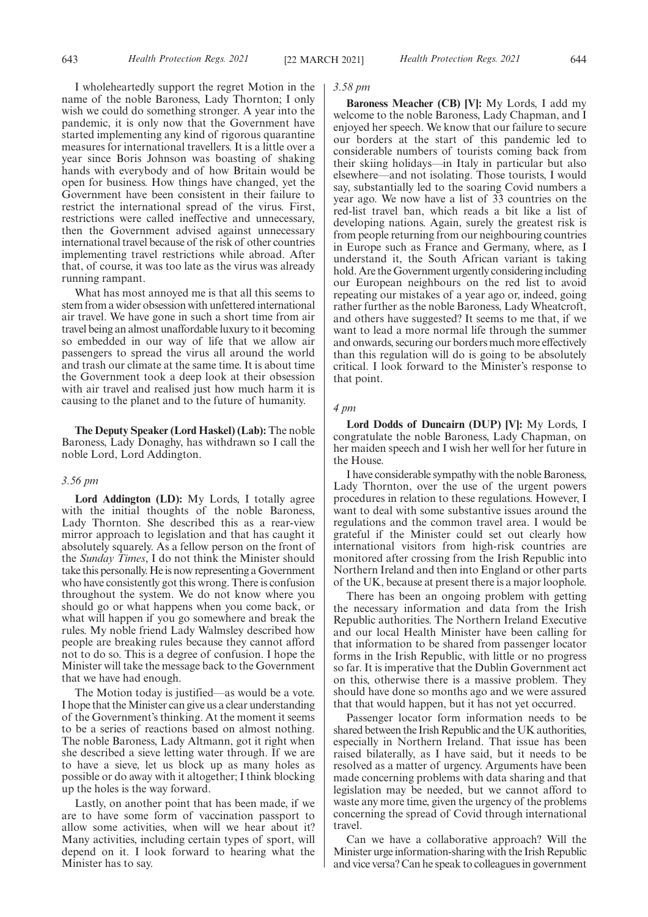I wholeheartedly support the regret Motion in the name of the noble Baroness, Lady Thornton; I only wish we could do something stronger. A year into the pandemic, it is only now that the Government have started implementing any kind of rigorous quarantine measures for international travellers. It is a little over a year since Boris Johnson was boasting of shaking hands with everybody and of how Britain would be open for business. How things have changed, yet the Government have been consistent in their failure to restrict the international spread of the virus. First, restrictions were called ineffective and unnecessary, then the Government advised against unnecessary international travel because of the risk of other countries implementing travel restrictions while abroad. After that, of course, it was too late as the virus was already running rampant.

What has most annoyed me is that all this seems to stem from a wider obsession with unfettered international air travel. We have gone in such a short time from air travel being an almost unaffordable luxury to it becoming so embedded in our way of life that we allow air passengers to spread the virus all around the world and trash our climate at the same time. It is about time the Government took a deep look at their obsession with air travel and realised just how much harm it is causing to the planet and to the future of humanity.

**The Deputy Speaker (Lord Haskel) (Lab):** The noble Baroness, Lady Donaghy, has withdrawn so I call the noble Lord, Lord Addington.

*3.56 pm*

**Lord Addington (LD):** My Lords, I totally agree with the initial thoughts of the noble Baroness, Lady Thornton. She described this as a rear-view mirror approach to legislation and that has caught it absolutely squarely. As a fellow person on the front of the *Sunday Times*, I do not think the Minister should take this personally. He is now representing a Government who have consistently got this wrong. There is confusion throughout the system. We do not know where you should go or what happens when you come back, or what will happen if you go somewhere and break the rules. My noble friend Lady Walmsley described how people are breaking rules because they cannot afford not to do so. This is a degree of confusion. I hope the Minister will take the message back to the Government that we have had enough.

The Motion today is justified—as would be a vote. I hope that the Minister can give us a clear understanding of the Government's thinking. At the moment it seems to be a series of reactions based on almost nothing. The noble Baroness, Lady Altmann, got it right when she described a sieve letting water through. If we are to have a sieve, let us block up as many holes as possible or do away with it altogether; I think blocking up the holes is the way forward.

Lastly, on another point that has been made, if we are to have some form of vaccination passport to allow some activities, when will we hear about it? Many activities, including certain types of sport, will depend on it. I look forward to hearing what the Minister has to say.

*3.58 pm*

**Baroness Meacher (CB) [V]:** My Lords, I add my welcome to the noble Baroness, Lady Chapman, and I enjoyed her speech. We know that our failure to secure our borders at the start of this pandemic led to considerable numbers of tourists coming back from their skiing holidays—in Italy in particular but also elsewhere—and not isolating. Those tourists, I would say, substantially led to the soaring Covid numbers a year ago. We now have a list of 33 countries on the red-list travel ban, which reads a bit like a list of developing nations. Again, surely the greatest risk is from people returning from our neighbouring countries in Europe such as France and Germany, where, as I understand it, the South African variant is taking hold. Are the Government urgently considering including our European neighbours on the red list to avoid repeating our mistakes of a year ago or, indeed, going rather further as the noble Baroness, Lady Wheatcroft, and others have suggested? It seems to me that, if we want to lead a more normal life through the summer and onwards, securing our borders much more effectively than this regulation will do is going to be absolutely critical. I look forward to the Minister's response to that point.

*4 pm*

**Lord Dodds of Duncairn (DUP) [V]:** My Lords, I congratulate the noble Baroness, Lady Chapman, on her maiden speech and I wish her well for her future in the House.

I have considerable sympathy with the noble Baroness, Lady Thornton, over the use of the urgent powers procedures in relation to these regulations. However, I want to deal with some substantive issues around the regulations and the common travel area. I would be grateful if the Minister could set out clearly how international visitors from high-risk countries are monitored after crossing from the Irish Republic into Northern Ireland and then into England or other parts of the UK, because at present there is a major loophole.

There has been an ongoing problem with getting the necessary information and data from the Irish Republic authorities. The Northern Ireland Executive and our local Health Minister have been calling for that information to be shared from passenger locator forms in the Irish Republic, with little or no progress so far. It is imperative that the Dublin Government act on this, otherwise there is a massive problem. They should have done so months ago and we were assured that that would happen, but it has not yet occurred.

Passenger locator form information needs to be shared between the Irish Republic and the UK authorities, especially in Northern Ireland. That issue has been raised bilaterally, as I have said, but it needs to be resolved as a matter of urgency. Arguments have been made concerning problems with data sharing and that legislation may be needed, but we cannot afford to waste any more time, given the urgency of the problems concerning the spread of Covid through international travel.

Can we have a collaborative approach? Will the Minister urge information-sharing with the Irish Republic and vice versa? Can he speak to colleagues in government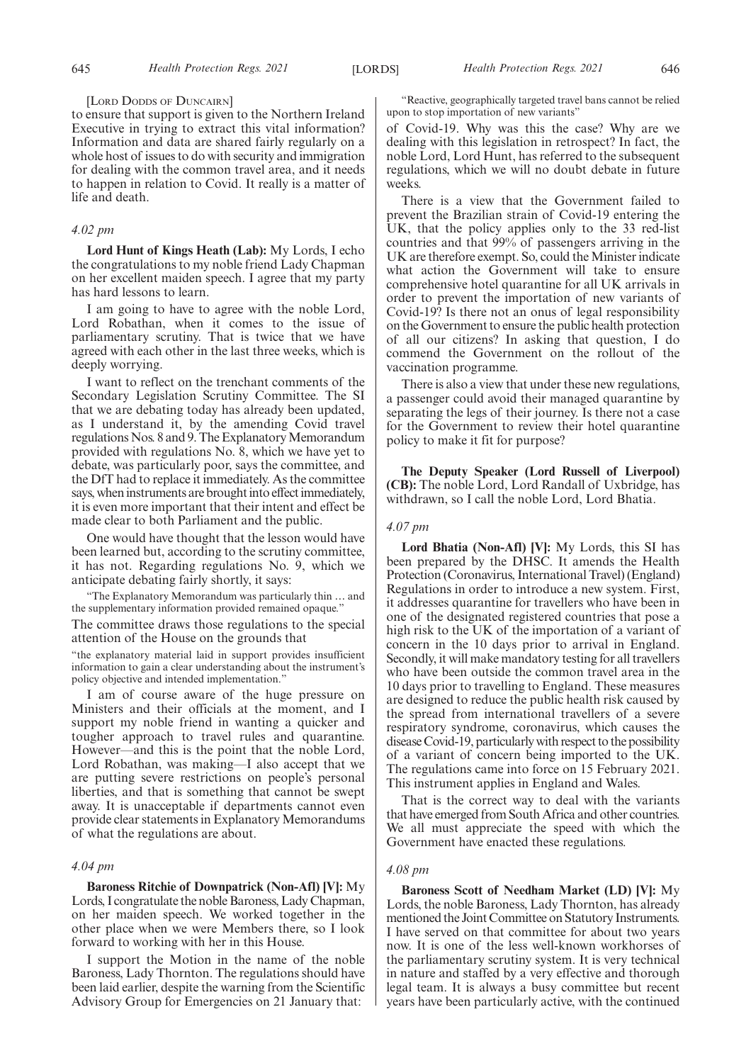[LORD DODDS OF DUNCAIRN]

to ensure that support is given to the Northern Ireland Executive in trying to extract this vital information? Information and data are shared fairly regularly on a whole host of issues to do with security and immigration for dealing with the common travel area, and it needs to happen in relation to Covid. It really is a matter of life and death.

*4.02 pm*

**Lord Hunt of Kings Heath (Lab):** My Lords, I echo the congratulations to my noble friend Lady Chapman on her excellent maiden speech. I agree that my party has hard lessons to learn.

I am going to have to agree with the noble Lord, Lord Robathan, when it comes to the issue of parliamentary scrutiny. That is twice that we have agreed with each other in the last three weeks, which is deeply worrying.

I want to reflect on the trenchant comments of the Secondary Legislation Scrutiny Committee. The SI that we are debating today has already been updated, as I understand it, by the amending Covid travel regulations Nos. 8 and 9. The Explanatory Memorandum provided with regulations No. 8, which we have yet to debate, was particularly poor, says the committee, and the DfT had to replace it immediately. As the committee says, when instruments are brought into effect immediately, it is even more important that their intent and effect be made clear to both Parliament and the public.

One would have thought that the lesson would have been learned but, according to the scrutiny committee, it has not. Regarding regulations No. 9, which we anticipate debating fairly shortly, it says:

"The Explanatory Memorandum was particularly thin … and the supplementary information provided remained opaque."

The committee draws those regulations to the special attention of the House on the grounds that

"the explanatory material laid in support provides insufficient information to gain a clear understanding about the instrument's policy objective and intended implementation."

I am of course aware of the huge pressure on Ministers and their officials at the moment, and I support my noble friend in wanting a quicker and tougher approach to travel rules and quarantine. However—and this is the point that the noble Lord, Lord Robathan, was making—I also accept that we are putting severe restrictions on people's personal liberties, and that is something that cannot be swept away. It is unacceptable if departments cannot even provide clear statements in Explanatory Memorandums of what the regulations are about.

*4.04 pm*

**Baroness Ritchie of Downpatrick (Non-Afl) [V]:** My Lords, I congratulate the noble Baroness, Lady Chapman, on her maiden speech. We worked together in the other place when we were Members there, so I look forward to working with her in this House.

I support the Motion in the name of the noble Baroness, Lady Thornton. The regulations should have been laid earlier, despite the warning from the Scientific Advisory Group for Emergencies on 21 January that:

"Reactive, geographically targeted travel bans cannot be relied upon to stop importation of new variants"

of Covid-19. Why was this the case? Why are we dealing with this legislation in retrospect? In fact, the noble Lord, Lord Hunt, has referred to the subsequent regulations, which we will no doubt debate in future weeks.

There is a view that the Government failed to prevent the Brazilian strain of Covid-19 entering the UK, that the policy applies only to the 33 red-list countries and that 99% of passengers arriving in the UK are therefore exempt. So, could the Minister indicate what action the Government will take to ensure comprehensive hotel quarantine for all UK arrivals in order to prevent the importation of new variants of Covid-19? Is there not an onus of legal responsibility on the Government to ensure the public health protection of all our citizens? In asking that question, I do commend the Government on the rollout of the vaccination programme.

There is also a view that under these new regulations, a passenger could avoid their managed quarantine by separating the legs of their journey. Is there not a case for the Government to review their hotel quarantine policy to make it fit for purpose?

**The Deputy Speaker (Lord Russell of Liverpool) (CB):** The noble Lord, Lord Randall of Uxbridge, has withdrawn, so I call the noble Lord, Lord Bhatia.

*4.07 pm*

**Lord Bhatia (Non-Afl) [V]:** My Lords, this SI has been prepared by the DHSC. It amends the Health Protection (Coronavirus, International Travel) (England) Regulations in order to introduce a new system. First, it addresses quarantine for travellers who have been in one of the designated registered countries that pose a high risk to the UK of the importation of a variant of concern in the 10 days prior to arrival in England. Secondly, it will make mandatory testing for all travellers who have been outside the common travel area in the 10 days prior to travelling to England. These measures are designed to reduce the public health risk caused by the spread from international travellers of a severe respiratory syndrome, coronavirus, which causes the disease Covid-19, particularly with respect to the possibility of a variant of concern being imported to the UK. The regulations came into force on 15 February 2021. This instrument applies in England and Wales.

That is the correct way to deal with the variants that have emerged from South Africa and other countries. We all must appreciate the speed with which the Government have enacted these regulations.

*4.08 pm*

**Baroness Scott of Needham Market (LD) [V]:** My Lords, the noble Baroness, Lady Thornton, has already mentioned the Joint Committee on Statutory Instruments. I have served on that committee for about two years now. It is one of the less well-known workhorses of the parliamentary scrutiny system. It is very technical in nature and staffed by a very effective and thorough legal team. It is always a busy committee but recent years have been particularly active, with the continued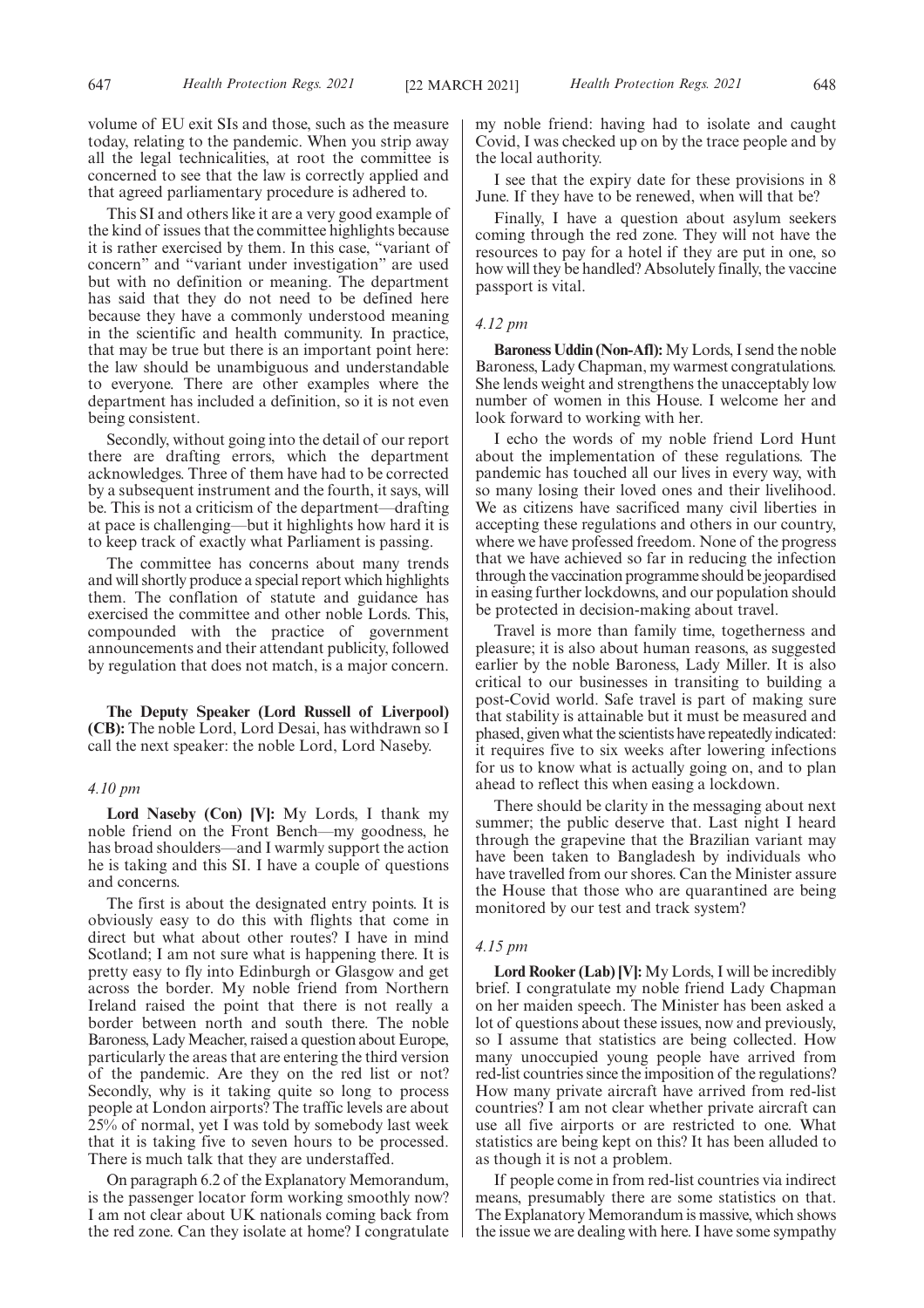volume of EU exit SIs and those, such as the measure today, relating to the pandemic. When you strip away all the legal technicalities, at root the committee is concerned to see that the law is correctly applied and that agreed parliamentary procedure is adhered to.

This SI and others like it are a very good example of the kind of issues that the committee highlights because it is rather exercised by them. In this case, "variant of concern" and "variant under investigation" are used but with no definition or meaning. The department has said that they do not need to be defined here because they have a commonly understood meaning in the scientific and health community. In practice, that may be true but there is an important point here: the law should be unambiguous and understandable to everyone. There are other examples where the department has included a definition, so it is not even being consistent.

Secondly, without going into the detail of our report there are drafting errors, which the department acknowledges. Three of them have had to be corrected by a subsequent instrument and the fourth, it says, will be. This is not a criticism of the department—drafting at pace is challenging—but it highlights how hard it is to keep track of exactly what Parliament is passing.

The committee has concerns about many trends and will shortly produce a special report which highlights them. The conflation of statute and guidance has exercised the committee and other noble Lords. This, compounded with the practice of government announcements and their attendant publicity, followed by regulation that does not match, is a major concern.

**The Deputy Speaker (Lord Russell of Liverpool) (CB):** The noble Lord, Lord Desai, has withdrawn so I call the next speaker: the noble Lord, Lord Naseby.

*4.10 pm*

**Lord Naseby (Con) [V]:** My Lords, I thank my noble friend on the Front Bench—my goodness, he has broad shoulders—and I warmly support the action he is taking and this SI. I have a couple of questions and concerns.

The first is about the designated entry points. It is obviously easy to do this with flights that come in direct but what about other routes? I have in mind Scotland; I am not sure what is happening there. It is pretty easy to fly into Edinburgh or Glasgow and get across the border. My noble friend from Northern Ireland raised the point that there is not really a border between north and south there. The noble Baroness, Lady Meacher, raised a question about Europe, particularly the areas that are entering the third version of the pandemic. Are they on the red list or not? Secondly, why is it taking quite so long to process people at London airports? The traffic levels are about 25% of normal, yet I was told by somebody last week that it is taking five to seven hours to be processed. There is much talk that they are understaffed.

On paragraph 6.2 of the Explanatory Memorandum, is the passenger locator form working smoothly now? I am not clear about UK nationals coming back from the red zone. Can they isolate at home? I congratulate my noble friend: having had to isolate and caught Covid, I was checked up on by the trace people and by the local authority.

I see that the expiry date for these provisions in 8 June. If they have to be renewed, when will that be?

Finally, I have a question about asylum seekers coming through the red zone. They will not have the resources to pay for a hotel if they are put in one, so how will they be handled? Absolutely finally, the vaccine passport is vital.

*4.12 pm*

**Baroness Uddin (Non-Afl):** My Lords, I send the noble Baroness, Lady Chapman, my warmest congratulations. She lends weight and strengthens the unacceptably low number of women in this House. I welcome her and look forward to working with her.

I echo the words of my noble friend Lord Hunt about the implementation of these regulations. The pandemic has touched all our lives in every way, with so many losing their loved ones and their livelihood. We as citizens have sacrificed many civil liberties in accepting these regulations and others in our country, where we have professed freedom. None of the progress that we have achieved so far in reducing the infection through the vaccination programme should be jeopardised in easing further lockdowns, and our population should be protected in decision-making about travel.

Travel is more than family time, togetherness and pleasure; it is also about human reasons, as suggested earlier by the noble Baroness, Lady Miller. It is also critical to our businesses in transiting to building a post-Covid world. Safe travel is part of making sure that stability is attainable but it must be measured and phased, given what the scientists have repeatedly indicated: it requires five to six weeks after lowering infections for us to know what is actually going on, and to plan ahead to reflect this when easing a lockdown.

There should be clarity in the messaging about next summer; the public deserve that. Last night I heard through the grapevine that the Brazilian variant may have been taken to Bangladesh by individuals who have travelled from our shores. Can the Minister assure the House that those who are quarantined are being monitored by our test and track system?

*4.15 pm*

**Lord Rooker (Lab) [V]:** My Lords, I will be incredibly brief. I congratulate my noble friend Lady Chapman on her maiden speech. The Minister has been asked a lot of questions about these issues, now and previously, so I assume that statistics are being collected. How many unoccupied young people have arrived from red-list countries since the imposition of the regulations? How many private aircraft have arrived from red-list countries? I am not clear whether private aircraft can use all five airports or are restricted to one. What statistics are being kept on this? It has been alluded to as though it is not a problem.

If people come in from red-list countries via indirect means, presumably there are some statistics on that. The Explanatory Memorandum is massive, which shows the issue we are dealing with here. I have some sympathy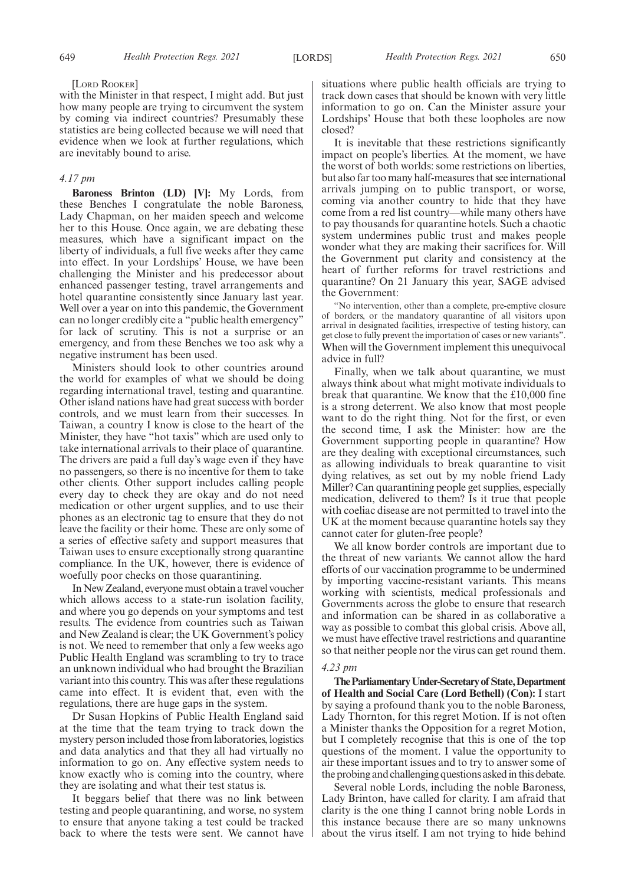[LORD ROOKER]

with the Minister in that respect, I might add. But just how many people are trying to circumvent the system by coming via indirect countries? Presumably these statistics are being collected because we will need that evidence when we look at further regulations, which are inevitably bound to arise.

*4.17 pm*

**Baroness Brinton (LD) [V]:** My Lords, from these Benches I congratulate the noble Baroness, Lady Chapman, on her maiden speech and welcome her to this House. Once again, we are debating these measures, which have a significant impact on the liberty of individuals, a full five weeks after they came into effect. In your Lordships' House, we have been challenging the Minister and his predecessor about enhanced passenger testing, travel arrangements and hotel quarantine consistently since January last year. Well over a year on into this pandemic, the Government can no longer credibly cite a "public health emergency" for lack of scrutiny. This is not a surprise or an emergency, and from these Benches we too ask why a negative instrument has been used.

Ministers should look to other countries around the world for examples of what we should be doing regarding international travel, testing and quarantine. Other island nations have had great success with border controls, and we must learn from their successes. In Taiwan, a country I know is close to the heart of the Minister, they have "hot taxis" which are used only to take international arrivals to their place of quarantine. The drivers are paid a full day's wage even if they have no passengers, so there is no incentive for them to take other clients. Other support includes calling people every day to check they are okay and do not need medication or other urgent supplies, and to use their phones as an electronic tag to ensure that they do not leave the facility or their home. These are only some of a series of effective safety and support measures that Taiwan uses to ensure exceptionally strong quarantine compliance. In the UK, however, there is evidence of woefully poor checks on those quarantining.

In New Zealand, everyone must obtain a travel voucher which allows access to a state-run isolation facility, and where you go depends on your symptoms and test results. The evidence from countries such as Taiwan and New Zealand is clear; the UK Government's policy is not. We need to remember that only a few weeks ago Public Health England was scrambling to try to trace an unknown individual who had brought the Brazilian variant into this country. This was after these regulations came into effect. It is evident that, even with the regulations, there are huge gaps in the system.

Dr Susan Hopkins of Public Health England said at the time that the team trying to track down the mystery person included those from laboratories, logistics and data analytics and that they all had virtually no information to go on. Any effective system needs to know exactly who is coming into the country, where they are isolating and what their test status is.

It beggars belief that there was no link between testing and people quarantining, and worse, no system to ensure that anyone taking a test could be tracked back to where the tests were sent. We cannot have situations where public health officials are trying to track down cases that should be known with very little information to go on. Can the Minister assure your Lordships' House that both these loopholes are now closed?

It is inevitable that these restrictions significantly impact on people's liberties. At the moment, we have the worst of both worlds: some restrictions on liberties, but also far too many half-measures that see international arrivals jumping on to public transport, or worse, coming via another country to hide that they have come from a red list country—while many others have to pay thousands for quarantine hotels. Such a chaotic system undermines public trust and makes people wonder what they are making their sacrifices for. Will the Government put clarity and consistency at the heart of further reforms for travel restrictions and quarantine? On 21 January this year, SAGE advised the Government:

"No intervention, other than a complete, pre-emptive closure of borders, or the mandatory quarantine of all visitors upon arrival in designated facilities, irrespective of testing history, can get close to fully prevent the importation of cases or new variants".

When will the Government implement this unequivocal advice in full?

Finally, when we talk about quarantine, we must always think about what might motivate individuals to break that quarantine. We know that the £10,000 fine is a strong deterrent. We also know that most people want to do the right thing. Not for the first, or even the second time, I ask the Minister: how are the Government supporting people in quarantine? How are they dealing with exceptional circumstances, such as allowing individuals to break quarantine to visit dying relatives, as set out by my noble friend Lady Miller? Can quarantining people get supplies, especially medication, delivered to them? Is it true that people with coeliac disease are not permitted to travel into the UK at the moment because quarantine hotels say they cannot cater for gluten-free people?

We all know border controls are important due to the threat of new variants. We cannot allow the hard efforts of our vaccination programme to be undermined by importing vaccine-resistant variants. This means working with scientists, medical professionals and Governments across the globe to ensure that research and information can be shared in as collaborative a way as possible to combat this global crisis. Above all, we must have effective travel restrictions and quarantine so that neither people nor the virus can get round them.

*4.23 pm*

**The Parliamentary Under-Secretary of State, Department of Health and Social Care (Lord Bethell) (Con):** I start by saying a profound thank you to the noble Baroness, Lady Thornton, for this regret Motion. It is not often a Minister thanks the Opposition for a regret Motion, but I completely recognise that this is one of the top questions of the moment. I value the opportunity to air these important issues and to try to answer some of the probing and challenging questions asked in this debate.

Several noble Lords, including the noble Baroness, Lady Brinton, have called for clarity. I am afraid that clarity is the one thing I cannot bring noble Lords in this instance because there are so many unknowns about the virus itself. I am not trying to hide behind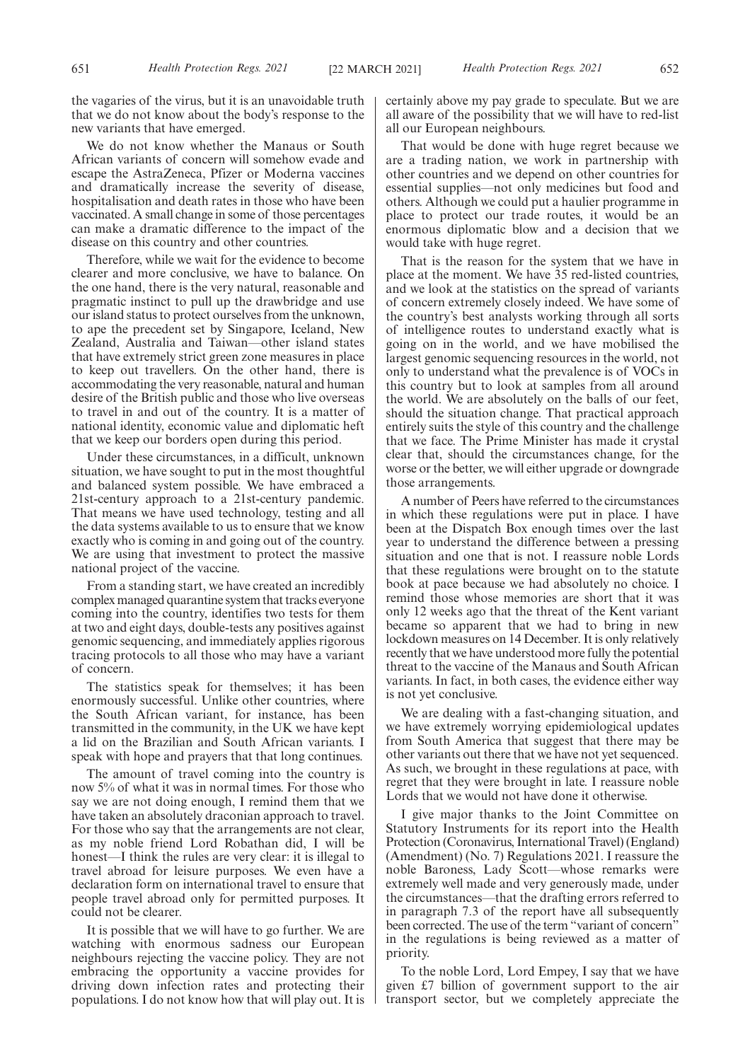the vagaries of the virus, but it is an unavoidable truth that we do not know about the body's response to the new variants that have emerged.

We do not know whether the Manaus or South African variants of concern will somehow evade and escape the AstraZeneca, Pfizer or Moderna vaccines and dramatically increase the severity of disease, hospitalisation and death rates in those who have been vaccinated. A small change in some of those percentages can make a dramatic difference to the impact of the disease on this country and other countries.

Therefore, while we wait for the evidence to become clearer and more conclusive, we have to balance. On the one hand, there is the very natural, reasonable and pragmatic instinct to pull up the drawbridge and use our island status to protect ourselves from the unknown, to ape the precedent set by Singapore, Iceland, New Zealand, Australia and Taiwan—other island states that have extremely strict green zone measures in place to keep out travellers. On the other hand, there is accommodating the very reasonable, natural and human desire of the British public and those who live overseas to travel in and out of the country. It is a matter of national identity, economic value and diplomatic heft that we keep our borders open during this period.

Under these circumstances, in a difficult, unknown situation, we have sought to put in the most thoughtful and balanced system possible. We have embraced a 21st-century approach to a 21st-century pandemic. That means we have used technology, testing and all the data systems available to us to ensure that we know exactly who is coming in and going out of the country. We are using that investment to protect the massive national project of the vaccine.

From a standing start, we have created an incredibly complex managed quarantine system that tracks everyone coming into the country, identifies two tests for them at two and eight days, double-tests any positives against genomic sequencing, and immediately applies rigorous tracing protocols to all those who may have a variant of concern.

The statistics speak for themselves; it has been enormously successful. Unlike other countries, where the South African variant, for instance, has been transmitted in the community, in the UK we have kept a lid on the Brazilian and South African variants. I speak with hope and prayers that that long continues.

The amount of travel coming into the country is now 5% of what it was in normal times. For those who say we are not doing enough, I remind them that we have taken an absolutely draconian approach to travel. For those who say that the arrangements are not clear, as my noble friend Lord Robathan did, I will be honest—I think the rules are very clear: it is illegal to travel abroad for leisure purposes. We even have a declaration form on international travel to ensure that people travel abroad only for permitted purposes. It could not be clearer.

It is possible that we will have to go further. We are watching with enormous sadness our European neighbours rejecting the vaccine policy. They are not embracing the opportunity a vaccine provides for driving down infection rates and protecting their populations. I do not know how that will play out. It is certainly above my pay grade to speculate. But we are all aware of the possibility that we will have to red-list all our European neighbours.

That would be done with huge regret because we are a trading nation, we work in partnership with other countries and we depend on other countries for essential supplies—not only medicines but food and others. Although we could put a haulier programme in place to protect our trade routes, it would be an enormous diplomatic blow and a decision that we would take with huge regret.

That is the reason for the system that we have in place at the moment. We have 35 red-listed countries, and we look at the statistics on the spread of variants of concern extremely closely indeed. We have some of the country's best analysts working through all sorts of intelligence routes to understand exactly what is going on in the world, and we have mobilised the largest genomic sequencing resources in the world, not only to understand what the prevalence is of VOCs in this country but to look at samples from all around the world. We are absolutely on the balls of our feet, should the situation change. That practical approach entirely suits the style of this country and the challenge that we face. The Prime Minister has made it crystal clear that, should the circumstances change, for the worse or the better, we will either upgrade or downgrade those arrangements.

A number of Peers have referred to the circumstances in which these regulations were put in place. I have been at the Dispatch Box enough times over the last year to understand the difference between a pressing situation and one that is not. I reassure noble Lords that these regulations were brought on to the statute book at pace because we had absolutely no choice. I remind those whose memories are short that it was only 12 weeks ago that the threat of the Kent variant became so apparent that we had to bring in new lockdown measures on 14 December. It is only relatively recently that we have understood more fully the potential threat to the vaccine of the Manaus and South African variants. In fact, in both cases, the evidence either way is not yet conclusive.

We are dealing with a fast-changing situation, and we have extremely worrying epidemiological updates from South America that suggest that there may be other variants out there that we have not yet sequenced. As such, we brought in these regulations at pace, with regret that they were brought in late. I reassure noble Lords that we would not have done it otherwise.

I give major thanks to the Joint Committee on Statutory Instruments for its report into the Health Protection (Coronavirus, International Travel) (England) (Amendment) (No. 7) Regulations 2021. I reassure the noble Baroness, Lady Scott—whose remarks were extremely well made and very generously made, under the circumstances—that the drafting errors referred to in paragraph 7.3 of the report have all subsequently been corrected. The use of the term "variant of concern" in the regulations is being reviewed as a matter of priority.

To the noble Lord, Lord Empey, I say that we have given £7 billion of government support to the air transport sector, but we completely appreciate the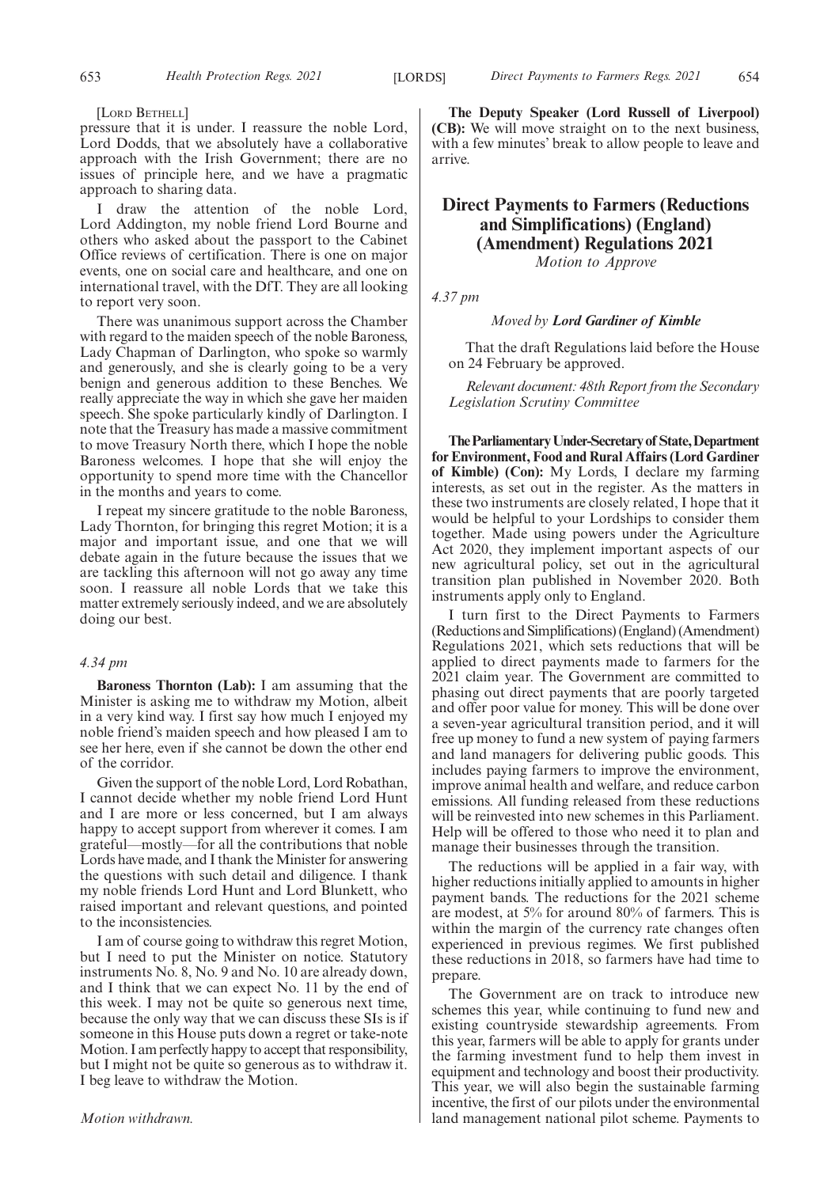[LORD BETHELL]

pressure that it is under. I reassure the noble Lord, Lord Dodds, that we absolutely have a collaborative approach with the Irish Government; there are no issues of principle here, and we have a pragmatic approach to sharing data.

I draw the attention of the noble Lord, Lord Addington, my noble friend Lord Bourne and others who asked about the passport to the Cabinet Office reviews of certification. There is one on major events, one on social care and healthcare, and one on international travel, with the DfT. They are all looking to report very soon.

There was unanimous support across the Chamber with regard to the maiden speech of the noble Baroness, Lady Chapman of Darlington, who spoke so warmly and generously, and she is clearly going to be a very benign and generous addition to these Benches. We really appreciate the way in which she gave her maiden speech. She spoke particularly kindly of Darlington. I note that the Treasury has made a massive commitment to move Treasury North there, which I hope the noble Baroness welcomes. I hope that she will enjoy the opportunity to spend more time with the Chancellor in the months and years to come.

I repeat my sincere gratitude to the noble Baroness, Lady Thornton, for bringing this regret Motion; it is a major and important issue, and one that we will debate again in the future because the issues that we are tackling this afternoon will not go away any time soon. I reassure all noble Lords that we take this matter extremely seriously indeed, and we are absolutely doing our best.

*4.34 pm*

**Baroness Thornton (Lab):** I am assuming that the Minister is asking me to withdraw my Motion, albeit in a very kind way. I first say how much I enjoyed my noble friend's maiden speech and how pleased I am to see her here, even if she cannot be down the other end of the corridor.

Given the support of the noble Lord, Lord Robathan, I cannot decide whether my noble friend Lord Hunt and I are more or less concerned, but I am always happy to accept support from wherever it comes. I am grateful—mostly—for all the contributions that noble Lords have made, and I thank the Minister for answering the questions with such detail and diligence. I thank my noble friends Lord Hunt and Lord Blunkett, who raised important and relevant questions, and pointed to the inconsistencies.

I am of course going to withdraw this regret Motion, but I need to put the Minister on notice. Statutory instruments No. 8, No. 9 and No. 10 are already down, and I think that we can expect No. 11 by the end of this week. I may not be quite so generous next time, because the only way that we can discuss these SIs is if someone in this House puts down a regret or take-note Motion. I am perfectly happy to accept that responsibility, but I might not be quite so generous as to withdraw it. I beg leave to withdraw the Motion.

*Motion withdrawn.*

**The Deputy Speaker (Lord Russell of Liverpool) (CB):** We will move straight on to the next business, with a few minutes' break to allow people to leave and arrive.

## Direct Payments to Farmers (Reductions and Simplifications) (England) (Amendment) Regulations 2021

*Motion to Approve*

*4.37 pm*

*Moved by* ***Lord Gardiner of Kimble***

That the draft Regulations laid before the House on 24 February be approved.

*Relevant document: 48th Report from the Secondary Legislation Scrutiny Committee*

**The Parliamentary Under-Secretary of State, Department for Environment, Food and Rural Affairs (Lord Gardiner of Kimble) (Con):** My Lords, I declare my farming interests, as set out in the register. As the matters in these two instruments are closely related, I hope that it would be helpful to your Lordships to consider them together. Made using powers under the Agriculture Act 2020, they implement important aspects of our new agricultural policy, set out in the agricultural transition plan published in November 2020. Both instruments apply only to England.

I turn first to the Direct Payments to Farmers (Reductions and Simplifications) (England) (Amendment) Regulations 2021, which sets reductions that will be applied to direct payments made to farmers for the 2021 claim year. The Government are committed to phasing out direct payments that are poorly targeted and offer poor value for money. This will be done over a seven-year agricultural transition period, and it will free up money to fund a new system of paying farmers and land managers for delivering public goods. This includes paying farmers to improve the environment, improve animal health and welfare, and reduce carbon emissions. All funding released from these reductions will be reinvested into new schemes in this Parliament. Help will be offered to those who need it to plan and manage their businesses through the transition.

The reductions will be applied in a fair way, with higher reductions initially applied to amounts in higher payment bands. The reductions for the 2021 scheme are modest, at 5% for around 80% of farmers. This is within the margin of the currency rate changes often experienced in previous regimes. We first published these reductions in 2018, so farmers have had time to prepare.

The Government are on track to introduce new schemes this year, while continuing to fund new and existing countryside stewardship agreements. From this year, farmers will be able to apply for grants under the farming investment fund to help them invest in equipment and technology and boost their productivity. This year, we will also begin the sustainable farming incentive, the first of our pilots under the environmental land management national pilot scheme. Payments to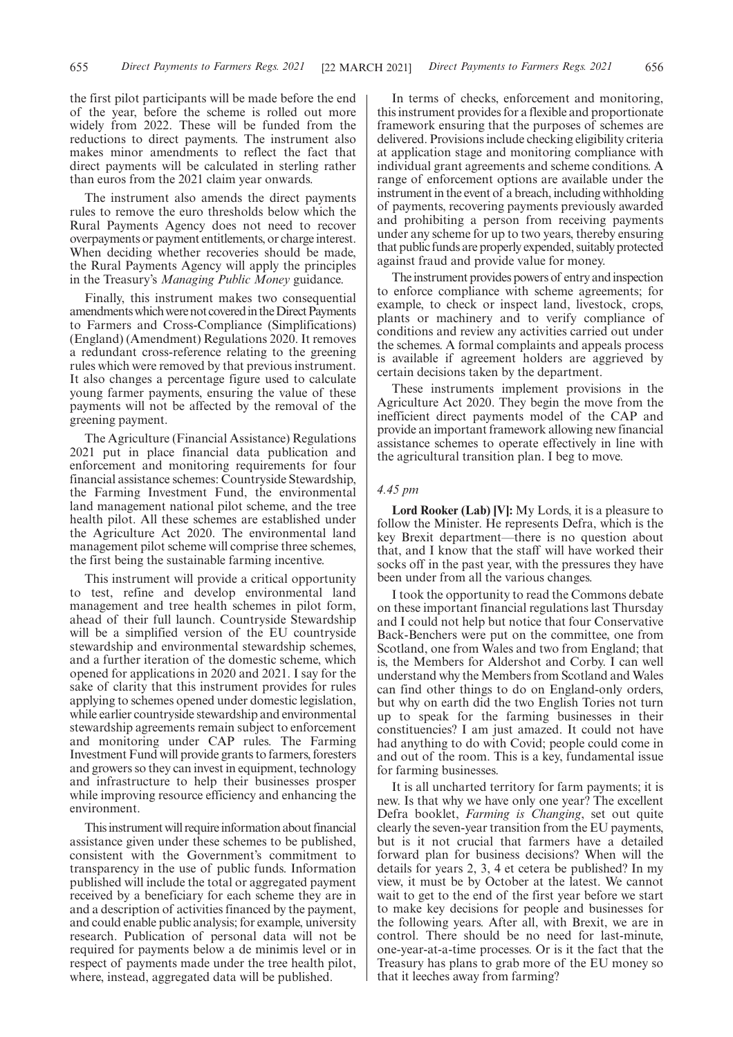the first pilot participants will be made before the end of the year, before the scheme is rolled out more widely from 2022. These will be funded from the reductions to direct payments. The instrument also makes minor amendments to reflect the fact that direct payments will be calculated in sterling rather than euros from the 2021 claim year onwards.

The instrument also amends the direct payments rules to remove the euro thresholds below which the Rural Payments Agency does not need to recover overpayments or payment entitlements, or charge interest. When deciding whether recoveries should be made, the Rural Payments Agency will apply the principles in the Treasury's *Managing Public Money* guidance.

Finally, this instrument makes two consequential amendments which were not covered in the Direct Payments to Farmers and Cross-Compliance (Simplifications) (England) (Amendment) Regulations 2020. It removes a redundant cross-reference relating to the greening rules which were removed by that previous instrument. It also changes a percentage figure used to calculate young farmer payments, ensuring the value of these payments will not be affected by the removal of the greening payment.

The Agriculture (Financial Assistance) Regulations 2021 put in place financial data publication and enforcement and monitoring requirements for four financial assistance schemes: Countryside Stewardship, the Farming Investment Fund, the environmental land management national pilot scheme, and the tree health pilot. All these schemes are established under the Agriculture Act 2020. The environmental land management pilot scheme will comprise three schemes, the first being the sustainable farming incentive.

This instrument will provide a critical opportunity to test, refine and develop environmental land management and tree health schemes in pilot form, ahead of their full launch. Countryside Stewardship will be a simplified version of the EU countryside stewardship and environmental stewardship schemes, and a further iteration of the domestic scheme, which opened for applications in 2020 and 2021. I say for the sake of clarity that this instrument provides for rules applying to schemes opened under domestic legislation, while earlier countryside stewardship and environmental stewardship agreements remain subject to enforcement and monitoring under CAP rules. The Farming Investment Fund will provide grants to farmers, foresters and growers so they can invest in equipment, technology and infrastructure to help their businesses prosper while improving resource efficiency and enhancing the environment.

This instrument will require information about financial assistance given under these schemes to be published, consistent with the Government's commitment to transparency in the use of public funds. Information published will include the total or aggregated payment received by a beneficiary for each scheme they are in and a description of activities financed by the payment, and could enable public analysis; for example, university research. Publication of personal data will not be required for payments below a de minimis level or in respect of payments made under the tree health pilot, where, instead, aggregated data will be published.

In terms of checks, enforcement and monitoring, this instrument provides for a flexible and proportionate framework ensuring that the purposes of schemes are delivered. Provisions include checking eligibility criteria at application stage and monitoring compliance with individual grant agreements and scheme conditions. A range of enforcement options are available under the instrument in the event of a breach, including withholding of payments, recovering payments previously awarded and prohibiting a person from receiving payments under any scheme for up to two years, thereby ensuring that public funds are properly expended, suitably protected against fraud and provide value for money.

The instrument provides powers of entry and inspection to enforce compliance with scheme agreements; for example, to check or inspect land, livestock, crops, plants or machinery and to verify compliance of conditions and review any activities carried out under the schemes. A formal complaints and appeals process is available if agreement holders are aggrieved by certain decisions taken by the department.

These instruments implement provisions in the Agriculture Act 2020. They begin the move from the inefficient direct payments model of the CAP and provide an important framework allowing new financial assistance schemes to operate effectively in line with the agricultural transition plan. I beg to move.

*4.45 pm*

**Lord Rooker (Lab) [V]:** My Lords, it is a pleasure to follow the Minister. He represents Defra, which is the key Brexit department—there is no question about that, and I know that the staff will have worked their socks off in the past year, with the pressures they have been under from all the various changes.

I took the opportunity to read the Commons debate on these important financial regulations last Thursday and I could not help but notice that four Conservative Back-Benchers were put on the committee, one from Scotland, one from Wales and two from England; that is, the Members for Aldershot and Corby. I can well understand why the Members from Scotland and Wales can find other things to do on England-only orders, but why on earth did the two English Tories not turn up to speak for the farming businesses in their constituencies? I am just amazed. It could not have had anything to do with Covid; people could come in and out of the room. This is a key, fundamental issue for farming businesses.

It is all uncharted territory for farm payments; it is new. Is that why we have only one year? The excellent Defra booklet, *Farming is Changing*, set out quite clearly the seven-year transition from the EU payments, but is it not crucial that farmers have a detailed forward plan for business decisions? When will the details for years 2, 3, 4 et cetera be published? In my view, it must be by October at the latest. We cannot wait to get to the end of the first year before we start to make key decisions for people and businesses for the following years. After all, with Brexit, we are in control. There should be no need for last-minute, one-year-at-a-time processes. Or is it the fact that the Treasury has plans to grab more of the EU money so that it leeches away from farming?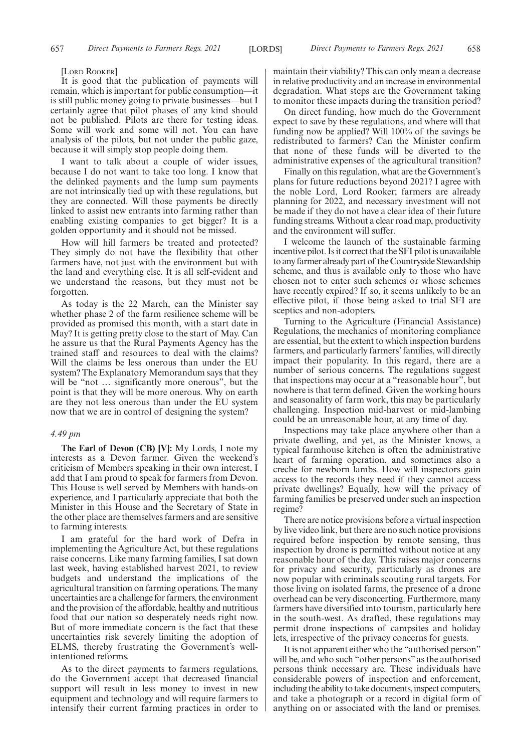[LORD ROOKER]

It is good that the publication of payments will remain, which is important for public consumption—it is still public money going to private businesses—but I certainly agree that pilot phases of any kind should not be published. Pilots are there for testing ideas. Some will work and some will not. You can have analysis of the pilots, but not under the public gaze, because it will simply stop people doing them.

I want to talk about a couple of wider issues, because I do not want to take too long. I know that the delinked payments and the lump sum payments are not intrinsically tied up with these regulations, but they are connected. Will those payments be directly linked to assist new entrants into farming rather than enabling existing companies to get bigger? It is a golden opportunity and it should not be missed.

How will hill farmers be treated and protected? They simply do not have the flexibility that other farmers have, not just with the environment but with the land and everything else. It is all self-evident and we understand the reasons, but they must not be forgotten.

As today is the 22 March, can the Minister say whether phase 2 of the farm resilience scheme will be provided as promised this month, with a start date in May? It is getting pretty close to the start of May. Can he assure us that the Rural Payments Agency has the trained staff and resources to deal with the claims? Will the claims be less onerous than under the EU system? The Explanatory Memorandum says that they will be "not … significantly more onerous", but the point is that they will be more onerous. Why on earth are they not less onerous than under the EU system now that we are in control of designing the system?

*4.49 pm*

**The Earl of Devon (CB) [V]:** My Lords, I note my interests as a Devon farmer. Given the weekend's criticism of Members speaking in their own interest, I add that I am proud to speak for farmers from Devon. This House is well served by Members with hands-on experience, and I particularly appreciate that both the Minister in this House and the Secretary of State in the other place are themselves farmers and are sensitive to farming interests.

I am grateful for the hard work of Defra in implementing the Agriculture Act, but these regulations raise concerns. Like many farming families, I sat down last week, having established harvest 2021, to review budgets and understand the implications of the agricultural transition on farming operations. The many uncertainties are a challenge for farmers, the environment and the provision of the affordable, healthy and nutritious food that our nation so desperately needs right now. But of more immediate concern is the fact that these uncertainties risk severely limiting the adoption of ELMS, thereby frustrating the Government's well-intentioned reforms.

As to the direct payments to farmers regulations, do the Government accept that decreased financial support will result in less money to invest in new equipment and technology and will require farmers to intensify their current farming practices in order to maintain their viability? This can only mean a decrease in relative productivity and an increase in environmental degradation. What steps are the Government taking to monitor these impacts during the transition period?

On direct funding, how much do the Government expect to save by these regulations, and where will that funding now be applied? Will 100% of the savings be redistributed to farmers? Can the Minister confirm that none of these funds will be diverted to the administrative expenses of the agricultural transition?

Finally on this regulation, what are the Government's plans for future reductions beyond 2021? I agree with the noble Lord, Lord Rooker; farmers are already planning for 2022, and necessary investment will not be made if they do not have a clear idea of their future funding streams. Without a clear road map, productivity and the environment will suffer.

I welcome the launch of the sustainable farming incentive pilot. Is it correct that the SFI pilot is unavailable to any farmer already part of the Countryside Stewardship scheme, and thus is available only to those who have chosen not to enter such schemes or whose schemes have recently expired? If so, it seems unlikely to be an effective pilot, if those being asked to trial SFI are sceptics and non-adopters.

Turning to the Agriculture (Financial Assistance) Regulations, the mechanics of monitoring compliance are essential, but the extent to which inspection burdens farmers, and particularly farmers' families, will directly impact their popularity. In this regard, there are a number of serious concerns. The regulations suggest that inspections may occur at a "reasonable hour", but nowhere is that term defined. Given the working hours and seasonality of farm work, this may be particularly challenging. Inspection mid-harvest or mid-lambing could be an unreasonable hour, at any time of day.

Inspections may take place anywhere other than a private dwelling, and yet, as the Minister knows, a typical farmhouse kitchen is often the administrative heart of farming operation, and sometimes also a creche for newborn lambs. How will inspectors gain access to the records they need if they cannot access private dwellings? Equally, how will the privacy of farming families be preserved under such an inspection regime?

There are notice provisions before a virtual inspection by live video link, but there are no such notice provisions required before inspection by remote sensing, thus inspection by drone is permitted without notice at any reasonable hour of the day. This raises major concerns for privacy and security, particularly as drones are now popular with criminals scouting rural targets. For those living on isolated farms, the presence of a drone overhead can be very disconcerting. Furthermore, many farmers have diversified into tourism, particularly here in the south-west. As drafted, these regulations may permit drone inspections of campsites and holiday lets, irrespective of the privacy concerns for guests.

It is not apparent either who the "authorised person" will be, and who such "other persons" as the authorised persons think necessary are. These individuals have considerable powers of inspection and enforcement, including the ability to take documents, inspect computers, and take a photograph or a record in digital form of anything on or associated with the land or premises.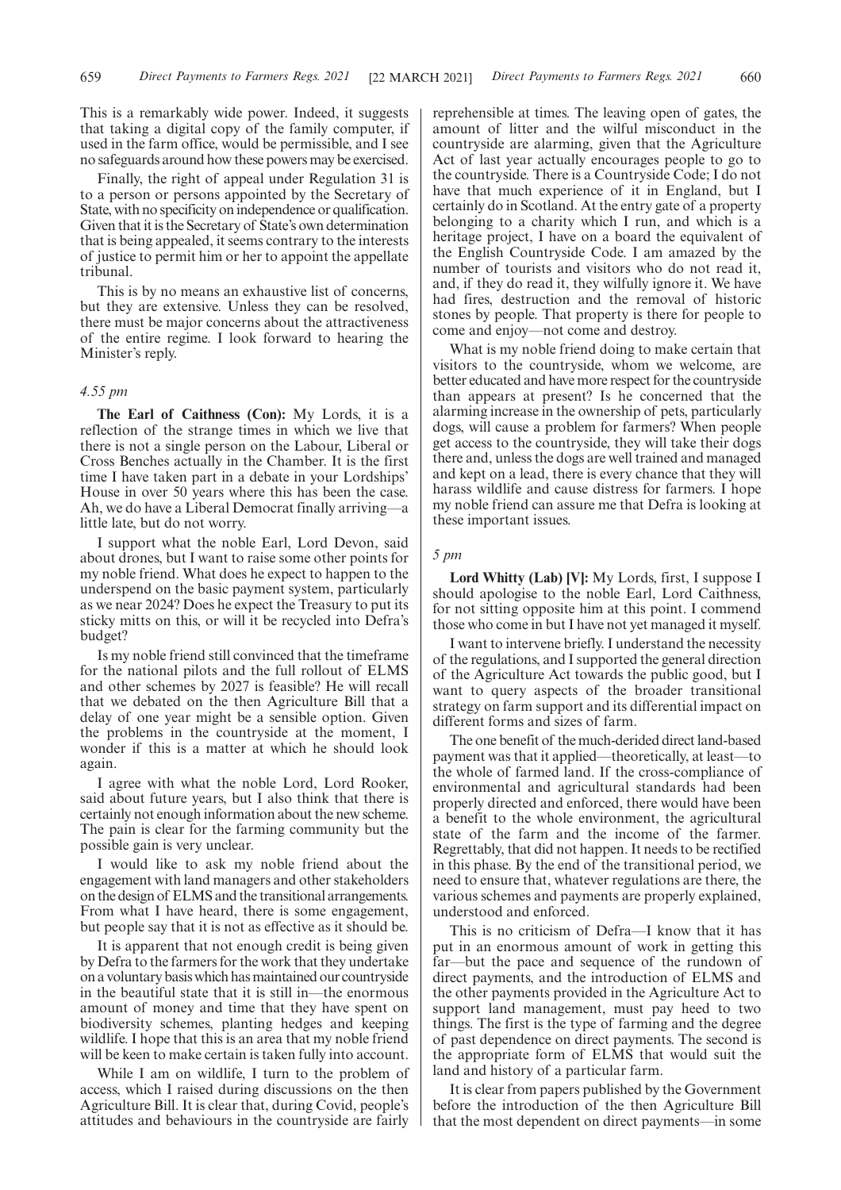This is a remarkably wide power. Indeed, it suggests that taking a digital copy of the family computer, if used in the farm office, would be permissible, and I see no safeguards around how these powers may be exercised.

Finally, the right of appeal under Regulation 31 is to a person or persons appointed by the Secretary of State, with no specificity on independence or qualification. Given that it is the Secretary of State's own determination that is being appealed, it seems contrary to the interests of justice to permit him or her to appoint the appellate tribunal.

This is by no means an exhaustive list of concerns, but they are extensive. Unless they can be resolved, there must be major concerns about the attractiveness of the entire regime. I look forward to hearing the Minister's reply.

*4.55 pm*

**The Earl of Caithness (Con):** My Lords, it is a reflection of the strange times in which we live that there is not a single person on the Labour, Liberal or Cross Benches actually in the Chamber. It is the first time I have taken part in a debate in your Lordships' House in over 50 years where this has been the case. Ah, we do have a Liberal Democrat finally arriving—a little late, but do not worry.

I support what the noble Earl, Lord Devon, said about drones, but I want to raise some other points for my noble friend. What does he expect to happen to the underspend on the basic payment system, particularly as we near 2024? Does he expect the Treasury to put its sticky mitts on this, or will it be recycled into Defra's budget?

Is my noble friend still convinced that the timeframe for the national pilots and the full rollout of ELMS and other schemes by 2027 is feasible? He will recall that we debated on the then Agriculture Bill that a delay of one year might be a sensible option. Given the problems in the countryside at the moment, I wonder if this is a matter at which he should look again.

I agree with what the noble Lord, Lord Rooker, said about future years, but I also think that there is certainly not enough information about the new scheme. The pain is clear for the farming community but the possible gain is very unclear.

I would like to ask my noble friend about the engagement with land managers and other stakeholders on the design of ELMS and the transitional arrangements. From what I have heard, there is some engagement, but people say that it is not as effective as it should be.

It is apparent that not enough credit is being given by Defra to the farmers for the work that they undertake on a voluntary basis which has maintained our countryside in the beautiful state that it is still in—the enormous amount of money and time that they have spent on biodiversity schemes, planting hedges and keeping wildlife. I hope that this is an area that my noble friend will be keen to make certain is taken fully into account.

While I am on wildlife, I turn to the problem of access, which I raised during discussions on the then Agriculture Bill. It is clear that, during Covid, people's attitudes and behaviours in the countryside are fairly reprehensible at times. The leaving open of gates, the amount of litter and the wilful misconduct in the countryside are alarming, given that the Agriculture Act of last year actually encourages people to go to the countryside. There is a Countryside Code; I do not have that much experience of it in England, but I certainly do in Scotland. At the entry gate of a property belonging to a charity which I run, and which is a heritage project, I have on a board the equivalent of the English Countryside Code. I am amazed by the number of tourists and visitors who do not read it, and, if they do read it, they wilfully ignore it. We have had fires, destruction and the removal of historic stones by people. That property is there for people to come and enjoy—not come and destroy.

What is my noble friend doing to make certain that visitors to the countryside, whom we welcome, are better educated and have more respect for the countryside than appears at present? Is he concerned that the alarming increase in the ownership of pets, particularly dogs, will cause a problem for farmers? When people get access to the countryside, they will take their dogs there and, unless the dogs are well trained and managed and kept on a lead, there is every chance that they will harass wildlife and cause distress for farmers. I hope my noble friend can assure me that Defra is looking at these important issues.

*5 pm*

**Lord Whitty (Lab) [V]:** My Lords, first, I suppose I should apologise to the noble Earl, Lord Caithness, for not sitting opposite him at this point. I commend those who come in but I have not yet managed it myself.

I want to intervene briefly. I understand the necessity of the regulations, and I supported the general direction of the Agriculture Act towards the public good, but I want to query aspects of the broader transitional strategy on farm support and its differential impact on different forms and sizes of farm.

The one benefit of the much-derided direct land-based payment was that it applied—theoretically, at least—to the whole of farmed land. If the cross-compliance of environmental and agricultural standards had been properly directed and enforced, there would have been a benefit to the whole environment, the agricultural state of the farm and the income of the farmer. Regrettably, that did not happen. It needs to be rectified in this phase. By the end of the transitional period, we need to ensure that, whatever regulations are there, the various schemes and payments are properly explained, understood and enforced.

This is no criticism of Defra—I know that it has put in an enormous amount of work in getting this far—but the pace and sequence of the rundown of direct payments, and the introduction of ELMS and the other payments provided in the Agriculture Act to support land management, must pay heed to two things. The first is the type of farming and the degree of past dependence on direct payments. The second is the appropriate form of ELMS that would suit the land and history of a particular farm.

It is clear from papers published by the Government before the introduction of the then Agriculture Bill that the most dependent on direct payments—in some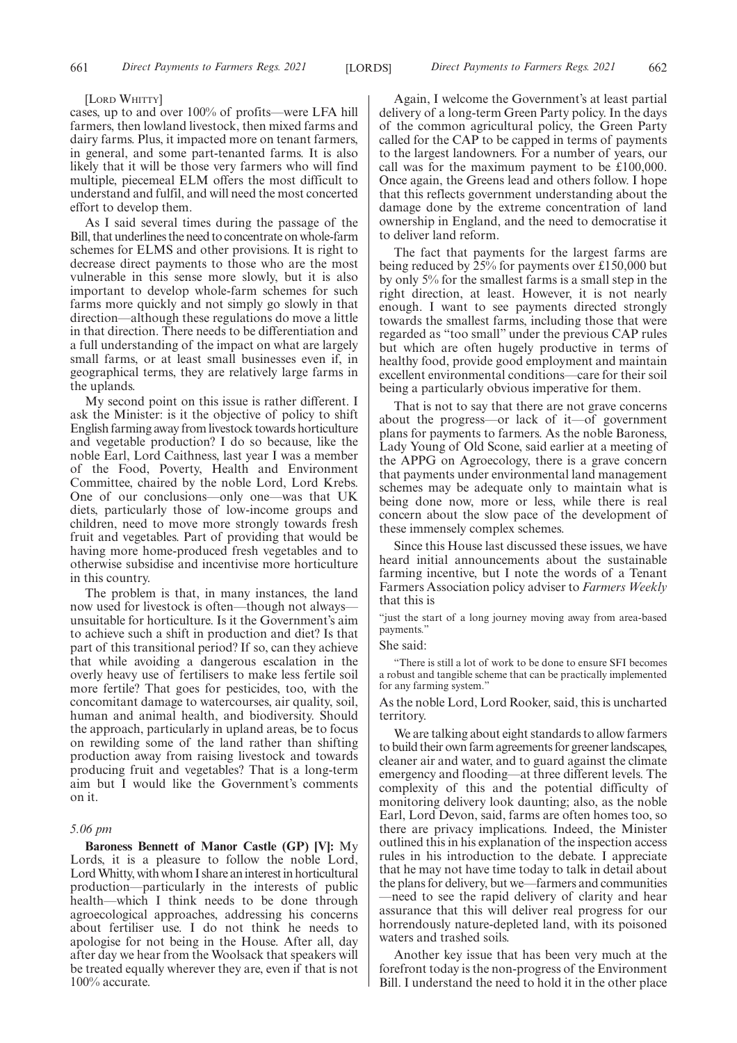[LORD WHITTY]

cases, up to and over 100% of profits—were LFA hill farmers, then lowland livestock, then mixed farms and dairy farms. Plus, it impacted more on tenant farmers, in general, and some part-tenanted farms. It is also likely that it will be those very farmers who will find multiple, piecemeal ELM offers the most difficult to understand and fulfil, and will need the most concerted effort to develop them.

As I said several times during the passage of the Bill, that underlines the need to concentrate on whole-farm schemes for ELMS and other provisions. It is right to decrease direct payments to those who are the most vulnerable in this sense more slowly, but it is also important to develop whole-farm schemes for such farms more quickly and not simply go slowly in that direction—although these regulations do move a little in that direction. There needs to be differentiation and a full understanding of the impact on what are largely small farms, or at least small businesses even if, in geographical terms, they are relatively large farms in the uplands.

My second point on this issue is rather different. I ask the Minister: is it the objective of policy to shift English farming away from livestock towards horticulture and vegetable production? I do so because, like the noble Earl, Lord Caithness, last year I was a member of the Food, Poverty, Health and Environment Committee, chaired by the noble Lord, Lord Krebs. One of our conclusions—only one—was that UK diets, particularly those of low-income groups and children, need to move more strongly towards fresh fruit and vegetables. Part of providing that would be having more home-produced fresh vegetables and to otherwise subsidise and incentivise more horticulture in this country.

The problem is that, in many instances, the land now used for livestock is often—though not always—unsuitable for horticulture. Is it the Government's aim to achieve such a shift in production and diet? Is that part of this transitional period? If so, can they achieve that while avoiding a dangerous escalation in the overly heavy use of fertilisers to make less fertile soil more fertile? That goes for pesticides, too, with the concomitant damage to watercourses, air quality, soil, human and animal health, and biodiversity. Should the approach, particularly in upland areas, be to focus on rewilding some of the land rather than shifting production away from raising livestock and towards producing fruit and vegetables? That is a long-term aim but I would like the Government's comments on it.

*5.06 pm*

**Baroness Bennett of Manor Castle (GP) [V]:** My Lords, it is a pleasure to follow the noble Lord, Lord Whitty, with whom I share an interest in horticultural production—particularly in the interests of public health—which I think needs to be done through agroecological approaches, addressing his concerns about fertiliser use. I do not think he needs to apologise for not being in the House. After all, day after day we hear from the Woolsack that speakers will be treated equally wherever they are, even if that is not 100% accurate.

Again, I welcome the Government's at least partial delivery of a long-term Green Party policy. In the days of the common agricultural policy, the Green Party called for the CAP to be capped in terms of payments to the largest landowners. For a number of years, our call was for the maximum payment to be £100,000. Once again, the Greens lead and others follow. I hope that this reflects government understanding about the damage done by the extreme concentration of land ownership in England, and the need to democratise it to deliver land reform.

The fact that payments for the largest farms are being reduced by 25% for payments over £150,000 but by only 5% for the smallest farms is a small step in the right direction, at least. However, it is not nearly enough. I want to see payments directed strongly towards the smallest farms, including those that were regarded as "too small" under the previous CAP rules but which are often hugely productive in terms of healthy food, provide good employment and maintain excellent environmental conditions—care for their soil being a particularly obvious imperative for them.

That is not to say that there are not grave concerns about the progress—or lack of it—of government plans for payments to farmers. As the noble Baroness, Lady Young of Old Scone, said earlier at a meeting of the APPG on Agroecology, there is a grave concern that payments under environmental land management schemes may be adequate only to maintain what is being done now, more or less, while there is real concern about the slow pace of the development of these immensely complex schemes.

Since this House last discussed these issues, we have heard initial announcements about the sustainable farming incentive, but I note the words of a Tenant Farmers Association policy adviser to *Farmers Weekly* that this is

"just the start of a long journey moving away from area-based payments."

She said:

"There is still a lot of work to be done to ensure SFI becomes a robust and tangible scheme that can be practically implemented for any farming system."

As the noble Lord, Lord Rooker, said, this is uncharted territory.

We are talking about eight standards to allow farmers to build their own farm agreements for greener landscapes, cleaner air and water, and to guard against the climate emergency and flooding—at three different levels. The complexity of this and the potential difficulty of monitoring delivery look daunting; also, as the noble Earl, Lord Devon, said, farms are often homes too, so there are privacy implications. Indeed, the Minister outlined this in his explanation of the inspection access rules in his introduction to the debate. I appreciate that he may not have time today to talk in detail about the plans for delivery, but we—farmers and communities—need to see the rapid delivery of clarity and hear assurance that this will deliver real progress for our horrendously nature-depleted land, with its poisoned waters and trashed soils.

Another key issue that has been very much at the forefront today is the non-progress of the Environment Bill. I understand the need to hold it in the other place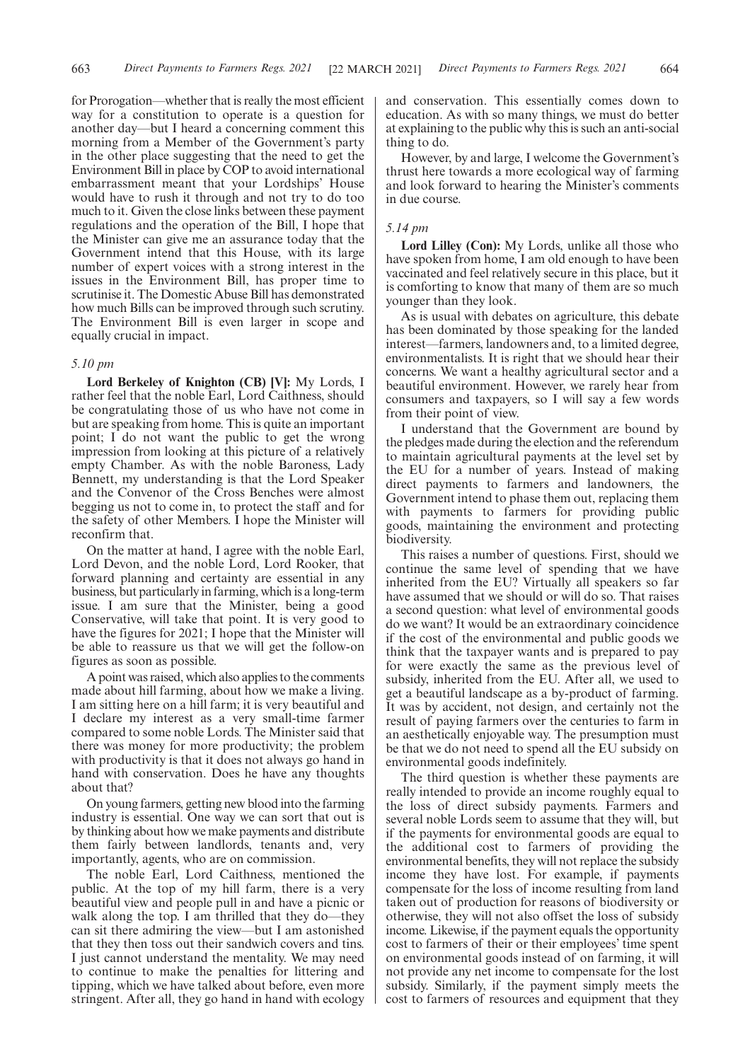for Prorogation—whether that is really the most efficient way for a constitution to operate is a question for another day—but I heard a concerning comment this morning from a Member of the Government's party in the other place suggesting that the need to get the Environment Bill in place by COP to avoid international embarrassment meant that your Lordships' House would have to rush it through and not try to do too much to it. Given the close links between these payment regulations and the operation of the Bill, I hope that the Minister can give me an assurance today that the Government intend that this House, with its large number of expert voices with a strong interest in the issues in the Environment Bill, has proper time to scrutinise it. The Domestic Abuse Bill has demonstrated how much Bills can be improved through such scrutiny. The Environment Bill is even larger in scope and equally crucial in impact.

*5.10 pm*

**Lord Berkeley of Knighton (CB) [V]:** My Lords, I rather feel that the noble Earl, Lord Caithness, should be congratulating those of us who have not come in but are speaking from home. This is quite an important point; I do not want the public to get the wrong impression from looking at this picture of a relatively empty Chamber. As with the noble Baroness, Lady Bennett, my understanding is that the Lord Speaker and the Convenor of the Cross Benches were almost begging us not to come in, to protect the staff and for the safety of other Members. I hope the Minister will reconfirm that.

On the matter at hand, I agree with the noble Earl, Lord Devon, and the noble Lord, Lord Rooker, that forward planning and certainty are essential in any business, but particularly in farming, which is a long-term issue. I am sure that the Minister, being a good Conservative, will take that point. It is very good to have the figures for 2021; I hope that the Minister will be able to reassure us that we will get the follow-on figures as soon as possible.

A point was raised, which also applies to the comments made about hill farming, about how we make a living. I am sitting here on a hill farm; it is very beautiful and I declare my interest as a very small-time farmer compared to some noble Lords. The Minister said that there was money for more productivity; the problem with productivity is that it does not always go hand in hand with conservation. Does he have any thoughts about that?

On young farmers, getting new blood into the farming industry is essential. One way we can sort that out is by thinking about how we make payments and distribute them fairly between landlords, tenants and, very importantly, agents, who are on commission.

The noble Earl, Lord Caithness, mentioned the public. At the top of my hill farm, there is a very beautiful view and people pull in and have a picnic or walk along the top. I am thrilled that they do—they can sit there admiring the view—but I am astonished that they then toss out their sandwich covers and tins. I just cannot understand the mentality. We may need to continue to make the penalties for littering and tipping, which we have talked about before, even more stringent. After all, they go hand in hand with ecology and conservation. This essentially comes down to education. As with so many things, we must do better at explaining to the public why this is such an anti-social thing to do.

However, by and large, I welcome the Government's thrust here towards a more ecological way of farming and look forward to hearing the Minister's comments in due course.

*5.14 pm*

**Lord Lilley (Con):** My Lords, unlike all those who have spoken from home, I am old enough to have been vaccinated and feel relatively secure in this place, but it is comforting to know that many of them are so much younger than they look.

As is usual with debates on agriculture, this debate has been dominated by those speaking for the landed interest—farmers, landowners and, to a limited degree, environmentalists. It is right that we should hear their concerns. We want a healthy agricultural sector and a beautiful environment. However, we rarely hear from consumers and taxpayers, so I will say a few words from their point of view.

I understand that the Government are bound by the pledges made during the election and the referendum to maintain agricultural payments at the level set by the EU for a number of years. Instead of making direct payments to farmers and landowners, the Government intend to phase them out, replacing them with payments to farmers for providing public goods, maintaining the environment and protecting biodiversity.

This raises a number of questions. First, should we continue the same level of spending that we have inherited from the EU? Virtually all speakers so far have assumed that we should or will do so. That raises a second question: what level of environmental goods do we want? It would be an extraordinary coincidence if the cost of the environmental and public goods we think that the taxpayer wants and is prepared to pay for were exactly the same as the previous level of subsidy, inherited from the EU. After all, we used to get a beautiful landscape as a by-product of farming. It was by accident, not design, and certainly not the result of paying farmers over the centuries to farm in an aesthetically enjoyable way. The presumption must be that we do not need to spend all the EU subsidy on environmental goods indefinitely.

The third question is whether these payments are really intended to provide an income roughly equal to the loss of direct subsidy payments. Farmers and several noble Lords seem to assume that they will, but if the payments for environmental goods are equal to the additional cost to farmers of providing the environmental benefits, they will not replace the subsidy income they have lost. For example, if payments compensate for the loss of income resulting from land taken out of production for reasons of biodiversity or otherwise, they will not also offset the loss of subsidy income. Likewise, if the payment equals the opportunity cost to farmers of their or their employees' time spent on environmental goods instead of on farming, it will not provide any net income to compensate for the lost subsidy. Similarly, if the payment simply meets the cost to farmers of resources and equipment that they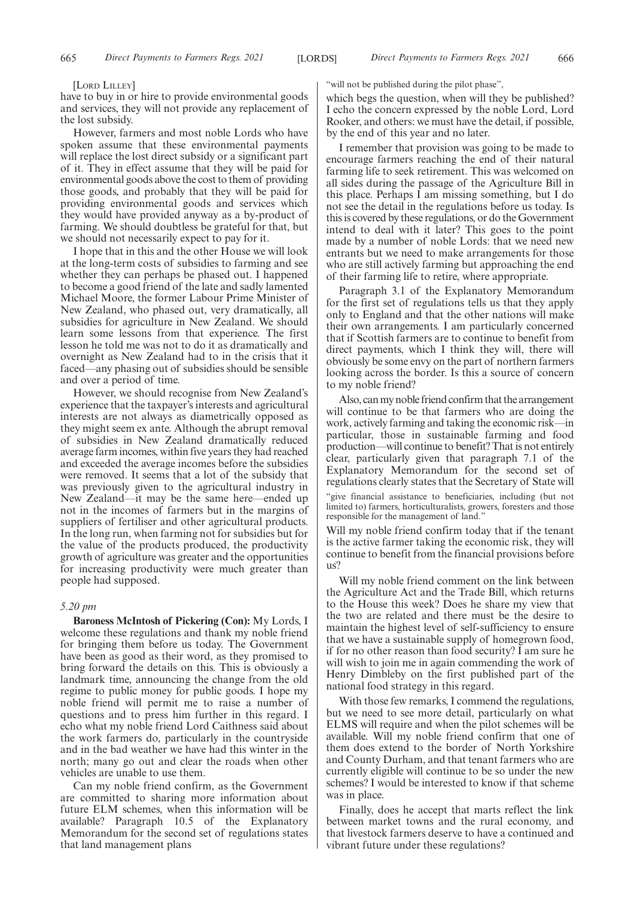[LORD LILLEY]

have to buy in or hire to provide environmental goods and services, they will not provide any replacement of the lost subsidy.

However, farmers and most noble Lords who have spoken assume that these environmental payments will replace the lost direct subsidy or a significant part of it. They in effect assume that they will be paid for environmental goods above the cost to them of providing those goods, and probably that they will be paid for providing environmental goods and services which they would have provided anyway as a by-product of farming. We should doubtless be grateful for that, but we should not necessarily expect to pay for it.

I hope that in this and the other House we will look at the long-term costs of subsidies to farming and see whether they can perhaps be phased out. I happened to become a good friend of the late and sadly lamented Michael Moore, the former Labour Prime Minister of New Zealand, who phased out, very dramatically, all subsidies for agriculture in New Zealand. We should learn some lessons from that experience. The first lesson he told me was not to do it as dramatically and overnight as New Zealand had to in the crisis that it faced—any phasing out of subsidies should be sensible and over a period of time.

However, we should recognise from New Zealand's experience that the taxpayer's interests and agricultural interests are not always as diametrically opposed as they might seem ex ante. Although the abrupt removal of subsidies in New Zealand dramatically reduced average farm incomes, within five years they had reached and exceeded the average incomes before the subsidies were removed. It seems that a lot of the subsidy that was previously given to the agricultural industry in New Zealand—it may be the same here—ended up not in the incomes of farmers but in the margins of suppliers of fertiliser and other agricultural products. In the long run, when farming not for subsidies but for the value of the products produced, the productivity growth of agriculture was greater and the opportunities for increasing productivity were much greater than people had supposed.

*5.20 pm*

**Baroness McIntosh of Pickering (Con):** My Lords, I welcome these regulations and thank my noble friend for bringing them before us today. The Government have been as good as their word, as they promised to bring forward the details on this. This is obviously a landmark time, announcing the change from the old regime to public money for public goods. I hope my noble friend will permit me to raise a number of questions and to press him further in this regard. I echo what my noble friend Lord Caithness said about the work farmers do, particularly in the countryside and in the bad weather we have had this winter in the north; many go out and clear the roads when other vehicles are unable to use them.

Can my noble friend confirm, as the Government are committed to sharing more information about future ELM schemes, when this information will be available? Paragraph 10.5 of the Explanatory Memorandum for the second set of regulations states that land management plans

"will not be published during the pilot phase",

which begs the question, when will they be published? I echo the concern expressed by the noble Lord, Lord Rooker, and others: we must have the detail, if possible, by the end of this year and no later.

I remember that provision was going to be made to encourage farmers reaching the end of their natural farming life to seek retirement. This was welcomed on all sides during the passage of the Agriculture Bill in this place. Perhaps I am missing something, but I do not see the detail in the regulations before us today. Is this is covered by these regulations, or do the Government intend to deal with it later? This goes to the point made by a number of noble Lords: that we need new entrants but we need to make arrangements for those who are still actively farming but approaching the end of their farming life to retire, where appropriate.

Paragraph 3.1 of the Explanatory Memorandum for the first set of regulations tells us that they apply only to England and that the other nations will make their own arrangements. I am particularly concerned that if Scottish farmers are to continue to benefit from direct payments, which I think they will, there will obviously be some envy on the part of northern farmers looking across the border. Is this a source of concern to my noble friend?

Also, can my noble friend confirm that the arrangement will continue to be that farmers who are doing the work, actively farming and taking the economic risk—in particular, those in sustainable farming and food production—will continue to benefit? That is not entirely clear, particularly given that paragraph 7.1 of the Explanatory Memorandum for the second set of regulations clearly states that the Secretary of State will

"give financial assistance to beneficiaries, including (but not limited to) farmers, horticulturalists, growers, foresters and those responsible for the management of land."

Will my noble friend confirm today that if the tenant is the active farmer taking the economic risk, they will continue to benefit from the financial provisions before us?

Will my noble friend comment on the link between the Agriculture Act and the Trade Bill, which returns to the House this week? Does he share my view that the two are related and there must be the desire to maintain the highest level of self-sufficiency to ensure that we have a sustainable supply of homegrown food, if for no other reason than food security? I am sure he will wish to join me in again commending the work of Henry Dimbleby on the first published part of the national food strategy in this regard.

With those few remarks, I commend the regulations, but we need to see more detail, particularly on what ELMS will require and when the pilot schemes will be available. Will my noble friend confirm that one of them does extend to the border of North Yorkshire and County Durham, and that tenant farmers who are currently eligible will continue to be so under the new schemes? I would be interested to know if that scheme was in place.

Finally, does he accept that marts reflect the link between market towns and the rural economy, and that livestock farmers deserve to have a continued and vibrant future under these regulations?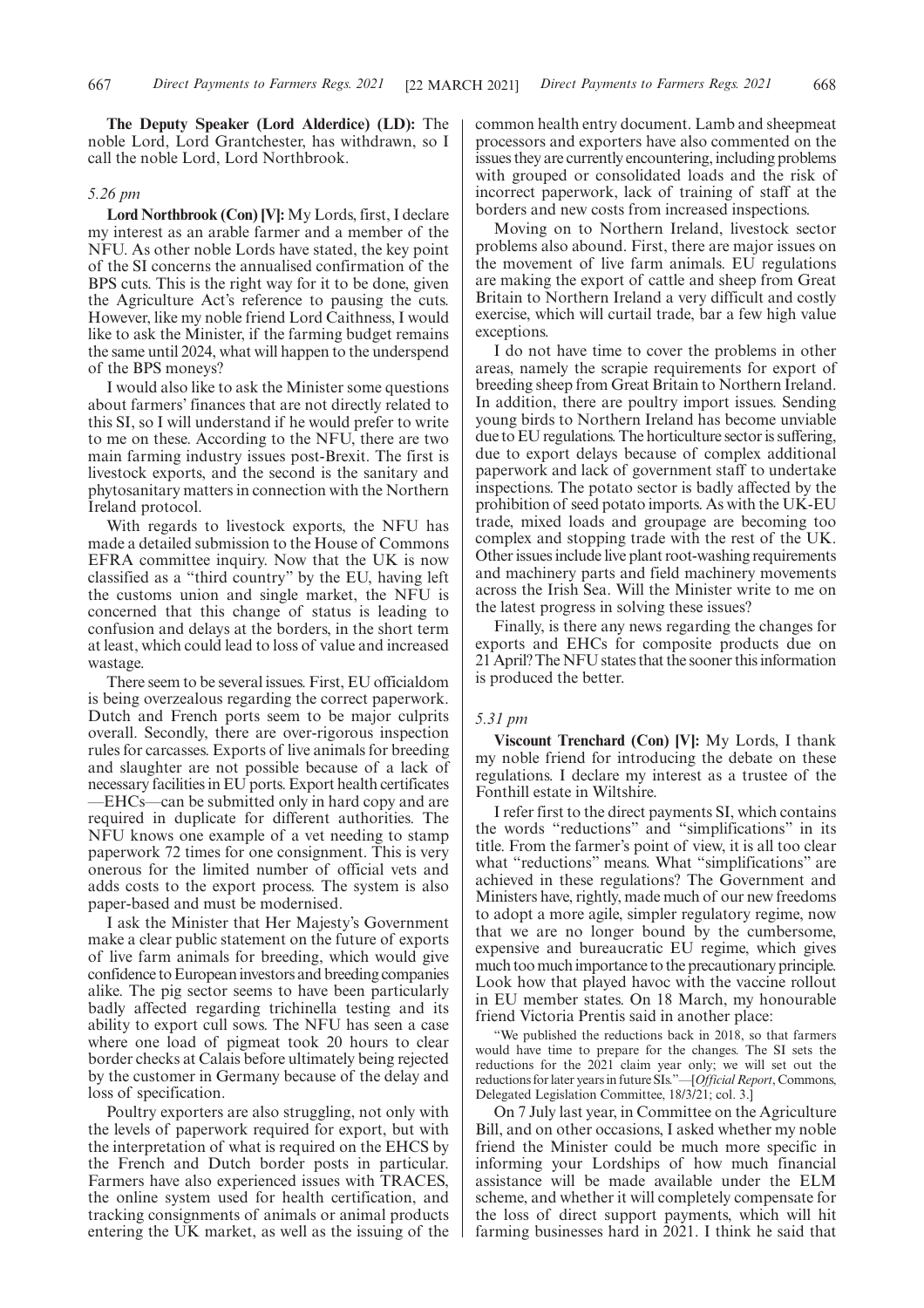**The Deputy Speaker (Lord Alderdice) (LD):** The noble Lord, Lord Grantchester, has withdrawn, so I call the noble Lord, Lord Northbrook.

*5.26 pm*

**Lord Northbrook (Con) [V]:** My Lords, first, I declare my interest as an arable farmer and a member of the NFU. As other noble Lords have stated, the key point of the SI concerns the annualised confirmation of the BPS cuts. This is the right way for it to be done, given the Agriculture Act's reference to pausing the cuts. However, like my noble friend Lord Caithness, I would like to ask the Minister, if the farming budget remains the same until 2024, what will happen to the underspend of the BPS moneys?

I would also like to ask the Minister some questions about farmers' finances that are not directly related to this SI, so I will understand if he would prefer to write to me on these. According to the NFU, there are two main farming industry issues post-Brexit. The first is livestock exports, and the second is the sanitary and phytosanitary matters in connection with the Northern Ireland protocol.

With regards to livestock exports, the NFU has made a detailed submission to the House of Commons EFRA committee inquiry. Now that the UK is now classified as a "third country" by the EU, having left the customs union and single market, the NFU is concerned that this change of status is leading to confusion and delays at the borders, in the short term at least, which could lead to loss of value and increased wastage.

There seem to be several issues. First, EU officialdom is being overzealous regarding the correct paperwork. Dutch and French ports seem to be major culprits overall. Secondly, there are over-rigorous inspection rules for carcasses. Exports of live animals for breeding and slaughter are not possible because of a lack of necessary facilities in EU ports. Export health certificates —EHCs—can be submitted only in hard copy and are required in duplicate for different authorities. The NFU knows one example of a vet needing to stamp paperwork 72 times for one consignment. This is very onerous for the limited number of official vets and adds costs to the export process. The system is also paper-based and must be modernised.

I ask the Minister that Her Majesty's Government make a clear public statement on the future of exports of live farm animals for breeding, which would give confidence to European investors and breeding companies alike. The pig sector seems to have been particularly badly affected regarding trichinella testing and its ability to export cull sows. The NFU has seen a case where one load of pigmeat took 20 hours to clear border checks at Calais before ultimately being rejected by the customer in Germany because of the delay and loss of specification.

Poultry exporters are also struggling, not only with the levels of paperwork required for export, but with the interpretation of what is required on the EHCS by the French and Dutch border posts in particular. Farmers have also experienced issues with TRACES, the online system used for health certification, and tracking consignments of animals or animal products entering the UK market, as well as the issuing of the common health entry document. Lamb and sheepmeat processors and exporters have also commented on the issues they are currently encountering, including problems with grouped or consolidated loads and the risk of incorrect paperwork, lack of training of staff at the borders and new costs from increased inspections.

Moving on to Northern Ireland, livestock sector problems also abound. First, there are major issues on the movement of live farm animals. EU regulations are making the export of cattle and sheep from Great Britain to Northern Ireland a very difficult and costly exercise, which will curtail trade, bar a few high value exceptions.

I do not have time to cover the problems in other areas, namely the scrapie requirements for export of breeding sheep from Great Britain to Northern Ireland. In addition, there are poultry import issues. Sending young birds to Northern Ireland has become unviable due to EU regulations. The horticulture sector is suffering, due to export delays because of complex additional paperwork and lack of government staff to undertake inspections. The potato sector is badly affected by the prohibition of seed potato imports. As with the UK-EU trade, mixed loads and groupage are becoming too complex and stopping trade with the rest of the UK. Other issues include live plant root-washing requirements and machinery parts and field machinery movements across the Irish Sea. Will the Minister write to me on the latest progress in solving these issues?

Finally, is there any news regarding the changes for exports and EHCs for composite products due on 21 April? The NFU states that the sooner this information is produced the better.

*5.31 pm*

**Viscount Trenchard (Con) [V]:** My Lords, I thank my noble friend for introducing the debate on these regulations. I declare my interest as a trustee of the Fonthill estate in Wiltshire.

I refer first to the direct payments SI, which contains the words "reductions" and "simplifications" in its title. From the farmer's point of view, it is all too clear what "reductions" means. What "simplifications" are achieved in these regulations? The Government and Ministers have, rightly, made much of our new freedoms to adopt a more agile, simpler regulatory regime, now that we are no longer bound by the cumbersome, expensive and bureaucratic EU regime, which gives much too much importance to the precautionary principle. Look how that played havoc with the vaccine rollout in EU member states. On 18 March, my honourable friend Victoria Prentis said in another place:

> "We published the reductions back in 2018, so that farmers would have time to prepare for the changes. The SI sets the reductions for the 2021 claim year only; we will set out the reductions for later years in future SIs."—[*Official Report*, Commons, Delegated Legislation Committee, 18/3/21; col. 3.]

On 7 July last year, in Committee on the Agriculture Bill, and on other occasions, I asked whether my noble friend the Minister could be much more specific in informing your Lordships of how much financial assistance will be made available under the ELM scheme, and whether it will completely compensate for the loss of direct support payments, which will hit farming businesses hard in 2021. I think he said that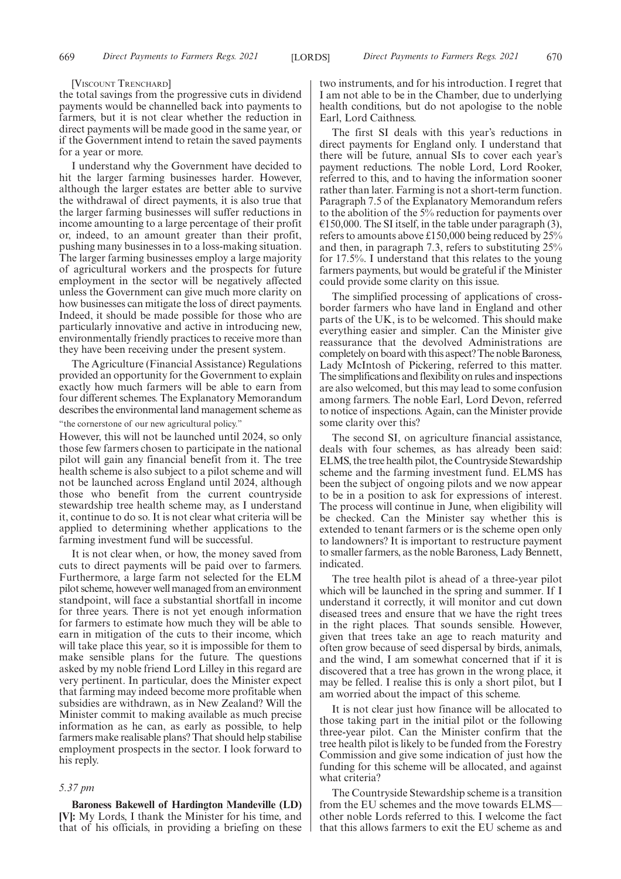[Viscount Trenchard]

the total savings from the progressive cuts in dividend payments would be channelled back into payments to farmers, but it is not clear whether the reduction in direct payments will be made good in the same year, or if the Government intend to retain the saved payments for a year or more.

I understand why the Government have decided to hit the larger farming businesses harder. However, although the larger estates are better able to survive the withdrawal of direct payments, it is also true that the larger farming businesses will suffer reductions in income amounting to a large percentage of their profit or, indeed, to an amount greater than their profit, pushing many businesses in to a loss-making situation. The larger farming businesses employ a large majority of agricultural workers and the prospects for future employment in the sector will be negatively affected unless the Government can give much more clarity on how businesses can mitigate the loss of direct payments. Indeed, it should be made possible for those who are particularly innovative and active in introducing new, environmentally friendly practices to receive more than they have been receiving under the present system.

The Agriculture (Financial Assistance) Regulations provided an opportunity for the Government to explain exactly how much farmers will be able to earn from four different schemes. The Explanatory Memorandum describes the environmental land management scheme as

"the cornerstone of our new agricultural policy."

However, this will not be launched until 2024, so only those few farmers chosen to participate in the national pilot will gain any financial benefit from it. The tree health scheme is also subject to a pilot scheme and will not be launched across England until 2024, although those who benefit from the current countryside stewardship tree health scheme may, as I understand it, continue to do so. It is not clear what criteria will be applied to determining whether applications to the farming investment fund will be successful.

It is not clear when, or how, the money saved from cuts to direct payments will be paid over to farmers. Furthermore, a large farm not selected for the ELM pilot scheme, however well managed from an environment standpoint, will face a substantial shortfall in income for three years. There is not yet enough information for farmers to estimate how much they will be able to earn in mitigation of the cuts to their income, which will take place this year, so it is impossible for them to make sensible plans for the future. The questions asked by my noble friend Lord Lilley in this regard are very pertinent. In particular, does the Minister expect that farming may indeed become more profitable when subsidies are withdrawn, as in New Zealand? Will the Minister commit to making available as much precise information as he can, as early as possible, to help farmers make realisable plans? That should help stabilise employment prospects in the sector. I look forward to his reply.

*5.37 pm*

**Baroness Bakewell of Hardington Mandeville (LD) [V]:** My Lords, I thank the Minister for his time, and that of his officials, in providing a briefing on these two instruments, and for his introduction. I regret that I am not able to be in the Chamber, due to underlying health conditions, but do not apologise to the noble Earl, Lord Caithness.

The first SI deals with this year's reductions in direct payments for England only. I understand that there will be future, annual SIs to cover each year's payment reductions. The noble Lord, Lord Rooker, referred to this, and to having the information sooner rather than later. Farming is not a short-term function. Paragraph 7.5 of the Explanatory Memorandum refers to the abolition of the 5% reduction for payments over €150,000. The SI itself, in the table under paragraph (3), refers to amounts above £150,000 being reduced by 25% and then, in paragraph 7.3, refers to substituting 25% for 17.5%. I understand that this relates to the young farmers payments, but would be grateful if the Minister could provide some clarity on this issue.

The simplified processing of applications of cross-border farmers who have land in England and other parts of the UK, is to be welcomed. This should make everything easier and simpler. Can the Minister give reassurance that the devolved Administrations are completely on board with this aspect? The noble Baroness, Lady McIntosh of Pickering, referred to this matter. The simplifications and flexibility on rules and inspections are also welcomed, but this may lead to some confusion among farmers. The noble Earl, Lord Devon, referred to notice of inspections. Again, can the Minister provide some clarity over this?

The second SI, on agriculture financial assistance, deals with four schemes, as has already been said: ELMS, the tree health pilot, the Countryside Stewardship scheme and the farming investment fund. ELMS has been the subject of ongoing pilots and we now appear to be in a position to ask for expressions of interest. The process will continue in June, when eligibility will be checked. Can the Minister say whether this is extended to tenant farmers or is the scheme open only to landowners? It is important to restructure payment to smaller farmers, as the noble Baroness, Lady Bennett, indicated.

The tree health pilot is ahead of a three-year pilot which will be launched in the spring and summer. If I understand it correctly, it will monitor and cut down diseased trees and ensure that we have the right trees in the right places. That sounds sensible. However, given that trees take an age to reach maturity and often grow because of seed dispersal by birds, animals, and the wind, I am somewhat concerned that if it is discovered that a tree has grown in the wrong place, it may be felled. I realise this is only a short pilot, but I am worried about the impact of this scheme.

It is not clear just how finance will be allocated to those taking part in the initial pilot or the following three-year pilot. Can the Minister confirm that the tree health pilot is likely to be funded from the Forestry Commission and give some indication of just how the funding for this scheme will be allocated, and against what criteria?

The Countryside Stewardship scheme is a transition from the EU schemes and the move towards ELMS—other noble Lords referred to this. I welcome the fact that this allows farmers to exit the EU scheme as and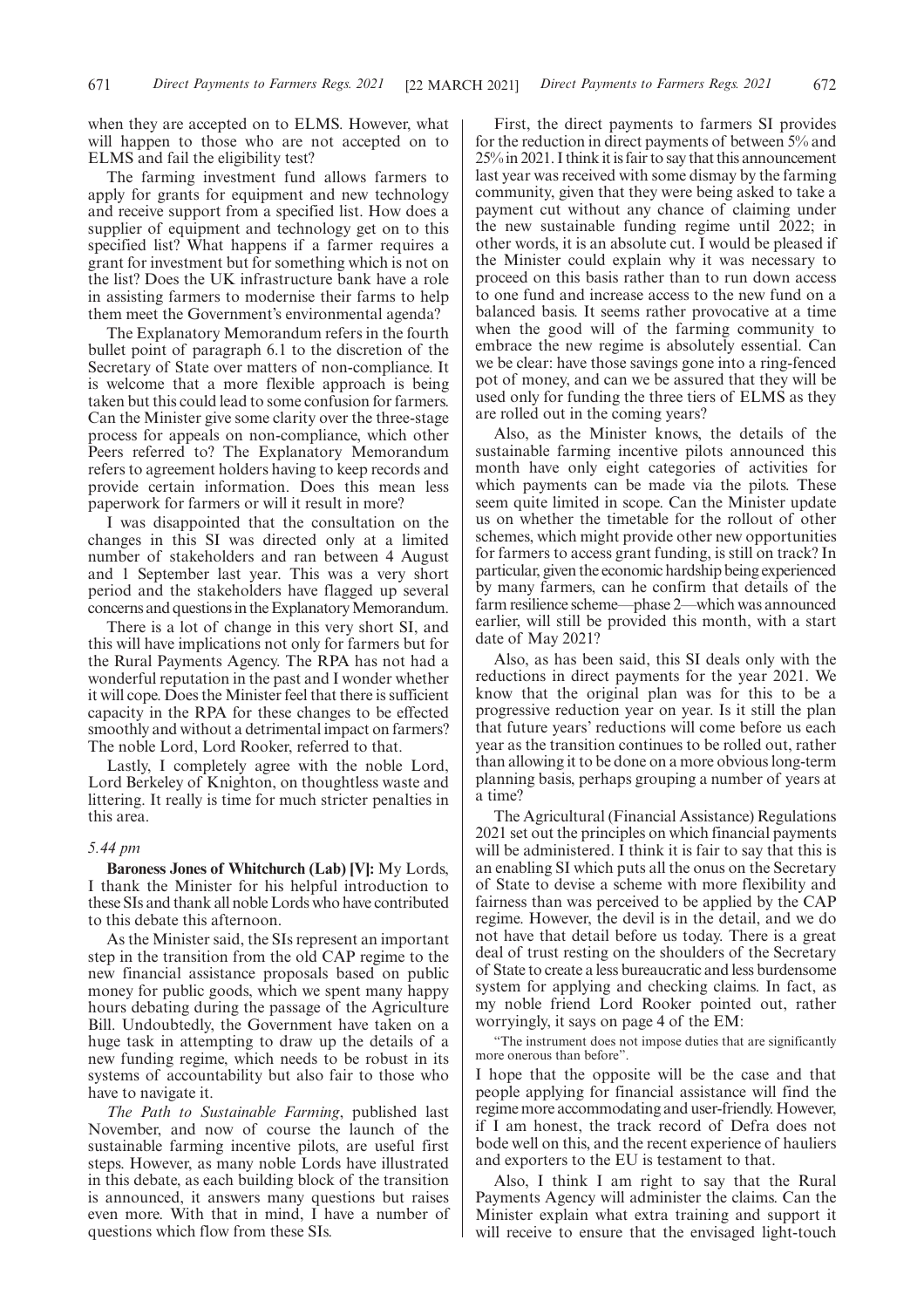when they are accepted on to ELMS. However, what will happen to those who are not accepted on to ELMS and fail the eligibility test?

The farming investment fund allows farmers to apply for grants for equipment and new technology and receive support from a specified list. How does a supplier of equipment and technology get on to this specified list? What happens if a farmer requires a grant for investment but for something which is not on the list? Does the UK infrastructure bank have a role in assisting farmers to modernise their farms to help them meet the Government's environmental agenda?

The Explanatory Memorandum refers in the fourth bullet point of paragraph 6.1 to the discretion of the Secretary of State over matters of non-compliance. It is welcome that a more flexible approach is being taken but this could lead to some confusion for farmers. Can the Minister give some clarity over the three-stage process for appeals on non-compliance, which other Peers referred to? The Explanatory Memorandum refers to agreement holders having to keep records and provide certain information. Does this mean less paperwork for farmers or will it result in more?

I was disappointed that the consultation on the changes in this SI was directed only at a limited number of stakeholders and ran between 4 August and 1 September last year. This was a very short period and the stakeholders have flagged up several concerns and questions in the Explanatory Memorandum.

There is a lot of change in this very short SI, and this will have implications not only for farmers but for the Rural Payments Agency. The RPA has not had a wonderful reputation in the past and I wonder whether it will cope. Does the Minister feel that there is sufficient capacity in the RPA for these changes to be effected smoothly and without a detrimental impact on farmers? The noble Lord, Lord Rooker, referred to that.

Lastly, I completely agree with the noble Lord, Lord Berkeley of Knighton, on thoughtless waste and littering. It is really time for much stricter penalties in this area.

*5.44 pm*

**Baroness Jones of Whitchurch (Lab) [V]:** My Lords, I thank the Minister for his helpful introduction to these SIs and thank all noble Lords who have contributed to this debate this afternoon.

As the Minister said, the SIs represent an important step in the transition from the old CAP regime to the new financial assistance proposals based on public money for public goods, which we spent many happy hours debating during the passage of the Agriculture Bill. Undoubtedly, the Government have taken on a huge task in attempting to draw up the details of a new funding regime, which needs to be robust in its systems of accountability but also fair to those who have to navigate it.

*The Path to Sustainable Farming*, published last November, and now of course the launch of the sustainable farming incentive pilots, are useful first steps. However, as many noble Lords have illustrated in this debate, as each building block of the transition is announced, it answers many questions but raises even more. With that in mind, I have a number of questions which flow from these SIs.

First, the direct payments to farmers SI provides for the reduction in direct payments of between 5% and 25% in 2021. I think it is fair to say that this announcement last year was received with some dismay by the farming community, given that they were being asked to take a payment cut without any chance of claiming under the new sustainable funding regime until 2022; in other words, it is an absolute cut. I would be pleased if the Minister could explain why it was necessary to proceed on this basis rather than to run down access to one fund and increase access to the new fund on a balanced basis. It seems rather provocative at a time when the good will of the farming community to embrace the new regime is absolutely essential. Can we be clear: have those savings gone into a ring-fenced pot of money, and can we be assured that they will be used only for funding the three tiers of ELMS as they are rolled out in the coming years?

Also, as the Minister knows, the details of the sustainable farming incentive pilots announced this month have only eight categories of activities for which payments can be made via the pilots. These seem quite limited in scope. Can the Minister update us on whether the timetable for the rollout of other schemes, which might provide other new opportunities for farmers to access grant funding, is still on track? In particular, given the economic hardship being experienced by many farmers, can he confirm that details of the farm resilience scheme—phase 2—which was announced earlier, will still be provided this month, with a start date of May 2021?

Also, as has been said, this SI deals only with the reductions in direct payments for the year 2021. We know that the original plan was for this to be a progressive reduction year on year. Is it still the plan that future years' reductions will come before us each year as the transition continues to be rolled out, rather than allowing it to be done on a more obvious long-term planning basis, perhaps grouping a number of years at a time?

The Agricultural (Financial Assistance) Regulations 2021 set out the principles on which financial payments will be administered. I think it is fair to say that this is an enabling SI which puts all the onus on the Secretary of State to devise a scheme with more flexibility and fairness than was perceived to be applied by the CAP regime. However, the devil is in the detail, and we do not have that detail before us today. There is a great deal of trust resting on the shoulders of the Secretary of State to create a less bureaucratic and less burdensome system for applying and checking claims. In fact, as my noble friend Lord Rooker pointed out, rather worryingly, it says on page 4 of the EM:

"The instrument does not impose duties that are significantly more onerous than before".

I hope that the opposite will be the case and that people applying for financial assistance will find the regime more accommodating and user-friendly. However, if I am honest, the track record of Defra does not bode well on this, and the recent experience of hauliers and exporters to the EU is testament to that.

Also, I think I am right to say that the Rural Payments Agency will administer the claims. Can the Minister explain what extra training and support it will receive to ensure that the envisaged light-touch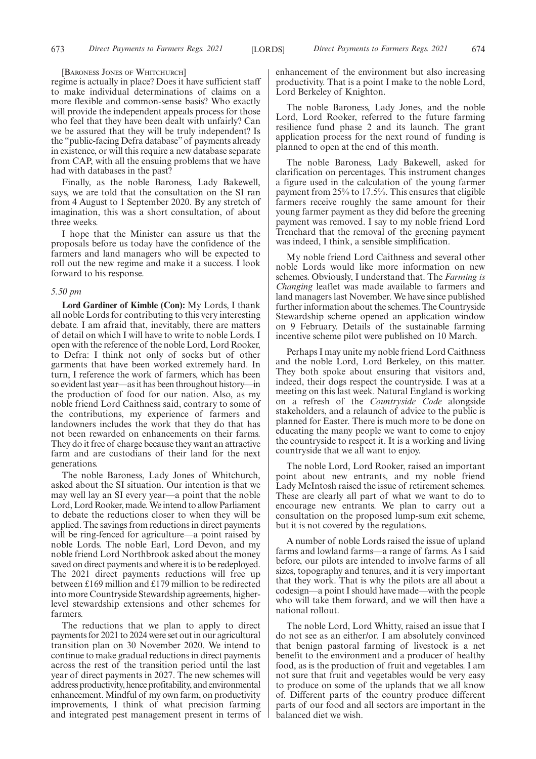[BARONESS JONES OF WHITCHURCH]

regime is actually in place? Does it have sufficient staff to make individual determinations of claims on a more flexible and common-sense basis? Who exactly will provide the independent appeals process for those who feel that they have been dealt with unfairly? Can we be assured that they will be truly independent? Is the "public-facing Defra database" of payments already in existence, or will this require a new database separate from CAP, with all the ensuing problems that we have had with databases in the past?

Finally, as the noble Baroness, Lady Bakewell, says, we are told that the consultation on the SI ran from 4 August to 1 September 2020. By any stretch of imagination, this was a short consultation, of about three weeks.

I hope that the Minister can assure us that the proposals before us today have the confidence of the farmers and land managers who will be expected to roll out the new regime and make it a success. I look forward to his response.

*5.50 pm*

**Lord Gardiner of Kimble (Con):** My Lords, I thank all noble Lords for contributing to this very interesting debate. I am afraid that, inevitably, there are matters of detail on which I will have to write to noble Lords. I open with the reference of the noble Lord, Lord Rooker, to Defra: I think not only of socks but of other garments that have been worked extremely hard. In turn, I reference the work of farmers, which has been so evident last year—as it has been throughout history—in the production of food for our nation. Also, as my noble friend Lord Caithness said, contrary to some of the contributions, my experience of farmers and landowners includes the work that they do that has not been rewarded on enhancements on their farms. They do it free of charge because they want an attractive farm and are custodians of their land for the next generations.

The noble Baroness, Lady Jones of Whitchurch, asked about the SI situation. Our intention is that we may well lay an SI every year—a point that the noble Lord, Lord Rooker, made. We intend to allow Parliament to debate the reductions closer to when they will be applied. The savings from reductions in direct payments will be ring-fenced for agriculture—a point raised by noble Lords. The noble Earl, Lord Devon, and my noble friend Lord Northbrook asked about the money saved on direct payments and where it is to be redeployed. The 2021 direct payments reductions will free up between £169 million and £179 million to be redirected into more Countryside Stewardship agreements, higher-level stewardship extensions and other schemes for farmers.

The reductions that we plan to apply to direct payments for 2021 to 2024 were set out in our agricultural transition plan on 30 November 2020. We intend to continue to make gradual reductions in direct payments across the rest of the transition period until the last year of direct payments in 2027. The new schemes will address productivity, hence profitability, and environmental enhancement. Mindful of my own farm, on productivity improvements, I think of what precision farming and integrated pest management present in terms of enhancement of the environment but also increasing productivity. That is a point I make to the noble Lord, Lord Berkeley of Knighton.

The noble Baroness, Lady Jones, and the noble Lord, Lord Rooker, referred to the future farming resilience fund phase 2 and its launch. The grant application process for the next round of funding is planned to open at the end of this month.

The noble Baroness, Lady Bakewell, asked for clarification on percentages. This instrument changes a figure used in the calculation of the young farmer payment from 25% to 17.5%. This ensures that eligible farmers receive roughly the same amount for their young farmer payment as they did before the greening payment was removed. I say to my noble friend Lord Trenchard that the removal of the greening payment was indeed, I think, a sensible simplification.

My noble friend Lord Caithness and several other noble Lords would like more information on new schemes. Obviously, I understand that. The *Farming is Changing* leaflet was made available to farmers and land managers last November. We have since published further information about the schemes. The Countryside Stewardship scheme opened an application window on 9 February. Details of the sustainable farming incentive scheme pilot were published on 10 March.

Perhaps I may unite my noble friend Lord Caithness and the noble Lord, Lord Berkeley, on this matter. They both spoke about ensuring that visitors and, indeed, their dogs respect the countryside. I was at a meeting on this last week. Natural England is working on a refresh of the *Countryside Code* alongside stakeholders, and a relaunch of advice to the public is planned for Easter. There is much more to be done on educating the many people we want to come to enjoy the countryside to respect it. It is a working and living countryside that we all want to enjoy.

The noble Lord, Lord Rooker, raised an important point about new entrants, and my noble friend Lady McIntosh raised the issue of retirement schemes. These are clearly all part of what we want to do to encourage new entrants. We plan to carry out a consultation on the proposed lump-sum exit scheme, but it is not covered by the regulations.

A number of noble Lords raised the issue of upland farms and lowland farms—a range of farms. As I said before, our pilots are intended to involve farms of all sizes, topography and tenures, and it is very important that they work. That is why the pilots are all about a codesign—a point I should have made—with the people who will take them forward, and we will then have a national rollout.

The noble Lord, Lord Whitty, raised an issue that I do not see as an either/or. I am absolutely convinced that benign pastoral farming of livestock is a net benefit to the environment and a producer of healthy food, as is the production of fruit and vegetables. I am not sure that fruit and vegetables would be very easy to produce on some of the uplands that we all know of. Different parts of the country produce different parts of our food and all sectors are important in the balanced diet we wish.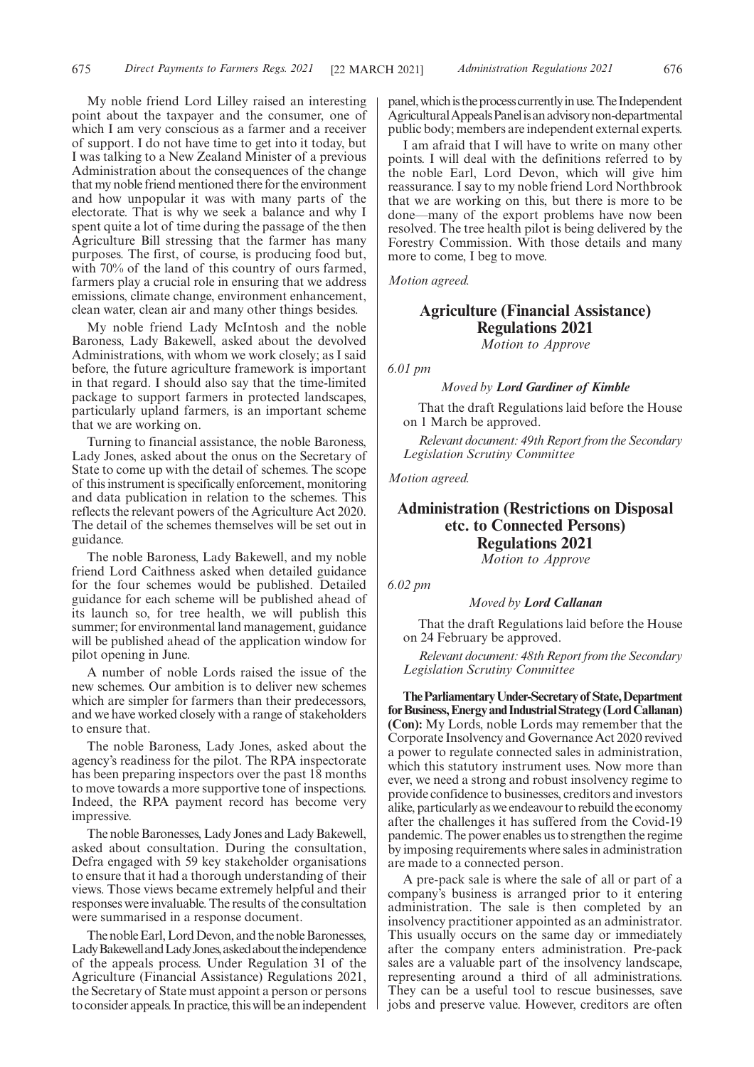My noble friend Lord Lilley raised an interesting point about the taxpayer and the consumer, one of which I am very conscious as a farmer and a receiver of support. I do not have time to get into it today, but I was talking to a New Zealand Minister of a previous Administration about the consequences of the change that my noble friend mentioned there for the environment and how unpopular it was with many parts of the electorate. That is why we seek a balance and why I spent quite a lot of time during the passage of the then Agriculture Bill stressing that the farmer has many purposes. The first, of course, is producing food but, with 70% of the land of this country of ours farmed, farmers play a crucial role in ensuring that we address emissions, climate change, environment enhancement, clean water, clean air and many other things besides.

My noble friend Lady McIntosh and the noble Baroness, Lady Bakewell, asked about the devolved Administrations, with whom we work closely; as I said before, the future agriculture framework is important in that regard. I should also say that the time-limited package to support farmers in protected landscapes, particularly upland farmers, is an important scheme that we are working on.

Turning to financial assistance, the noble Baroness, Lady Jones, asked about the onus on the Secretary of State to come up with the detail of schemes. The scope of this instrument is specifically enforcement, monitoring and data publication in relation to the schemes. This reflects the relevant powers of the Agriculture Act 2020. The detail of the schemes themselves will be set out in guidance.

The noble Baroness, Lady Bakewell, and my noble friend Lord Caithness asked when detailed guidance for the four schemes would be published. Detailed guidance for each scheme will be published ahead of its launch so, for tree health, we will publish this summer; for environmental land management, guidance will be published ahead of the application window for pilot opening in June.

A number of noble Lords raised the issue of the new schemes. Our ambition is to deliver new schemes which are simpler for farmers than their predecessors, and we have worked closely with a range of stakeholders to ensure that.

The noble Baroness, Lady Jones, asked about the agency's readiness for the pilot. The RPA inspectorate has been preparing inspectors over the past 18 months to move towards a more supportive tone of inspections. Indeed, the RPA payment record has become very impressive.

The noble Baronesses, Lady Jones and Lady Bakewell, asked about consultation. During the consultation, Defra engaged with 59 key stakeholder organisations to ensure that it had a thorough understanding of their views. Those views became extremely helpful and their responses were invaluable. The results of the consultation were summarised in a response document.

The noble Earl, Lord Devon, and the noble Baronesses, Lady Bakewell and Lady Jones, asked about the independence of the appeals process. Under Regulation 31 of the Agriculture (Financial Assistance) Regulations 2021, the Secretary of State must appoint a person or persons to consider appeals. In practice, this will be an independent panel, which is the process currently in use. The Independent Agricultural Appeals Panel is an advisory non-departmental public body; members are independent external experts.

I am afraid that I will have to write on many other points. I will deal with the definitions referred to by the noble Earl, Lord Devon, which will give him reassurance. I say to my noble friend Lord Northbrook that we are working on this, but there is more to be done—many of the export problems have now been resolved. The tree health pilot is being delivered by the Forestry Commission. With those details and many more to come, I beg to move.

*Motion agreed.*

## Agriculture (Financial Assistance) Regulations 2021

*Motion to Approve*

*6.01 pm*

*Moved by **Lord Gardiner of Kimble***

That the draft Regulations laid before the House on 1 March be approved.

*Relevant document: 49th Report from the Secondary Legislation Scrutiny Committee*

*Motion agreed.*

## Administration (Restrictions on Disposal etc. to Connected Persons) Regulations 2021

*Motion to Approve*

*6.02 pm*

*Moved by **Lord Callanan***

That the draft Regulations laid before the House on 24 February be approved.

*Relevant document: 48th Report from the Secondary Legislation Scrutiny Committee*

**The Parliamentary Under-Secretary of State, Department for Business, Energy and Industrial Strategy (Lord Callanan) (Con):** My Lords, noble Lords may remember that the Corporate Insolvency and Governance Act 2020 revived a power to regulate connected sales in administration, which this statutory instrument uses. Now more than ever, we need a strong and robust insolvency regime to provide confidence to businesses, creditors and investors alike, particularly as we endeavour to rebuild the economy after the challenges it has suffered from the Covid-19 pandemic. The power enables us to strengthen the regime by imposing requirements where sales in administration are made to a connected person.

A pre-pack sale is where the sale of all or part of a company's business is arranged prior to it entering administration. The sale is then completed by an insolvency practitioner appointed as an administrator. This usually occurs on the same day or immediately after the company enters administration. Pre-pack sales are a valuable part of the insolvency landscape, representing around a third of all administrations. They can be a useful tool to rescue businesses, save jobs and preserve value. However, creditors are often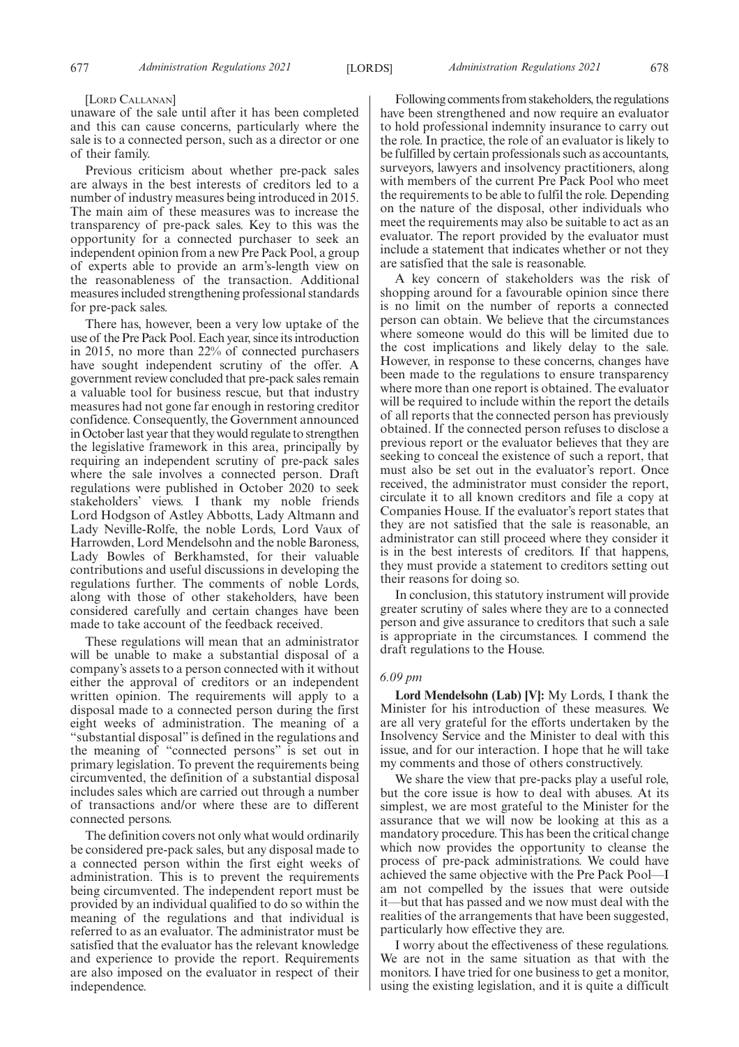[LORD CALLANAN]

unaware of the sale until after it has been completed and this can cause concerns, particularly where the sale is to a connected person, such as a director or one of their family.

Previous criticism about whether pre-pack sales are always in the best interests of creditors led to a number of industry measures being introduced in 2015. The main aim of these measures was to increase the transparency of pre-pack sales. Key to this was the opportunity for a connected purchaser to seek an independent opinion from a new Pre Pack Pool, a group of experts able to provide an arm's-length view on the reasonableness of the transaction. Additional measures included strengthening professional standards for pre-pack sales.

There has, however, been a very low uptake of the use of the Pre Pack Pool. Each year, since its introduction in 2015, no more than 22% of connected purchasers have sought independent scrutiny of the offer. A government review concluded that pre-pack sales remain a valuable tool for business rescue, but that industry measures had not gone far enough in restoring creditor confidence. Consequently, the Government announced in October last year that they would regulate to strengthen the legislative framework in this area, principally by requiring an independent scrutiny of pre-pack sales where the sale involves a connected person. Draft regulations were published in October 2020 to seek stakeholders' views. I thank my noble friends Lord Hodgson of Astley Abbotts, Lady Altmann and Lady Neville-Rolfe, the noble Lords, Lord Vaux of Harrowden, Lord Mendelsohn and the noble Baroness, Lady Bowles of Berkhamsted, for their valuable contributions and useful discussions in developing the regulations further. The comments of noble Lords, along with those of other stakeholders, have been considered carefully and certain changes have been made to take account of the feedback received.

These regulations will mean that an administrator will be unable to make a substantial disposal of a company's assets to a person connected with it without either the approval of creditors or an independent written opinion. The requirements will apply to a disposal made to a connected person during the first eight weeks of administration. The meaning of a "substantial disposal" is defined in the regulations and the meaning of "connected persons" is set out in primary legislation. To prevent the requirements being circumvented, the definition of a substantial disposal includes sales which are carried out through a number of transactions and/or where these are to different connected persons.

The definition covers not only what would ordinarily be considered pre-pack sales, but any disposal made to a connected person within the first eight weeks of administration. This is to prevent the requirements being circumvented. The independent report must be provided by an individual qualified to do so within the meaning of the regulations and that individual is referred to as an evaluator. The administrator must be satisfied that the evaluator has the relevant knowledge and experience to provide the report. Requirements are also imposed on the evaluator in respect of their independence.

Following comments from stakeholders, the regulations have been strengthened and now require an evaluator to hold professional indemnity insurance to carry out the role. In practice, the role of an evaluator is likely to be fulfilled by certain professionals such as accountants, surveyors, lawyers and insolvency practitioners, along with members of the current Pre Pack Pool who meet the requirements to be able to fulfil the role. Depending on the nature of the disposal, other individuals who meet the requirements may also be suitable to act as an evaluator. The report provided by the evaluator must include a statement that indicates whether or not they are satisfied that the sale is reasonable.

A key concern of stakeholders was the risk of shopping around for a favourable opinion since there is no limit on the number of reports a connected person can obtain. We believe that the circumstances where someone would do this will be limited due to the cost implications and likely delay to the sale. However, in response to these concerns, changes have been made to the regulations to ensure transparency where more than one report is obtained. The evaluator will be required to include within the report the details of all reports that the connected person has previously obtained. If the connected person refuses to disclose a previous report or the evaluator believes that they are seeking to conceal the existence of such a report, that must also be set out in the evaluator's report. Once received, the administrator must consider the report, circulate it to all known creditors and file a copy at Companies House. If the evaluator's report states that they are not satisfied that the sale is reasonable, an administrator can still proceed where they consider it is in the best interests of creditors. If that happens, they must provide a statement to creditors setting out their reasons for doing so.

In conclusion, this statutory instrument will provide greater scrutiny of sales where they are to a connected person and give assurance to creditors that such a sale is appropriate in the circumstances. I commend the draft regulations to the House.

*6.09 pm*

**Lord Mendelsohn (Lab) [V]:** My Lords, I thank the Minister for his introduction of these measures. We are all very grateful for the efforts undertaken by the Insolvency Service and the Minister to deal with this issue, and for our interaction. I hope that he will take my comments and those of others constructively.

We share the view that pre-packs play a useful role, but the core issue is how to deal with abuses. At its simplest, we are most grateful to the Minister for the assurance that we will now be looking at this as a mandatory procedure. This has been the critical change which now provides the opportunity to cleanse the process of pre-pack administrations. We could have achieved the same objective with the Pre Pack Pool—I am not compelled by the issues that were outside it—but that has passed and we now must deal with the realities of the arrangements that have been suggested, particularly how effective they are.

I worry about the effectiveness of these regulations. We are not in the same situation as that with the monitors. I have tried for one business to get a monitor, using the existing legislation, and it is quite a difficult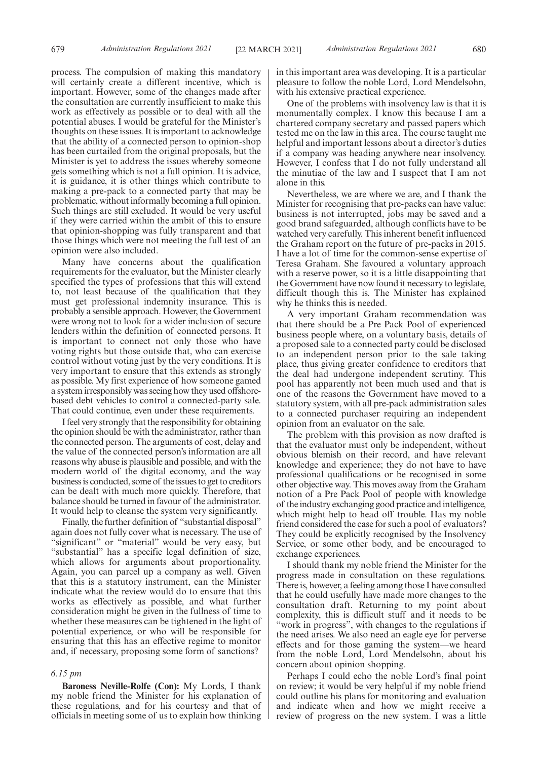process. The compulsion of making this mandatory will certainly create a different incentive, which is important. However, some of the changes made after the consultation are currently insufficient to make this work as effectively as possible or to deal with all the potential abuses. I would be grateful for the Minister's thoughts on these issues. It is important to acknowledge that the ability of a connected person to opinion-shop has been curtailed from the original proposals, but the Minister is yet to address the issues whereby someone gets something which is not a full opinion. It is advice, it is guidance, it is other things which contribute to making a pre-pack to a connected party that may be problematic, without informally becoming a full opinion. Such things are still excluded. It would be very useful if they were carried within the ambit of this to ensure that opinion-shopping was fully transparent and that those things which were not meeting the full test of an opinion were also included.

Many have concerns about the qualification requirements for the evaluator, but the Minister clearly specified the types of professions that this will extend to, not least because of the qualification that they must get professional indemnity insurance. This is probably a sensible approach. However, the Government were wrong not to look for a wider inclusion of secure lenders within the definition of connected persons. It is important to connect not only those who have voting rights but those outside that, who can exercise control without voting just by the very conditions. It is very important to ensure that this extends as strongly as possible. My first experience of how someone gamed a system irresponsibly was seeing how they used offshore-based debt vehicles to control a connected-party sale. That could continue, even under these requirements.

I feel very strongly that the responsibility for obtaining the opinion should be with the administrator, rather than the connected person. The arguments of cost, delay and the value of the connected person's information are all reasons why abuse is plausible and possible, and with the modern world of the digital economy, and the way business is conducted, some of the issues to get to creditors can be dealt with much more quickly. Therefore, that balance should be turned in favour of the administrator. It would help to cleanse the system very significantly.

Finally, the further definition of "substantial disposal" again does not fully cover what is necessary. The use of "significant" or "material" would be very easy, but "substantial" has a specific legal definition of size, which allows for arguments about proportionality. Again, you can parcel up a company as well. Given that this is a statutory instrument, can the Minister indicate what the review would do to ensure that this works as effectively as possible, and what further consideration might be given in the fullness of time to whether these measures can be tightened in the light of potential experience, or who will be responsible for ensuring that this has an effective regime to monitor and, if necessary, proposing some form of sanctions?

*6.15 pm*

**Baroness Neville-Rolfe (Con):** My Lords, I thank my noble friend the Minister for his explanation of these regulations, and for his courtesy and that of officials in meeting some of us to explain how thinking in this important area was developing. It is a particular pleasure to follow the noble Lord, Lord Mendelsohn, with his extensive practical experience.

One of the problems with insolvency law is that it is monumentally complex. I know this because I am a chartered company secretary and passed papers which tested me on the law in this area. The course taught me helpful and important lessons about a director's duties if a company was heading anywhere near insolvency. However, I confess that I do not fully understand all the minutiae of the law and I suspect that I am not alone in this.

Nevertheless, we are where we are, and I thank the Minister for recognising that pre-packs can have value: business is not interrupted, jobs may be saved and a good brand safeguarded, although conflicts have to be watched very carefully. This inherent benefit influenced the Graham report on the future of pre-packs in 2015. I have a lot of time for the common-sense expertise of Teresa Graham. She favoured a voluntary approach with a reserve power, so it is a little disappointing that the Government have now found it necessary to legislate, difficult though this is. The Minister has explained why he thinks this is needed.

A very important Graham recommendation was that there should be a Pre Pack Pool of experienced business people where, on a voluntary basis, details of a proposed sale to a connected party could be disclosed to an independent person prior to the sale taking place, thus giving greater confidence to creditors that the deal had undergone independent scrutiny. This pool has apparently not been much used and that is one of the reasons the Government have moved to a statutory system, with all pre-pack administration sales to a connected purchaser requiring an independent opinion from an evaluator on the sale.

The problem with this provision as now drafted is that the evaluator must only be independent, without obvious blemish on their record, and have relevant knowledge and experience; they do not have to have professional qualifications or be recognised in some other objective way. This moves away from the Graham notion of a Pre Pack Pool of people with knowledge of the industry exchanging good practice and intelligence, which might help to head off trouble. Has my noble friend considered the case for such a pool of evaluators? They could be explicitly recognised by the Insolvency Service, or some other body, and be encouraged to exchange experiences.

I should thank my noble friend the Minister for the progress made in consultation on these regulations. There is, however, a feeling among those I have consulted that he could usefully have made more changes to the consultation draft. Returning to my point about complexity, this is difficult stuff and it needs to be "work in progress", with changes to the regulations if the need arises. We also need an eagle eye for perverse effects and for those gaming the system—we heard from the noble Lord, Lord Mendelsohn, about his concern about opinion shopping.

Perhaps I could echo the noble Lord's final point on review; it would be very helpful if my noble friend could outline his plans for monitoring and evaluation and indicate when and how we might receive a review of progress on the new system. I was a little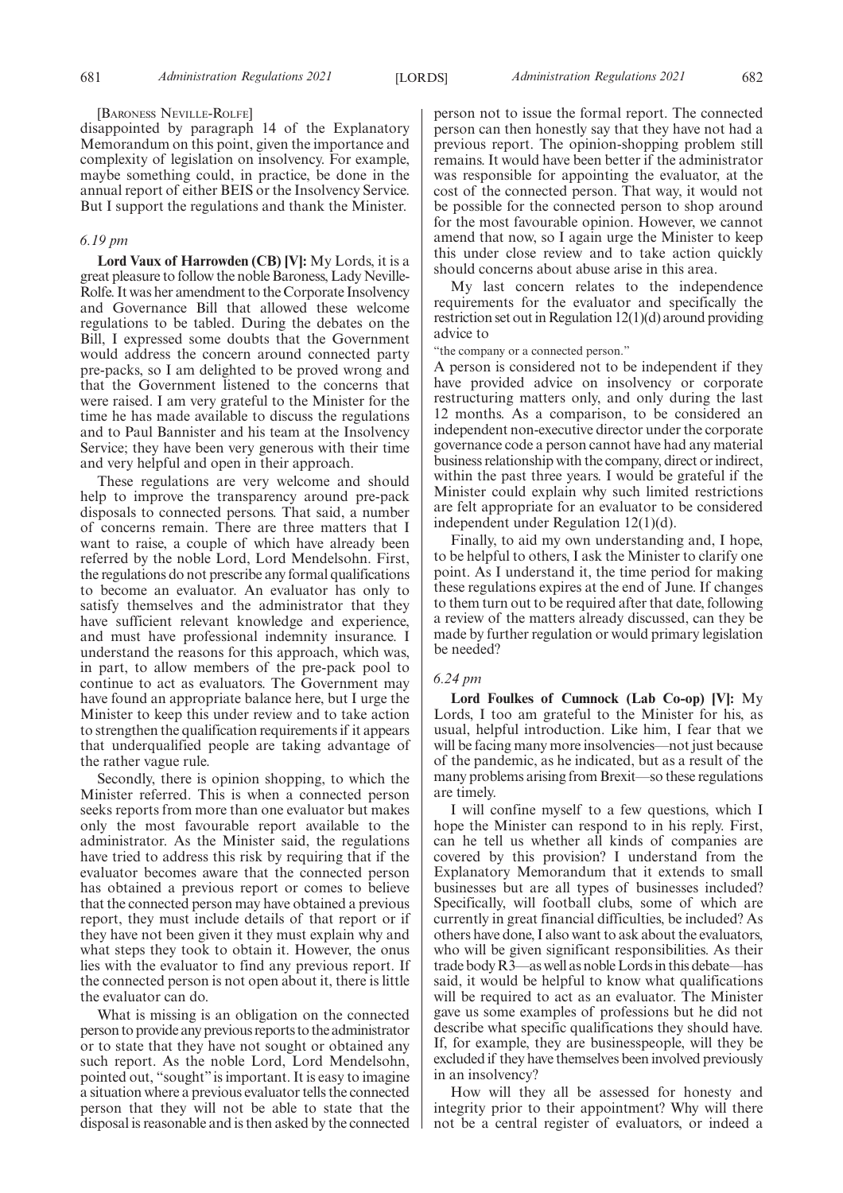[BARONESS NEVILLE-ROLFE]

disappointed by paragraph 14 of the Explanatory Memorandum on this point, given the importance and complexity of legislation on insolvency. For example, maybe something could, in practice, be done in the annual report of either BEIS or the Insolvency Service. But I support the regulations and thank the Minister.

*6.19 pm*

**Lord Vaux of Harrowden (CB) [V]:** My Lords, it is a great pleasure to follow the noble Baroness, Lady Neville-Rolfe. It was her amendment to the Corporate Insolvency and Governance Bill that allowed these welcome regulations to be tabled. During the debates on the Bill, I expressed some doubts that the Government would address the concern around connected party pre-packs, so I am delighted to be proved wrong and that the Government listened to the concerns that were raised. I am very grateful to the Minister for the time he has made available to discuss the regulations and to Paul Bannister and his team at the Insolvency Service; they have been very generous with their time and very helpful and open in their approach.

These regulations are very welcome and should help to improve the transparency around pre-pack disposals to connected persons. That said, a number of concerns remain. There are three matters that I want to raise, a couple of which have already been referred by the noble Lord, Lord Mendelsohn. First, the regulations do not prescribe any formal qualifications to become an evaluator. An evaluator has only to satisfy themselves and the administrator that they have sufficient relevant knowledge and experience, and must have professional indemnity insurance. I understand the reasons for this approach, which was, in part, to allow members of the pre-pack pool to continue to act as evaluators. The Government may have found an appropriate balance here, but I urge the Minister to keep this under review and to take action to strengthen the qualification requirements if it appears that underqualified people are taking advantage of the rather vague rule.

Secondly, there is opinion shopping, to which the Minister referred. This is when a connected person seeks reports from more than one evaluator but makes only the most favourable report available to the administrator. As the Minister said, the regulations have tried to address this risk by requiring that if the evaluator becomes aware that the connected person has obtained a previous report or comes to believe that the connected person may have obtained a previous report, they must include details of that report or if they have not been given it they must explain why and what steps they took to obtain it. However, the onus lies with the evaluator to find any previous report. If the connected person is not open about it, there is little the evaluator can do.

What is missing is an obligation on the connected person to provide any previous reports to the administrator or to state that they have not sought or obtained any such report. As the noble Lord, Lord Mendelsohn, pointed out, "sought" is important. It is easy to imagine a situation where a previous evaluator tells the connected person that they will not be able to state that the disposal is reasonable and is then asked by the connected person not to issue the formal report. The connected person can then honestly say that they have not had a previous report. The opinion-shopping problem still remains. It would have been better if the administrator was responsible for appointing the evaluator, at the cost of the connected person. That way, it would not be possible for the connected person to shop around for the most favourable opinion. However, we cannot amend that now, so I again urge the Minister to keep this under close review and to take action quickly should concerns about abuse arise in this area.

My last concern relates to the independence requirements for the evaluator and specifically the restriction set out in Regulation 12(1)(d) around providing advice to

"the company or a connected person."

A person is considered not to be independent if they have provided advice on insolvency or corporate restructuring matters only, and only during the last 12 months. As a comparison, to be considered an independent non-executive director under the corporate governance code a person cannot have had any material business relationship with the company, direct or indirect, within the past three years. I would be grateful if the Minister could explain why such limited restrictions are felt appropriate for an evaluator to be considered independent under Regulation 12(1)(d).

Finally, to aid my own understanding and, I hope, to be helpful to others, I ask the Minister to clarify one point. As I understand it, the time period for making these regulations expires at the end of June. If changes to them turn out to be required after that date, following a review of the matters already discussed, can they be made by further regulation or would primary legislation be needed?

*6.24 pm*

**Lord Foulkes of Cumnock (Lab Co-op) [V]:** My Lords, I too am grateful to the Minister for his, as usual, helpful introduction. Like him, I fear that we will be facing many more insolvencies—not just because of the pandemic, as he indicated, but as a result of the many problems arising from Brexit—so these regulations are timely.

I will confine myself to a few questions, which I hope the Minister can respond to in his reply. First, can he tell us whether all kinds of companies are covered by this provision? I understand from the Explanatory Memorandum that it extends to small businesses but are all types of businesses included? Specifically, will football clubs, some of which are currently in great financial difficulties, be included? As others have done, I also want to ask about the evaluators, who will be given significant responsibilities. As their trade body R3—as well as noble Lords in this debate—has said, it would be helpful to know what qualifications will be required to act as an evaluator. The Minister gave us some examples of professions but he did not describe what specific qualifications they should have. If, for example, they are businesspeople, will they be excluded if they have themselves been involved previously in an insolvency?

How will they all be assessed for honesty and integrity prior to their appointment? Why will there not be a central register of evaluators, or indeed a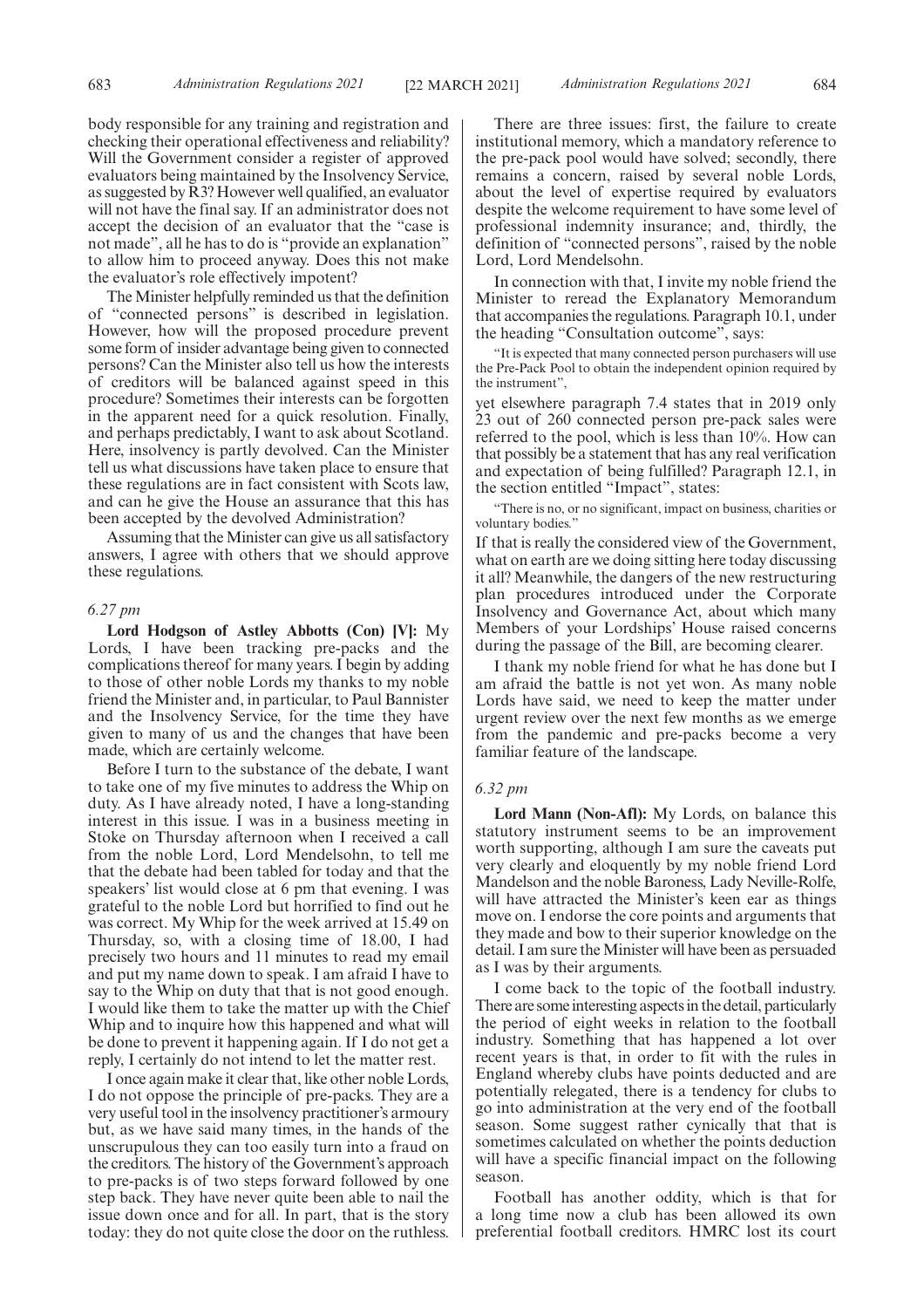body responsible for any training and registration and checking their operational effectiveness and reliability? Will the Government consider a register of approved evaluators being maintained by the Insolvency Service, as suggested by R3? However well qualified, an evaluator will not have the final say. If an administrator does not accept the decision of an evaluator that the "case is not made", all he has to do is "provide an explanation" to allow him to proceed anyway. Does this not make the evaluator's role effectively impotent?

The Minister helpfully reminded us that the definition of "connected persons" is described in legislation. However, how will the proposed procedure prevent some form of insider advantage being given to connected persons? Can the Minister also tell us how the interests of creditors will be balanced against speed in this procedure? Sometimes their interests can be forgotten in the apparent need for a quick resolution. Finally, and perhaps predictably, I want to ask about Scotland. Here, insolvency is partly devolved. Can the Minister tell us what discussions have taken place to ensure that these regulations are in fact consistent with Scots law, and can he give the House an assurance that this has been accepted by the devolved Administration?

Assuming that the Minister can give us all satisfactory answers, I agree with others that we should approve these regulations.

*6.27 pm*

**Lord Hodgson of Astley Abbotts (Con) [V]:** My Lords, I have been tracking pre-packs and the complications thereof for many years. I begin by adding to those of other noble Lords my thanks to my noble friend the Minister and, in particular, to Paul Bannister and the Insolvency Service, for the time they have given to many of us and the changes that have been made, which are certainly welcome.

Before I turn to the substance of the debate, I want to take one of my five minutes to address the Whip on duty. As I have already noted, I have a long-standing interest in this issue. I was in a business meeting in Stoke on Thursday afternoon when I received a call from the noble Lord, Lord Mendelsohn, to tell me that the debate had been tabled for today and that the speakers' list would close at 6 pm that evening. I was grateful to the noble Lord but horrified to find out he was correct. My Whip for the week arrived at 15.49 on Thursday, so, with a closing time of 18.00, I had precisely two hours and 11 minutes to read my email and put my name down to speak. I am afraid I have to say to the Whip on duty that that is not good enough. I would like them to take the matter up with the Chief Whip and to inquire how this happened and what will be done to prevent it happening again. If I do not get a reply, I certainly do not intend to let the matter rest.

I once again make it clear that, like other noble Lords, I do not oppose the principle of pre-packs. They are a very useful tool in the insolvency practitioner's armoury but, as we have said many times, in the hands of the unscrupulous they can too easily turn into a fraud on the creditors. The history of the Government's approach to pre-packs is of two steps forward followed by one step back. They have never quite been able to nail the issue down once and for all. In part, that is the story today: they do not quite close the door on the ruthless.

There are three issues: first, the failure to create institutional memory, which a mandatory reference to the pre-pack pool would have solved; secondly, there remains a concern, raised by several noble Lords, about the level of expertise required by evaluators despite the welcome requirement to have some level of professional indemnity insurance; and, thirdly, the definition of "connected persons", raised by the noble Lord, Lord Mendelsohn.

In connection with that, I invite my noble friend the Minister to reread the Explanatory Memorandum that accompanies the regulations. Paragraph 10.1, under the heading "Consultation outcome", says:

"It is expected that many connected person purchasers will use the Pre-Pack Pool to obtain the independent opinion required by the instrument",

yet elsewhere paragraph 7.4 states that in 2019 only 23 out of 260 connected person pre-pack sales were referred to the pool, which is less than 10%. How can that possibly be a statement that has any real verification and expectation of being fulfilled? Paragraph 12.1, in the section entitled "Impact", states:

"There is no, or no significant, impact on business, charities or voluntary bodies."

If that is really the considered view of the Government, what on earth are we doing sitting here today discussing it all? Meanwhile, the dangers of the new restructuring plan procedures introduced under the Corporate Insolvency and Governance Act, about which many Members of your Lordships' House raised concerns during the passage of the Bill, are becoming clearer.

I thank my noble friend for what he has done but I am afraid the battle is not yet won. As many noble Lords have said, we need to keep the matter under urgent review over the next few months as we emerge from the pandemic and pre-packs become a very familiar feature of the landscape.

*6.32 pm*

**Lord Mann (Non-Afl):** My Lords, on balance this statutory instrument seems to be an improvement worth supporting, although I am sure the caveats put very clearly and eloquently by my noble friend Lord Mandelson and the noble Baroness, Lady Neville-Rolfe, will have attracted the Minister's keen ear as things move on. I endorse the core points and arguments that they made and bow to their superior knowledge on the detail. I am sure the Minister will have been as persuaded as I was by their arguments.

I come back to the topic of the football industry. There are some interesting aspects in the detail, particularly the period of eight weeks in relation to the football industry. Something that has happened a lot over recent years is that, in order to fit with the rules in England whereby clubs have points deducted and are potentially relegated, there is a tendency for clubs to go into administration at the very end of the football season. Some suggest rather cynically that that is sometimes calculated on whether the points deduction will have a specific financial impact on the following season.

Football has another oddity, which is that for a long time now a club has been allowed its own preferential football creditors. HMRC lost its court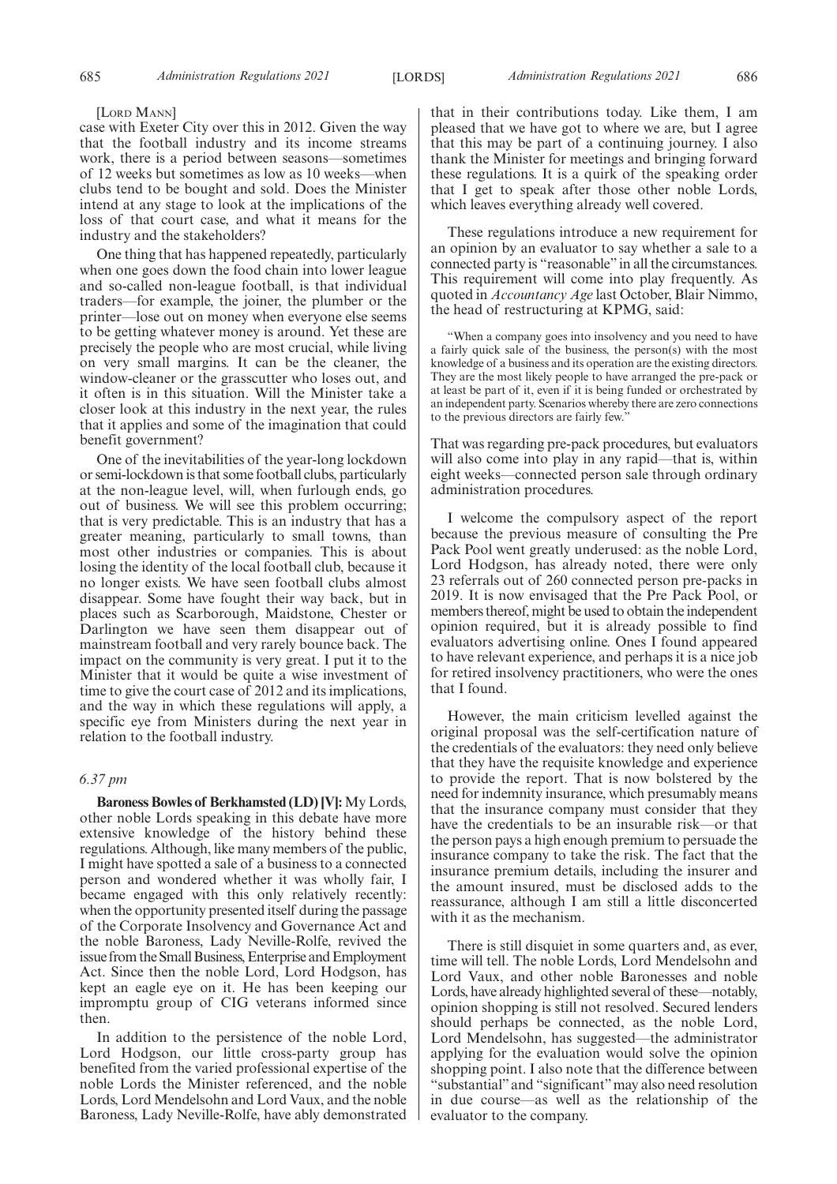[LORD MANN]

case with Exeter City over this in 2012. Given the way that the football industry and its income streams work, there is a period between seasons—sometimes of 12 weeks but sometimes as low as 10 weeks—when clubs tend to be bought and sold. Does the Minister intend at any stage to look at the implications of the loss of that court case, and what it means for the industry and the stakeholders?

One thing that has happened repeatedly, particularly when one goes down the food chain into lower league and so-called non-league football, is that individual traders—for example, the joiner, the plumber or the printer—lose out on money when everyone else seems to be getting whatever money is around. Yet these are precisely the people who are most crucial, while living on very small margins. It can be the cleaner, the window-cleaner or the grasscutter who loses out, and it often is in this situation. Will the Minister take a closer look at this industry in the next year, the rules that it applies and some of the imagination that could benefit government?

One of the inevitabilities of the year-long lockdown or semi-lockdown is that some football clubs, particularly at the non-league level, will, when furlough ends, go out of business. We will see this problem occurring; that is very predictable. This is an industry that has a greater meaning, particularly to small towns, than most other industries or companies. This is about losing the identity of the local football club, because it no longer exists. We have seen football clubs almost disappear. Some have fought their way back, but in places such as Scarborough, Maidstone, Chester or Darlington we have seen them disappear out of mainstream football and very rarely bounce back. The impact on the community is very great. I put it to the Minister that it would be quite a wise investment of time to give the court case of 2012 and its implications, and the way in which these regulations will apply, a specific eye from Ministers during the next year in relation to the football industry.

*6.37 pm*

**Baroness Bowles of Berkhamsted (LD) [V]:** My Lords, other noble Lords speaking in this debate have more extensive knowledge of the history behind these regulations. Although, like many members of the public, I might have spotted a sale of a business to a connected person and wondered whether it was wholly fair, I became engaged with this only relatively recently: when the opportunity presented itself during the passage of the Corporate Insolvency and Governance Act and the noble Baroness, Lady Neville-Rolfe, revived the issue from the Small Business, Enterprise and Employment Act. Since then the noble Lord, Lord Hodgson, has kept an eagle eye on it. He has been keeping our impromptu group of CIG veterans informed since then.

In addition to the persistence of the noble Lord, Lord Hodgson, our little cross-party group has benefited from the varied professional expertise of the noble Lords the Minister referenced, and the noble Lords, Lord Mendelsohn and Lord Vaux, and the noble Baroness, Lady Neville-Rolfe, have ably demonstrated that in their contributions today. Like them, I am pleased that we have got to where we are, but I agree that this may be part of a continuing journey. I also thank the Minister for meetings and bringing forward these regulations. It is a quirk of the speaking order that I get to speak after those other noble Lords, which leaves everything already well covered.

These regulations introduce a new requirement for an opinion by an evaluator to say whether a sale to a connected party is "reasonable" in all the circumstances. This requirement will come into play frequently. As quoted in *Accountancy Age* last October, Blair Nimmo, the head of restructuring at KPMG, said:

> "When a company goes into insolvency and you need to have a fairly quick sale of the business, the person(s) with the most knowledge of a business and its operation are the existing directors. They are the most likely people to have arranged the pre-pack or at least be part of it, even if it is being funded or orchestrated by an independent party. Scenarios whereby there are zero connections to the previous directors are fairly few."

That was regarding pre-pack procedures, but evaluators will also come into play in any rapid—that is, within eight weeks—connected person sale through ordinary administration procedures.

I welcome the compulsory aspect of the report because the previous measure of consulting the Pre Pack Pool went greatly underused: as the noble Lord, Lord Hodgson, has already noted, there were only 23 referrals out of 260 connected person pre-packs in 2019. It is now envisaged that the Pre Pack Pool, or members thereof, might be used to obtain the independent opinion required, but it is already possible to find evaluators advertising online. Ones I found appeared to have relevant experience, and perhaps it is a nice job for retired insolvency practitioners, who were the ones that I found.

However, the main criticism levelled against the original proposal was the self-certification nature of the credentials of the evaluators: they need only believe that they have the requisite knowledge and experience to provide the report. That is now bolstered by the need for indemnity insurance, which presumably means that the insurance company must consider that they have the credentials to be an insurable risk—or that the person pays a high enough premium to persuade the insurance company to take the risk. The fact that the insurance premium details, including the insurer and the amount insured, must be disclosed adds to the reassurance, although I am still a little disconcerted with it as the mechanism.

There is still disquiet in some quarters and, as ever, time will tell. The noble Lords, Lord Mendelsohn and Lord Vaux, and other noble Baronesses and noble Lords, have already highlighted several of these—notably, opinion shopping is still not resolved. Secured lenders should perhaps be connected, as the noble Lord, Lord Mendelsohn, has suggested—the administrator applying for the evaluation would solve the opinion shopping point. I also note that the difference between "substantial" and "significant" may also need resolution in due course—as well as the relationship of the evaluator to the company.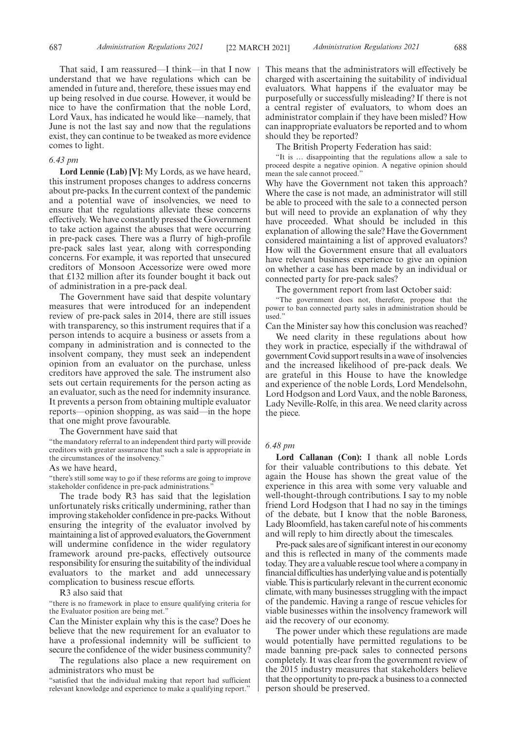That said, I am reassured—I think—in that I now understand that we have regulations which can be amended in future and, therefore, these issues may end up being resolved in due course. However, it would be nice to have the confirmation that the noble Lord, Lord Vaux, has indicated he would like—namely, that June is not the last say and now that the regulations exist, they can continue to be tweaked as more evidence comes to light.

*6.43 pm*

**Lord Lennie (Lab) [V]:** My Lords, as we have heard, this instrument proposes changes to address concerns about pre-packs. In the current context of the pandemic and a potential wave of insolvencies, we need to ensure that the regulations alleviate these concerns effectively. We have constantly pressed the Government to take action against the abuses that were occurring in pre-pack cases. There was a flurry of high-profile pre-pack sales last year, along with corresponding concerns. For example, it was reported that unsecured creditors of Monsoon Accessorize were owed more that £132 million after its founder bought it back out of administration in a pre-pack deal.

The Government have said that despite voluntary measures that were introduced for an independent review of pre-pack sales in 2014, there are still issues with transparency, so this instrument requires that if a person intends to acquire a business or assets from a company in administration and is connected to the insolvent company, they must seek an independent opinion from an evaluator on the purchase, unless creditors have approved the sale. The instrument also sets out certain requirements for the person acting as an evaluator, such as the need for indemnity insurance. It prevents a person from obtaining multiple evaluator reports—opinion shopping, as was said—in the hope that one might prove favourable.

The Government have said that

"the mandatory referral to an independent third party will provide creditors with greater assurance that such a sale is appropriate in the circumstances of the insolvency."

As we have heard,

"there's still some way to go if these reforms are going to improve stakeholder confidence in pre-pack administrations."

The trade body R3 has said that the legislation unfortunately risks critically undermining, rather than improving stakeholder confidence in pre-packs. Without ensuring the integrity of the evaluator involved by maintaining a list of approved evaluators, the Government will undermine confidence in the wider regulatory framework around pre-packs, effectively outsource responsibility for ensuring the suitability of the individual evaluators to the market and add unnecessary complication to business rescue efforts.

R3 also said that

"there is no framework in place to ensure qualifying criteria for the Evaluator position are being met."

Can the Minister explain why this is the case? Does he believe that the new requirement for an evaluator to have a professional indemnity will be sufficient to secure the confidence of the wider business community?

The regulations also place a new requirement on administrators who must be

"satisfied that the individual making that report had sufficient relevant knowledge and experience to make a qualifying report."

This means that the administrators will effectively be charged with ascertaining the suitability of individual evaluators. What happens if the evaluator may be purposefully or successfully misleading? If there is not a central register of evaluators, to whom does an administrator complain if they have been misled? How can inappropriate evaluators be reported and to whom should they be reported?

The British Property Federation has said:

"It is … disappointing that the regulations allow a sale to proceed despite a negative opinion. A negative opinion should mean the sale cannot proceed."

Why have the Government not taken this approach? Where the case is not made, an administrator will still be able to proceed with the sale to a connected person but will need to provide an explanation of why they have proceeded. What should be included in this explanation of allowing the sale? Have the Government considered maintaining a list of approved evaluators? How will the Government ensure that all evaluators have relevant business experience to give an opinion on whether a case has been made by an individual or connected party for pre-pack sales?

The government report from last October said:

"The government does not, therefore, propose that the power to ban connected party sales in administration should be used."

Can the Minister say how this conclusion was reached?

We need clarity in these regulations about how they work in practice, especially if the withdrawal of government Covid support results in a wave of insolvencies and the increased likelihood of pre-pack deals. We are grateful in this House to have the knowledge and experience of the noble Lords, Lord Mendelsohn, Lord Hodgson and Lord Vaux, and the noble Baroness, Lady Neville-Rolfe, in this area. We need clarity across the piece.

*6.48 pm*

**Lord Callanan (Con):** I thank all noble Lords for their valuable contributions to this debate. Yet again the House has shown the great value of the experience in this area with some very valuable and well-thought-through contributions. I say to my noble friend Lord Hodgson that I had no say in the timings of the debate, but I know that the noble Baroness, Lady Bloomfield, has taken careful note of his comments and will reply to him directly about the timescales.

Pre-pack sales are of significant interest in our economy and this is reflected in many of the comments made today. They are a valuable rescue tool where a company in financial difficulties has underlying value and is potentially viable. This is particularly relevant in the current economic climate, with many businesses struggling with the impact of the pandemic. Having a range of rescue vehicles for viable businesses within the insolvency framework will aid the recovery of our economy.

The power under which these regulations are made would potentially have permitted regulations to be made banning pre-pack sales to connected persons completely. It was clear from the government review of the 2015 industry measures that stakeholders believe that the opportunity to pre-pack a business to a connected person should be preserved.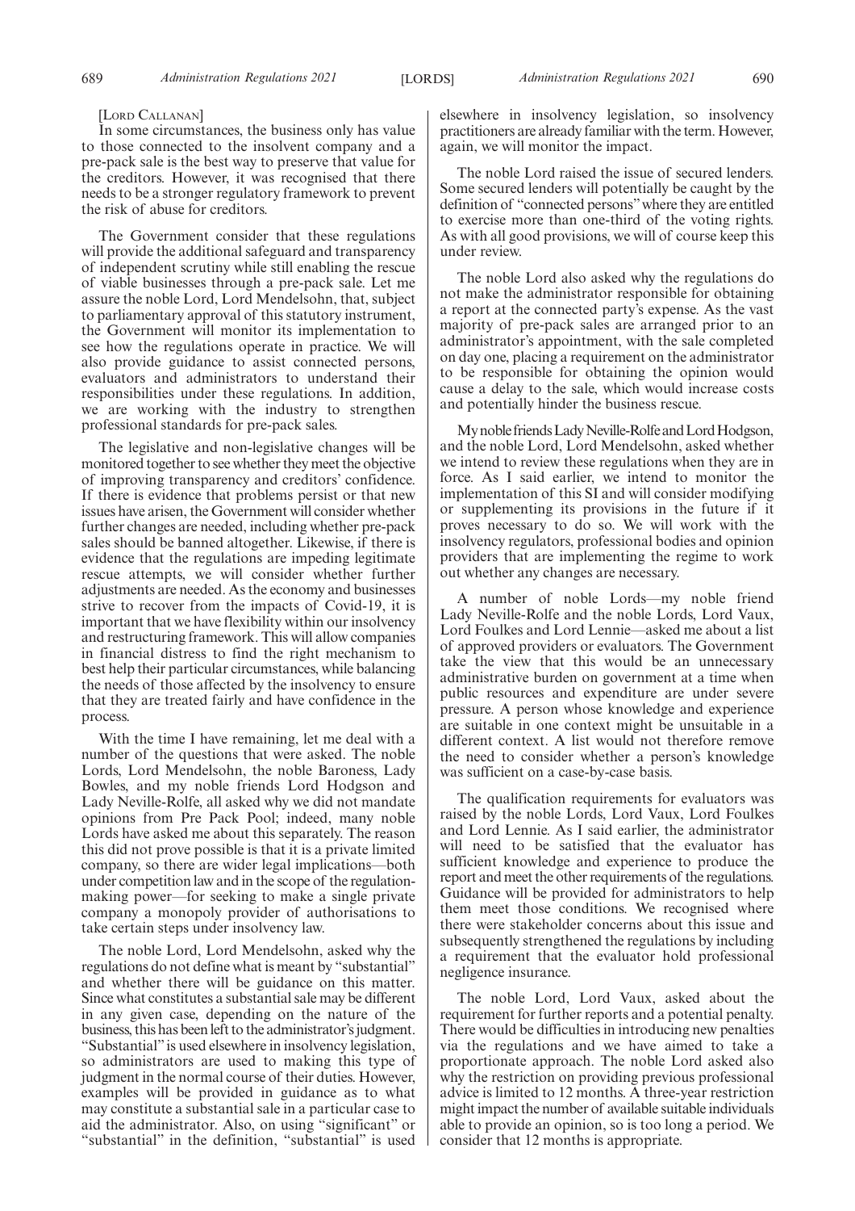[LORD CALLANAN]

In some circumstances, the business only has value to those connected to the insolvent company and a pre-pack sale is the best way to preserve that value for the creditors. However, it was recognised that there needs to be a stronger regulatory framework to prevent the risk of abuse for creditors.

The Government consider that these regulations will provide the additional safeguard and transparency of independent scrutiny while still enabling the rescue of viable businesses through a pre-pack sale. Let me assure the noble Lord, Lord Mendelsohn, that, subject to parliamentary approval of this statutory instrument, the Government will monitor its implementation to see how the regulations operate in practice. We will also provide guidance to assist connected persons, evaluators and administrators to understand their responsibilities under these regulations. In addition, we are working with the industry to strengthen professional standards for pre-pack sales.

The legislative and non-legislative changes will be monitored together to see whether they meet the objective of improving transparency and creditors' confidence. If there is evidence that problems persist or that new issues have arisen, the Government will consider whether further changes are needed, including whether pre-pack sales should be banned altogether. Likewise, if there is evidence that the regulations are impeding legitimate rescue attempts, we will consider whether further adjustments are needed. As the economy and businesses strive to recover from the impacts of Covid-19, it is important that we have flexibility within our insolvency and restructuring framework. This will allow companies in financial distress to find the right mechanism to best help their particular circumstances, while balancing the needs of those affected by the insolvency to ensure that they are treated fairly and have confidence in the process.

With the time I have remaining, let me deal with a number of the questions that were asked. The noble Lords, Lord Mendelsohn, the noble Baroness, Lady Bowles, and my noble friends Lord Hodgson and Lady Neville-Rolfe, all asked why we did not mandate opinions from Pre Pack Pool; indeed, many noble Lords have asked me about this separately. The reason this did not prove possible is that it is a private limited company, so there are wider legal implications—both under competition law and in the scope of the regulation-making power—for seeking to make a single private company a monopoly provider of authorisations to take certain steps under insolvency law.

The noble Lord, Lord Mendelsohn, asked why the regulations do not define what is meant by "substantial" and whether there will be guidance on this matter. Since what constitutes a substantial sale may be different in any given case, depending on the nature of the business, this has been left to the administrator's judgment. "Substantial" is used elsewhere in insolvency legislation, so administrators are used to making this type of judgment in the normal course of their duties. However, examples will be provided in guidance as to what may constitute a substantial sale in a particular case to aid the administrator. Also, on using "significant" or "substantial" in the definition, "substantial" is used elsewhere in insolvency legislation, so insolvency practitioners are already familiar with the term. However, again, we will monitor the impact.

The noble Lord raised the issue of secured lenders. Some secured lenders will potentially be caught by the definition of "connected persons" where they are entitled to exercise more than one-third of the voting rights. As with all good provisions, we will of course keep this under review.

The noble Lord also asked why the regulations do not make the administrator responsible for obtaining a report at the connected party's expense. As the vast majority of pre-pack sales are arranged prior to an administrator's appointment, with the sale completed on day one, placing a requirement on the administrator to be responsible for obtaining the opinion would cause a delay to the sale, which would increase costs and potentially hinder the business rescue.

My noble friends Lady Neville-Rolfe and Lord Hodgson, and the noble Lord, Lord Mendelsohn, asked whether we intend to review these regulations when they are in force. As I said earlier, we intend to monitor the implementation of this SI and will consider modifying or supplementing its provisions in the future if it proves necessary to do so. We will work with the insolvency regulators, professional bodies and opinion providers that are implementing the regime to work out whether any changes are necessary.

A number of noble Lords—my noble friend Lady Neville-Rolfe and the noble Lords, Lord Vaux, Lord Foulkes and Lord Lennie—asked me about a list of approved providers or evaluators. The Government take the view that this would be an unnecessary administrative burden on government at a time when public resources and expenditure are under severe pressure. A person whose knowledge and experience are suitable in one context might be unsuitable in a different context. A list would not therefore remove the need to consider whether a person's knowledge was sufficient on a case-by-case basis.

The qualification requirements for evaluators was raised by the noble Lords, Lord Vaux, Lord Foulkes and Lord Lennie. As I said earlier, the administrator will need to be satisfied that the evaluator has sufficient knowledge and experience to produce the report and meet the other requirements of the regulations. Guidance will be provided for administrators to help them meet those conditions. We recognised where there were stakeholder concerns about this issue and subsequently strengthened the regulations by including a requirement that the evaluator hold professional negligence insurance.

The noble Lord, Lord Vaux, asked about the requirement for further reports and a potential penalty. There would be difficulties in introducing new penalties via the regulations and we have aimed to take a proportionate approach. The noble Lord asked also why the restriction on providing previous professional advice is limited to 12 months. A three-year restriction might impact the number of available suitable individuals able to provide an opinion, so is too long a period. We consider that 12 months is appropriate.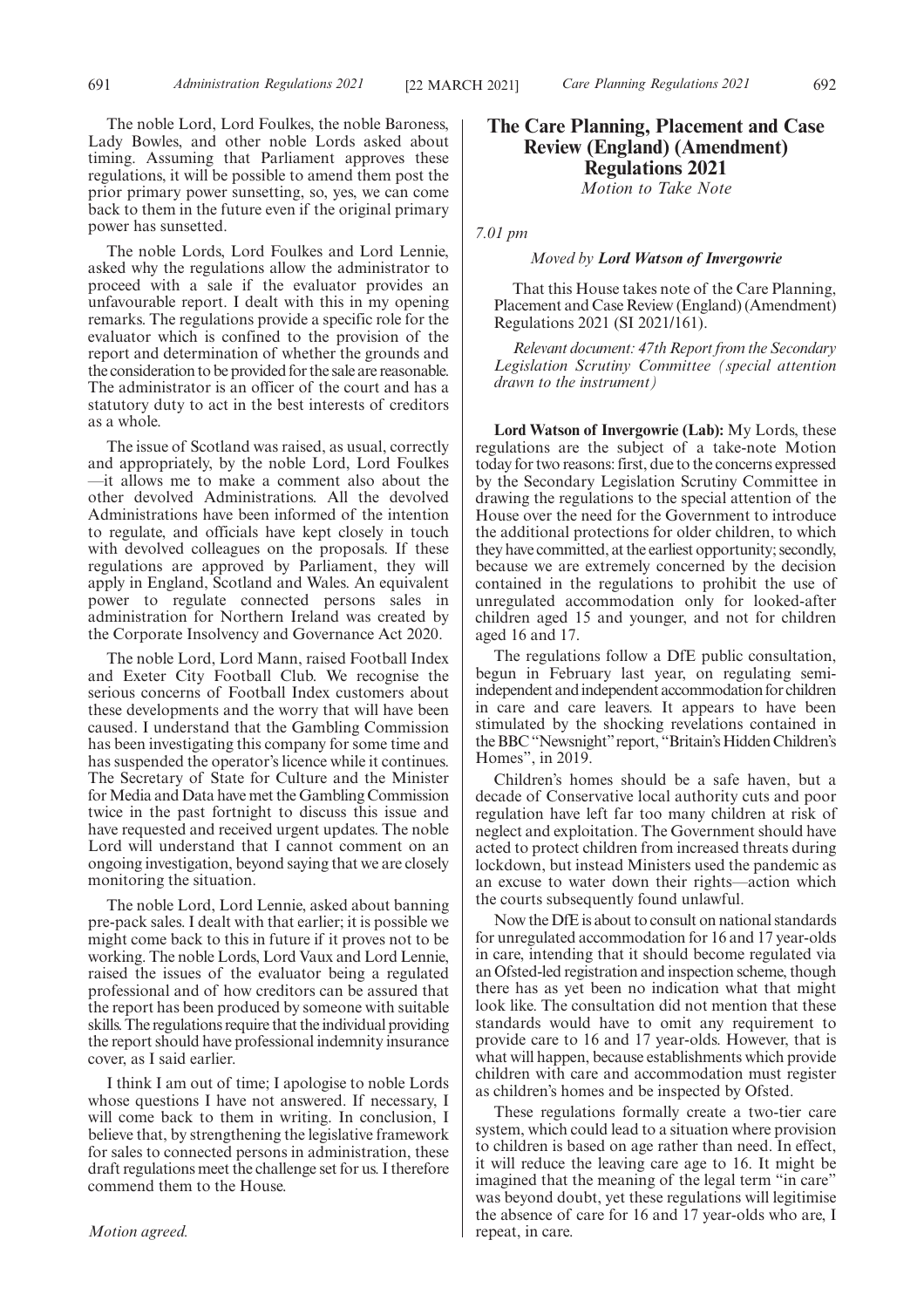The noble Lord, Lord Foulkes, the noble Baroness, Lady Bowles, and other noble Lords asked about timing. Assuming that Parliament approves these regulations, it will be possible to amend them post the prior primary power sunsetting, so, yes, we can come back to them in the future even if the original primary power has sunsetted.

The noble Lords, Lord Foulkes and Lord Lennie, asked why the regulations allow the administrator to proceed with a sale if the evaluator provides an unfavourable report. I dealt with this in my opening remarks. The regulations provide a specific role for the evaluator which is confined to the provision of the report and determination of whether the grounds and the consideration to be provided for the sale are reasonable. The administrator is an officer of the court and has a statutory duty to act in the best interests of creditors as a whole.

The issue of Scotland was raised, as usual, correctly and appropriately, by the noble Lord, Lord Foulkes —it allows me to make a comment also about the other devolved Administrations. All the devolved Administrations have been informed of the intention to regulate, and officials have kept closely in touch with devolved colleagues on the proposals. If these regulations are approved by Parliament, they will apply in England, Scotland and Wales. An equivalent power to regulate connected persons sales in administration for Northern Ireland was created by the Corporate Insolvency and Governance Act 2020.

The noble Lord, Lord Mann, raised Football Index and Exeter City Football Club. We recognise the serious concerns of Football Index customers about these developments and the worry that will have been caused. I understand that the Gambling Commission has been investigating this company for some time and has suspended the operator's licence while it continues. The Secretary of State for Culture and the Minister for Media and Data have met the Gambling Commission twice in the past fortnight to discuss this issue and have requested and received urgent updates. The noble Lord will understand that I cannot comment on an ongoing investigation, beyond saying that we are closely monitoring the situation.

The noble Lord, Lord Lennie, asked about banning pre-pack sales. I dealt with that earlier; it is possible we might come back to this in future if it proves not to be working. The noble Lords, Lord Vaux and Lord Lennie, raised the issues of the evaluator being a regulated professional and of how creditors can be assured that the report has been produced by someone with suitable skills. The regulations require that the individual providing the report should have professional indemnity insurance cover, as I said earlier.

I think I am out of time; I apologise to noble Lords whose questions I have not answered. If necessary, I will come back to them in writing. In conclusion, I believe that, by strengthening the legislative framework for sales to connected persons in administration, these draft regulations meet the challenge set for us. I therefore commend them to the House.

*Motion agreed.*

## The Care Planning, Placement and Case Review (England) (Amendment) Regulations 2021

*Motion to Take Note*

*7.01 pm*

*Moved by* ***Lord Watson of Invergowrie***

That this House takes note of the Care Planning, Placement and Case Review (England) (Amendment) Regulations 2021 (SI 2021/161).

*Relevant document: 47th Report from the Secondary Legislation Scrutiny Committee (special attention drawn to the instrument)*

**Lord Watson of Invergowrie (Lab):** My Lords, these regulations are the subject of a take-note Motion today for two reasons: first, due to the concerns expressed by the Secondary Legislation Scrutiny Committee in drawing the regulations to the special attention of the House over the need for the Government to introduce the additional protections for older children, to which they have committed, at the earliest opportunity; secondly, because we are extremely concerned by the decision contained in the regulations to prohibit the use of unregulated accommodation only for looked-after children aged 15 and younger, and not for children aged 16 and 17.

The regulations follow a DfE public consultation, begun in February last year, on regulating semi-independent and independent accommodation for children in care and care leavers. It appears to have been stimulated by the shocking revelations contained in the BBC "Newsnight" report, "Britain's Hidden Children's Homes", in 2019.

Children's homes should be a safe haven, but a decade of Conservative local authority cuts and poor regulation have left far too many children at risk of neglect and exploitation. The Government should have acted to protect children from increased threats during lockdown, but instead Ministers used the pandemic as an excuse to water down their rights—action which the courts subsequently found unlawful.

Now the DfE is about to consult on national standards for unregulated accommodation for 16 and 17 year-olds in care, intending that it should become regulated via an Ofsted-led registration and inspection scheme, though there has as yet been no indication what that might look like. The consultation did not mention that these standards would have to omit any requirement to provide care to 16 and 17 year-olds. However, that is what will happen, because establishments which provide children with care and accommodation must register as children's homes and be inspected by Ofsted.

These regulations formally create a two-tier care system, which could lead to a situation where provision to children is based on age rather than need. In effect, it will reduce the leaving care age to 16. It might be imagined that the meaning of the legal term "in care" was beyond doubt, yet these regulations will legitimise the absence of care for 16 and 17 year-olds who are, I repeat, in care.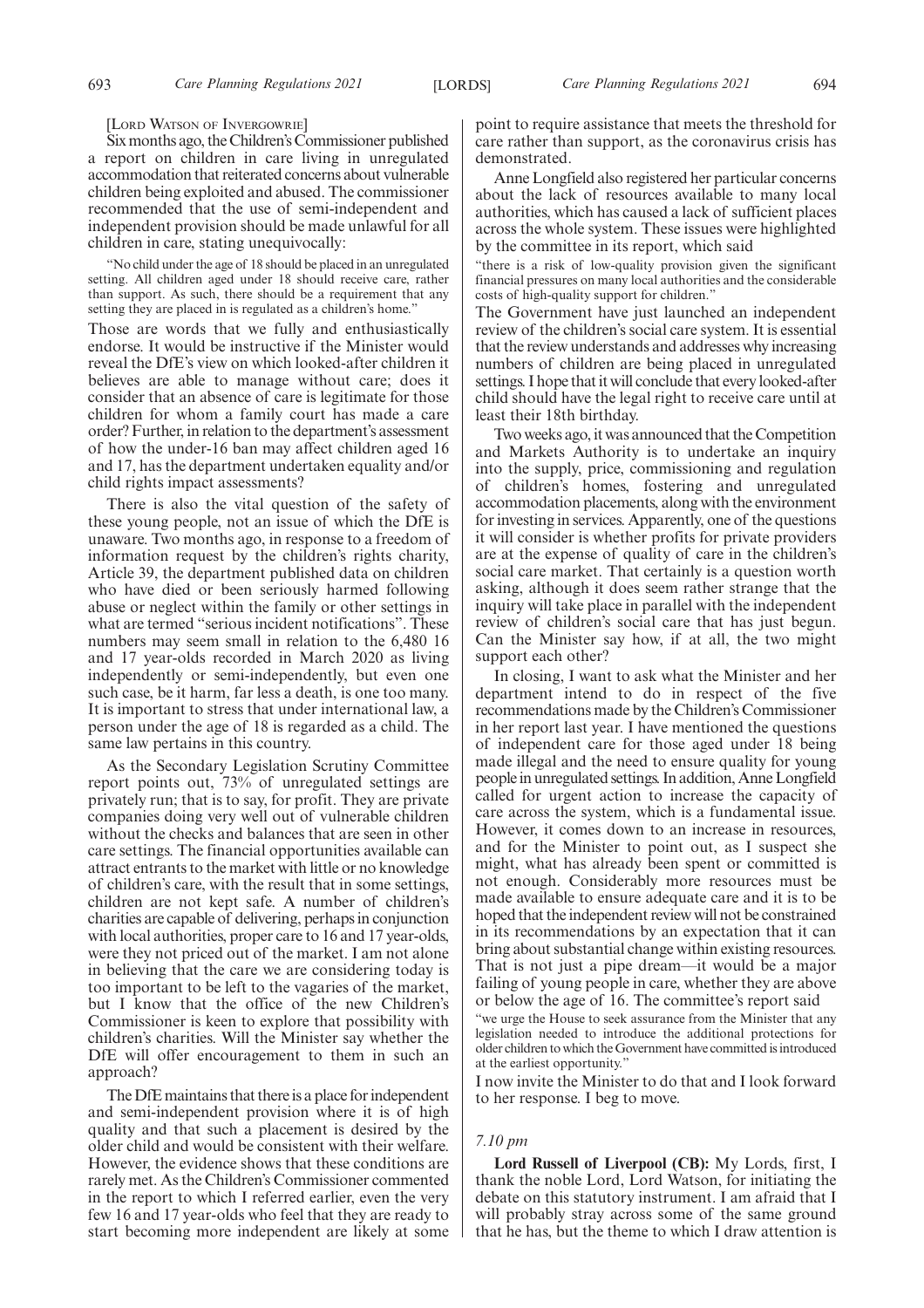[LORD WATSON OF INVERGOWRIE]

Six months ago, the Children's Commissioner published a report on children in care living in unregulated accommodation that reiterated concerns about vulnerable children being exploited and abused. The commissioner recommended that the use of semi-independent and independent provision should be made unlawful for all children in care, stating unequivocally:

"No child under the age of 18 should be placed in an unregulated setting. All children aged under 18 should receive care, rather than support. As such, there should be a requirement that any setting they are placed in is regulated as a children's home."

Those are words that we fully and enthusiastically endorse. It would be instructive if the Minister would reveal the DfE's view on which looked-after children it believes are able to manage without care; does it consider that an absence of care is legitimate for those children for whom a family court has made a care order? Further, in relation to the department's assessment of how the under-16 ban may affect children aged 16 and 17, has the department undertaken equality and/or child rights impact assessments?

There is also the vital question of the safety of these young people, not an issue of which the DfE is unaware. Two months ago, in response to a freedom of information request by the children's rights charity, Article 39, the department published data on children who have died or been seriously harmed following abuse or neglect within the family or other settings in what are termed "serious incident notifications". These numbers may seem small in relation to the 6,480 16 and 17 year-olds recorded in March 2020 as living independently or semi-independently, but even one such case, be it harm, far less a death, is one too many. It is important to stress that under international law, a person under the age of 18 is regarded as a child. The same law pertains in this country.

As the Secondary Legislation Scrutiny Committee report points out, 73% of unregulated settings are privately run; that is to say, for profit. They are private companies doing very well out of vulnerable children without the checks and balances that are seen in other care settings. The financial opportunities available can attract entrants to the market with little or no knowledge of children's care, with the result that in some settings, children are not kept safe. A number of children's charities are capable of delivering, perhaps in conjunction with local authorities, proper care to 16 and 17 year-olds, were they not priced out of the market. I am not alone in believing that the care we are considering today is too important to be left to the vagaries of the market, but I know that the office of the new Children's Commissioner is keen to explore that possibility with children's charities. Will the Minister say whether the DfE will offer encouragement to them in such an approach?

The DfE maintains that there is a place for independent and semi-independent provision where it is of high quality and that such a placement is desired by the older child and would be consistent with their welfare. However, the evidence shows that these conditions are rarely met. As the Children's Commissioner commented in the report to which I referred earlier, even the very few 16 and 17 year-olds who feel that they are ready to start becoming more independent are likely at some point to require assistance that meets the threshold for care rather than support, as the coronavirus crisis has demonstrated.

Anne Longfield also registered her particular concerns about the lack of resources available to many local authorities, which has caused a lack of sufficient places across the whole system. These issues were highlighted by the committee in its report, which said

"there is a risk of low-quality provision given the significant financial pressures on many local authorities and the considerable costs of high-quality support for children."

The Government have just launched an independent review of the children's social care system. It is essential that the review understands and addresses why increasing numbers of children are being placed in unregulated settings. I hope that it will conclude that every looked-after child should have the legal right to receive care until at least their 18th birthday.

Two weeks ago, it was announced that the Competition and Markets Authority is to undertake an inquiry into the supply, price, commissioning and regulation of children's homes, fostering and unregulated accommodation placements, along with the environment for investing in services. Apparently, one of the questions it will consider is whether profits for private providers are at the expense of quality of care in the children's social care market. That certainly is a question worth asking, although it does seem rather strange that the inquiry will take place in parallel with the independent review of children's social care that has just begun. Can the Minister say how, if at all, the two might support each other?

In closing, I want to ask what the Minister and her department intend to do in respect of the five recommendations made by the Children's Commissioner in her report last year. I have mentioned the questions of independent care for those aged under 18 being made illegal and the need to ensure quality for young people in unregulated settings. In addition, Anne Longfield called for urgent action to increase the capacity of care across the system, which is a fundamental issue. However, it comes down to an increase in resources, and for the Minister to point out, as I suspect she might, what has already been spent or committed is not enough. Considerably more resources must be made available to ensure adequate care and it is to be hoped that the independent review will not be constrained in its recommendations by an expectation that it can bring about substantial change within existing resources. That is not just a pipe dream—it would be a major failing of young people in care, whether they are above or below the age of 16. The committee's report said

"we urge the House to seek assurance from the Minister that any legislation needed to introduce the additional protections for older children to which the Government have committed is introduced at the earliest opportunity."

I now invite the Minister to do that and I look forward to her response. I beg to move.

*7.10 pm*

**Lord Russell of Liverpool (CB):** My Lords, first, I thank the noble Lord, Lord Watson, for initiating the debate on this statutory instrument. I am afraid that I will probably stray across some of the same ground that he has, but the theme to which I draw attention is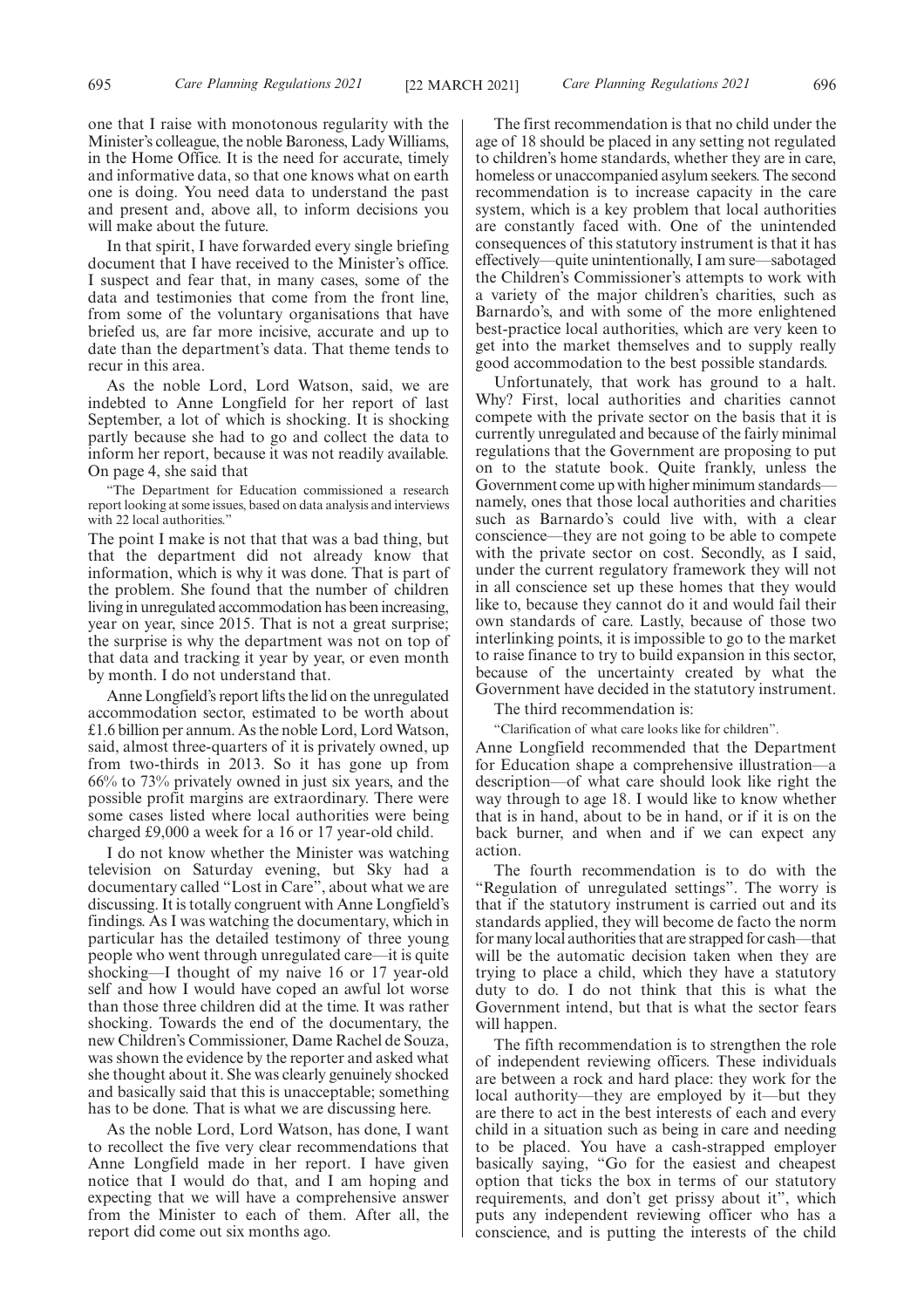one that I raise with monotonous regularity with the Minister's colleague, the noble Baroness, Lady Williams, in the Home Office. It is the need for accurate, timely and informative data, so that one knows what on earth one is doing. You need data to understand the past and present and, above all, to inform decisions you will make about the future.

In that spirit, I have forwarded every single briefing document that I have received to the Minister's office. I suspect and fear that, in many cases, some of the data and testimonies that come from the front line, from some of the voluntary organisations that have briefed us, are far more incisive, accurate and up to date than the department's data. That theme tends to recur in this area.

As the noble Lord, Lord Watson, said, we are indebted to Anne Longfield for her report of last September, a lot of which is shocking. It is shocking partly because she had to go and collect the data to inform her report, because it was not readily available. On page 4, she said that

"The Department for Education commissioned a research report looking at some issues, based on data analysis and interviews with 22 local authorities."

The point I make is not that that was a bad thing, but that the department did not already know that information, which is why it was done. That is part of the problem. She found that the number of children living in unregulated accommodation has been increasing, year on year, since 2015. That is not a great surprise; the surprise is why the department was not on top of that data and tracking it year by year, or even month by month. I do not understand that.

Anne Longfield's report lifts the lid on the unregulated accommodation sector, estimated to be worth about £1.6 billion per annum. As the noble Lord, Lord Watson, said, almost three-quarters of it is privately owned, up from two-thirds in 2013. So it has gone up from 66% to 73% privately owned in just six years, and the possible profit margins are extraordinary. There were some cases listed where local authorities were being charged £9,000 a week for a 16 or 17 year-old child.

I do not know whether the Minister was watching television on Saturday evening, but Sky had a documentary called "Lost in Care", about what we are discussing. It is totally congruent with Anne Longfield's findings. As I was watching the documentary, which in particular has the detailed testimony of three young people who went through unregulated care—it is quite shocking—I thought of my naive 16 or 17 year-old self and how I would have coped an awful lot worse than those three children did at the time. It was rather shocking. Towards the end of the documentary, the new Children's Commissioner, Dame Rachel de Souza, was shown the evidence by the reporter and asked what she thought about it. She was clearly genuinely shocked and basically said that this is unacceptable; something has to be done. That is what we are discussing here.

As the noble Lord, Lord Watson, has done, I want to recollect the five very clear recommendations that Anne Longfield made in her report. I have given notice that I would do that, and I am hoping and expecting that we will have a comprehensive answer from the Minister to each of them. After all, the report did come out six months ago.

The first recommendation is that no child under the age of 18 should be placed in any setting not regulated to children's home standards, whether they are in care, homeless or unaccompanied asylum seekers. The second recommendation is to increase capacity in the care system, which is a key problem that local authorities are constantly faced with. One of the unintended consequences of this statutory instrument is that it has effectively—quite unintentionally, I am sure—sabotaged the Children's Commissioner's attempts to work with a variety of the major children's charities, such as Barnardo's, and with some of the more enlightened best-practice local authorities, which are very keen to get into the market themselves and to supply really good accommodation to the best possible standards.

Unfortunately, that work has ground to a halt. Why? First, local authorities and charities cannot compete with the private sector on the basis that it is currently unregulated and because of the fairly minimal regulations that the Government are proposing to put on to the statute book. Quite frankly, unless the Government come up with higher minimum standards—namely, ones that those local authorities and charities such as Barnardo's could live with, with a clear conscience—they are not going to be able to compete with the private sector on cost. Secondly, as I said, under the current regulatory framework they will not in all conscience set up these homes that they would like to, because they cannot do it and would fail their own standards of care. Lastly, because of those two interlinking points, it is impossible to go to the market to raise finance to try to build expansion in this sector, because of the uncertainty created by what the Government have decided in the statutory instrument.

The third recommendation is:

"Clarification of what care looks like for children".

Anne Longfield recommended that the Department for Education shape a comprehensive illustration—a description—of what care should look like right the way through to age 18. I would like to know whether that is in hand, about to be in hand, or if it is on the back burner, and when and if we can expect any action.

The fourth recommendation is to do with the "Regulation of unregulated settings". The worry is that if the statutory instrument is carried out and its standards applied, they will become de facto the norm for many local authorities that are strapped for cash—that will be the automatic decision taken when they are trying to place a child, which they have a statutory duty to do. I do not think that this is what the Government intend, but that is what the sector fears will happen.

The fifth recommendation is to strengthen the role of independent reviewing officers. These individuals are between a rock and hard place: they work for the local authority—they are employed by it—but they are there to act in the best interests of each and every child in a situation such as being in care and needing to be placed. You have a cash-strapped employer basically saying, "Go for the easiest and cheapest option that ticks the box in terms of our statutory requirements, and don't get prissy about it", which puts any independent reviewing officer who has a conscience, and is putting the interests of the child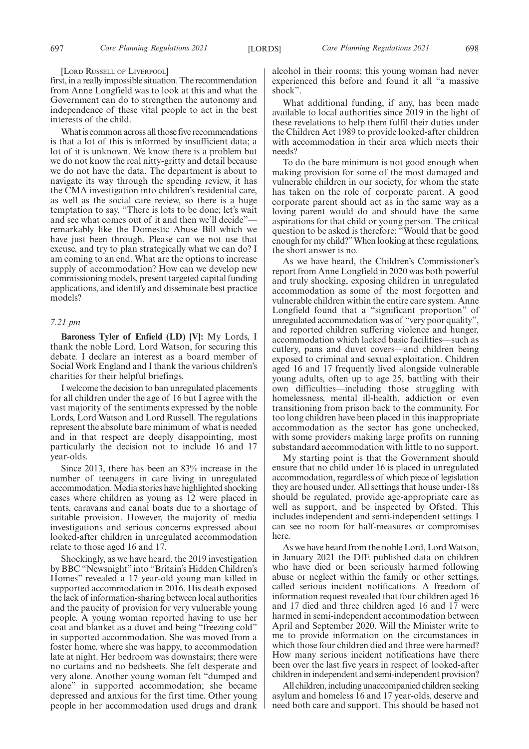[Lord Russell of Liverpool]

first, in a really impossible situation. The recommendation from Anne Longfield was to look at this and what the Government can do to strengthen the autonomy and independence of these vital people to act in the best interests of the child.

What is common across all those five recommendations is that a lot of this is informed by insufficient data; a lot of it is unknown. We know there is a problem but we do not know the real nitty-gritty and detail because we do not have the data. The department is about to navigate its way through the spending review, it has the CMA investigation into children's residential care, as well as the social care review, so there is a huge temptation to say, "There is lots to be done; let's wait and see what comes out of it and then we'll decide"—remarkably like the Domestic Abuse Bill which we have just been through. Please can we not use that excuse, and try to plan strategically what we can do? I am coming to an end. What are the options to increase supply of accommodation? How can we develop new commissioning models, present targeted capital funding applications, and identify and disseminate best practice models?

*7.21 pm*

**Baroness Tyler of Enfield (LD) [V]:** My Lords, I thank the noble Lord, Lord Watson, for securing this debate. I declare an interest as a board member of Social Work England and I thank the various children's charities for their helpful briefings.

I welcome the decision to ban unregulated placements for all children under the age of 16 but I agree with the vast majority of the sentiments expressed by the noble Lords, Lord Watson and Lord Russell. The regulations represent the absolute bare minimum of what is needed and in that respect are deeply disappointing, most particularly the decision not to include 16 and 17 year-olds.

Since 2013, there has been an 83% increase in the number of teenagers in care living in unregulated accommodation. Media stories have highlighted shocking cases where children as young as 12 were placed in tents, caravans and canal boats due to a shortage of suitable provision. However, the majority of media investigations and serious concerns expressed about looked-after children in unregulated accommodation relate to those aged 16 and 17.

Shockingly, as we have heard, the 2019 investigation by BBC "Newsnight" into "Britain's Hidden Children's Homes" revealed a 17 year-old young man killed in supported accommodation in 2016. His death exposed the lack of information-sharing between local authorities and the paucity of provision for very vulnerable young people. A young woman reported having to use her coat and blanket as a duvet and being "freezing cold" in supported accommodation. She was moved from a foster home, where she was happy, to accommodation late at night. Her bedroom was downstairs; there were no curtains and no bedsheets. She felt desperate and very alone. Another young woman felt "dumped and alone" in supported accommodation; she became depressed and anxious for the first time. Other young people in her accommodation used drugs and drank alcohol in their rooms; this young woman had never experienced this before and found it all "a massive shock".

What additional funding, if any, has been made available to local authorities since 2019 in the light of these revelations to help them fulfil their duties under the Children Act 1989 to provide looked-after children with accommodation in their area which meets their needs?

To do the bare minimum is not good enough when making provision for some of the most damaged and vulnerable children in our society, for whom the state has taken on the role of corporate parent. A good corporate parent should act as in the same way as a loving parent would do and should have the same aspirations for that child or young person. The critical question to be asked is therefore: "Would that be good enough for my child?" When looking at these regulations, the short answer is no.

As we have heard, the Children's Commissioner's report from Anne Longfield in 2020 was both powerful and truly shocking, exposing children in unregulated accommodation as some of the most forgotten and vulnerable children within the entire care system. Anne Longfield found that a "significant proportion" of unregulated accommodation was of "very poor quality", and reported children suffering violence and hunger, accommodation which lacked basic facilities—such as cutlery, pans and duvet covers—and children being exposed to criminal and sexual exploitation. Children aged 16 and 17 frequently lived alongside vulnerable young adults, often up to age 25, battling with their own difficulties—including those struggling with homelessness, mental ill-health, addiction or even transitioning from prison back to the community. For too long children have been placed in this inappropriate accommodation as the sector has gone unchecked, with some providers making large profits on running substandard accommodation with little to no support.

My starting point is that the Government should ensure that no child under 16 is placed in unregulated accommodation, regardless of which piece of legislation they are housed under. All settings that house under-18s should be regulated, provide age-appropriate care as well as support, and be inspected by Ofsted. This includes independent and semi-independent settings. I can see no room for half-measures or compromises here.

As we have heard from the noble Lord, Lord Watson, in January 2021 the DfE published data on children who have died or been seriously harmed following abuse or neglect within the family or other settings, called serious incident notifications. A freedom of information request revealed that four children aged 16 and 17 died and three children aged 16 and 17 were harmed in semi-independent accommodation between April and September 2020. Will the Minister write to me to provide information on the circumstances in which those four children died and three were harmed? How many serious incident notifications have there been over the last five years in respect of looked-after children in independent and semi-independent provision?

All children, including unaccompanied children seeking asylum and homeless 16 and 17 year-olds, deserve and need both care and support. This should be based not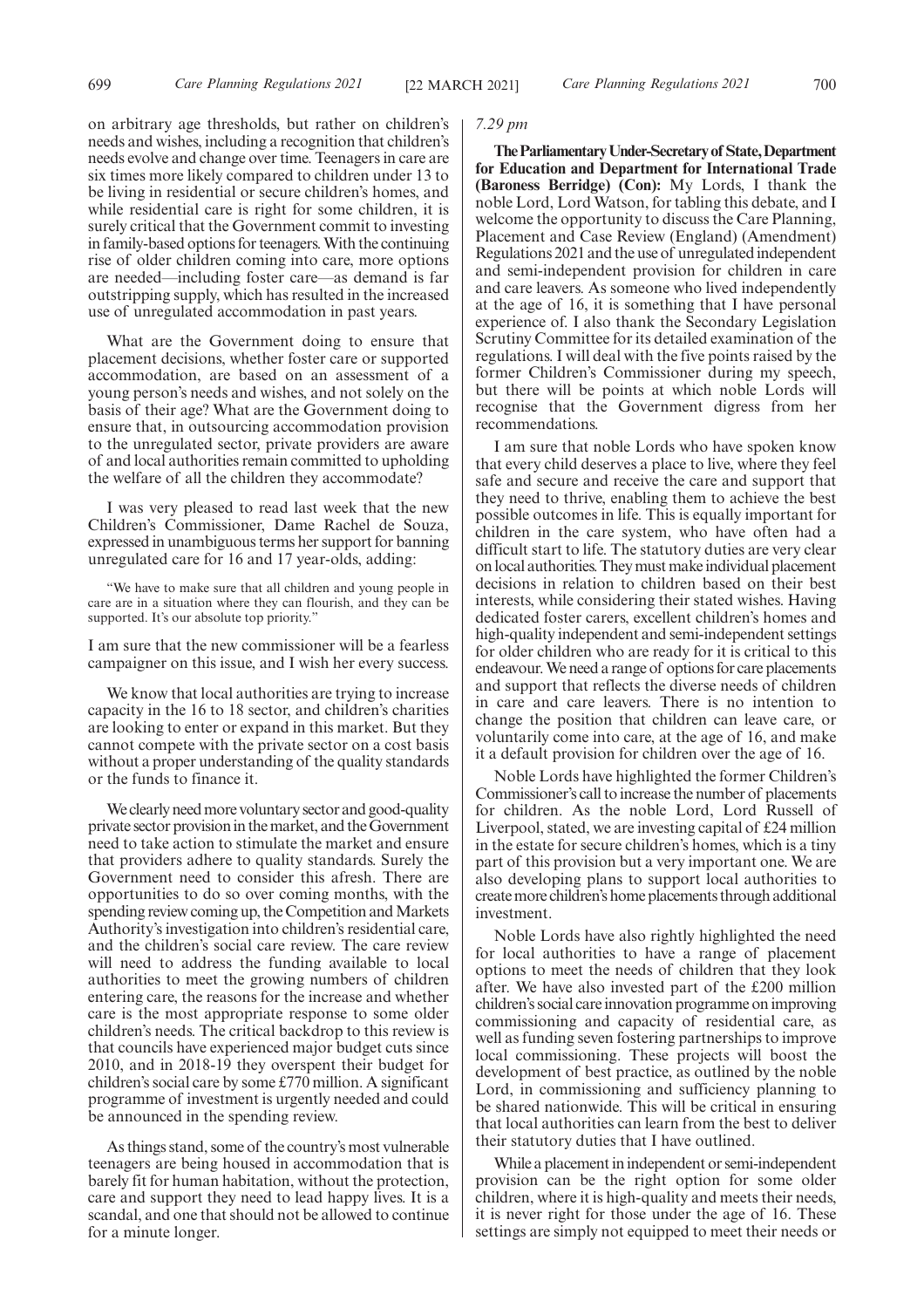on arbitrary age thresholds, but rather on children's needs and wishes, including a recognition that children's needs evolve and change over time. Teenagers in care are six times more likely compared to children under 13 to be living in residential or secure children's homes, and while residential care is right for some children, it is surely critical that the Government commit to investing in family-based options for teenagers. With the continuing rise of older children coming into care, more options are needed—including foster care—as demand is far outstripping supply, which has resulted in the increased use of unregulated accommodation in past years.

What are the Government doing to ensure that placement decisions, whether foster care or supported accommodation, are based on an assessment of a young person's needs and wishes, and not solely on the basis of their age? What are the Government doing to ensure that, in outsourcing accommodation provision to the unregulated sector, private providers are aware of and local authorities remain committed to upholding the welfare of all the children they accommodate?

I was very pleased to read last week that the new Children's Commissioner, Dame Rachel de Souza, expressed in unambiguous terms her support for banning unregulated care for 16 and 17 year-olds, adding:

> "We have to make sure that all children and young people in care are in a situation where they can flourish, and they can be supported. It's our absolute top priority."

I am sure that the new commissioner will be a fearless campaigner on this issue, and I wish her every success.

We know that local authorities are trying to increase capacity in the 16 to 18 sector, and children's charities are looking to enter or expand in this market. But they cannot compete with the private sector on a cost basis without a proper understanding of the quality standards or the funds to finance it.

We clearly need more voluntary sector and good-quality private sector provision in the market, and the Government need to take action to stimulate the market and ensure that providers adhere to quality standards. Surely the Government need to consider this afresh. There are opportunities to do so over coming months, with the spending review coming up, the Competition and Markets Authority's investigation into children's residential care, and the children's social care review. The care review will need to address the funding available to local authorities to meet the growing numbers of children entering care, the reasons for the increase and whether care is the most appropriate response to some older children's needs. The critical backdrop to this review is that councils have experienced major budget cuts since 2010, and in 2018-19 they overspent their budget for children's social care by some £770 million. A significant programme of investment is urgently needed and could be announced in the spending review.

As things stand, some of the country's most vulnerable teenagers are being housed in accommodation that is barely fit for human habitation, without the protection, care and support they need to lead happy lives. It is a scandal, and one that should not be allowed to continue for a minute longer.

*7.29 pm*

**The Parliamentary Under-Secretary of State, Department for Education and Department for International Trade (Baroness Berridge) (Con):** My Lords, I thank the noble Lord, Lord Watson, for tabling this debate, and I welcome the opportunity to discuss the Care Planning, Placement and Case Review (England) (Amendment) Regulations 2021 and the use of unregulated independent and semi-independent provision for children in care and care leavers. As someone who lived independently at the age of 16, it is something that I have personal experience of. I also thank the Secondary Legislation Scrutiny Committee for its detailed examination of the regulations. I will deal with the five points raised by the former Children's Commissioner during my speech, but there will be points at which noble Lords will recognise that the Government digress from her recommendations.

I am sure that noble Lords who have spoken know that every child deserves a place to live, where they feel safe and secure and receive the care and support that they need to thrive, enabling them to achieve the best possible outcomes in life. This is equally important for children in the care system, who have often had a difficult start to life. The statutory duties are very clear on local authorities. They must make individual placement decisions in relation to children based on their best interests, while considering their stated wishes. Having dedicated foster carers, excellent children's homes and high-quality independent and semi-independent settings for older children who are ready for it is critical to this endeavour. We need a range of options for care placements and support that reflects the diverse needs of children in care and care leavers. There is no intention to change the position that children can leave care, or voluntarily come into care, at the age of 16, and make it a default provision for children over the age of 16.

Noble Lords have highlighted the former Children's Commissioner's call to increase the number of placements for children. As the noble Lord, Lord Russell of Liverpool, stated, we are investing capital of £24 million in the estate for secure children's homes, which is a tiny part of this provision but a very important one. We are also developing plans to support local authorities to create more children's home placements through additional investment.

Noble Lords have also rightly highlighted the need for local authorities to have a range of placement options to meet the needs of children that they look after. We have also invested part of the £200 million children's social care innovation programme on improving commissioning and capacity of residential care, as well as funding seven fostering partnerships to improve local commissioning. These projects will boost the development of best practice, as outlined by the noble Lord, in commissioning and sufficiency planning to be shared nationwide. This will be critical in ensuring that local authorities can learn from the best to deliver their statutory duties that I have outlined.

While a placement in independent or semi-independent provision can be the right option for some older children, where it is high-quality and meets their needs, it is never right for those under the age of 16. These settings are simply not equipped to meet their needs or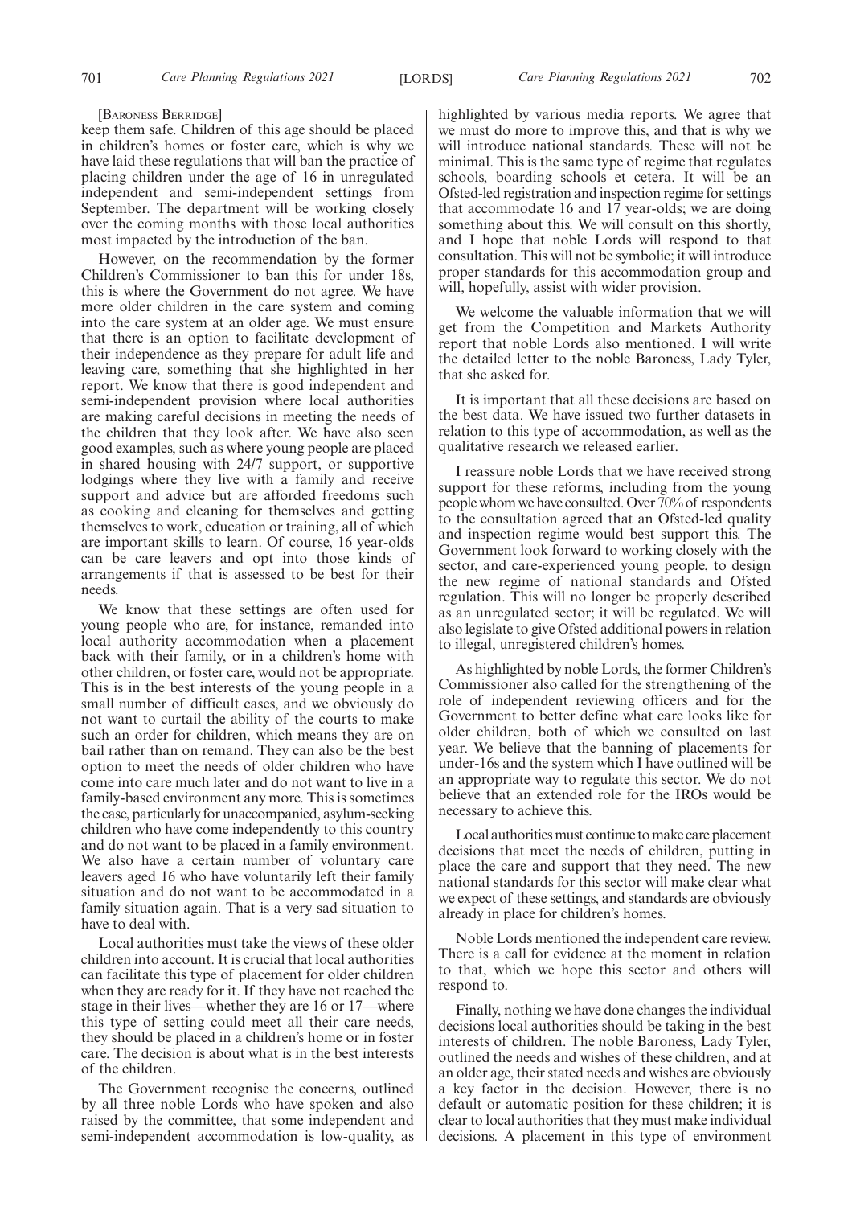[BARONESS BERRIDGE]

keep them safe. Children of this age should be placed in children's homes or foster care, which is why we have laid these regulations that will ban the practice of placing children under the age of 16 in unregulated independent and semi-independent settings from September. The department will be working closely over the coming months with those local authorities most impacted by the introduction of the ban.

However, on the recommendation by the former Children's Commissioner to ban this for under 18s, this is where the Government do not agree. We have more older children in the care system and coming into the care system at an older age. We must ensure that there is an option to facilitate development of their independence as they prepare for adult life and leaving care, something that she highlighted in her report. We know that there is good independent and semi-independent provision where local authorities are making careful decisions in meeting the needs of the children that they look after. We have also seen good examples, such as where young people are placed in shared housing with 24/7 support, or supportive lodgings where they live with a family and receive support and advice but are afforded freedoms such as cooking and cleaning for themselves and getting themselves to work, education or training, all of which are important skills to learn. Of course, 16 year-olds can be care leavers and opt into those kinds of arrangements if that is assessed to be best for their needs.

We know that these settings are often used for young people who are, for instance, remanded into local authority accommodation when a placement back with their family, or in a children's home with other children, or foster care, would not be appropriate. This is in the best interests of the young people in a small number of difficult cases, and we obviously do not want to curtail the ability of the courts to make such an order for children, which means they are on bail rather than on remand. They can also be the best option to meet the needs of older children who have come into care much later and do not want to live in a family-based environment any more. This is sometimes the case, particularly for unaccompanied, asylum-seeking children who have come independently to this country and do not want to be placed in a family environment. We also have a certain number of voluntary care leavers aged 16 who have voluntarily left their family situation and do not want to be accommodated in a family situation again. That is a very sad situation to have to deal with.

Local authorities must take the views of these older children into account. It is crucial that local authorities can facilitate this type of placement for older children when they are ready for it. If they have not reached the stage in their lives—whether they are 16 or 17—where this type of setting could meet all their care needs, they should be placed in a children's home or in foster care. The decision is about what is in the best interests of the children.

The Government recognise the concerns, outlined by all three noble Lords who have spoken and also raised by the committee, that some independent and semi-independent accommodation is low-quality, as highlighted by various media reports. We agree that we must do more to improve this, and that is why we will introduce national standards. These will not be minimal. This is the same type of regime that regulates schools, boarding schools et cetera. It will be an Ofsted-led registration and inspection regime for settings that accommodate 16 and 17 year-olds; we are doing something about this. We will consult on this shortly, and I hope that noble Lords will respond to that consultation. This will not be symbolic; it will introduce proper standards for this accommodation group and will, hopefully, assist with wider provision.

We welcome the valuable information that we will get from the Competition and Markets Authority report that noble Lords also mentioned. I will write the detailed letter to the noble Baroness, Lady Tyler, that she asked for.

It is important that all these decisions are based on the best data. We have issued two further datasets in relation to this type of accommodation, as well as the qualitative research we released earlier.

I reassure noble Lords that we have received strong support for these reforms, including from the young people whom we have consulted. Over 70% of respondents to the consultation agreed that an Ofsted-led quality and inspection regime would best support this. The Government look forward to working closely with the sector, and care-experienced young people, to design the new regime of national standards and Ofsted regulation. This will no longer be properly described as an unregulated sector; it will be regulated. We will also legislate to give Ofsted additional powers in relation to illegal, unregistered children's homes.

As highlighted by noble Lords, the former Children's Commissioner also called for the strengthening of the role of independent reviewing officers and for the Government to better define what care looks like for older children, both of which we consulted on last year. We believe that the banning of placements for under-16s and the system which I have outlined will be an appropriate way to regulate this sector. We do not believe that an extended role for the IROs would be necessary to achieve this.

Local authorities must continue to make care placement decisions that meet the needs of children, putting in place the care and support that they need. The new national standards for this sector will make clear what we expect of these settings, and standards are obviously already in place for children's homes.

Noble Lords mentioned the independent care review. There is a call for evidence at the moment in relation to that, which we hope this sector and others will respond to.

Finally, nothing we have done changes the individual decisions local authorities should be taking in the best interests of children. The noble Baroness, Lady Tyler, outlined the needs and wishes of these children, and at an older age, their stated needs and wishes are obviously a key factor in the decision. However, there is no default or automatic position for these children; it is clear to local authorities that they must make individual decisions. A placement in this type of environment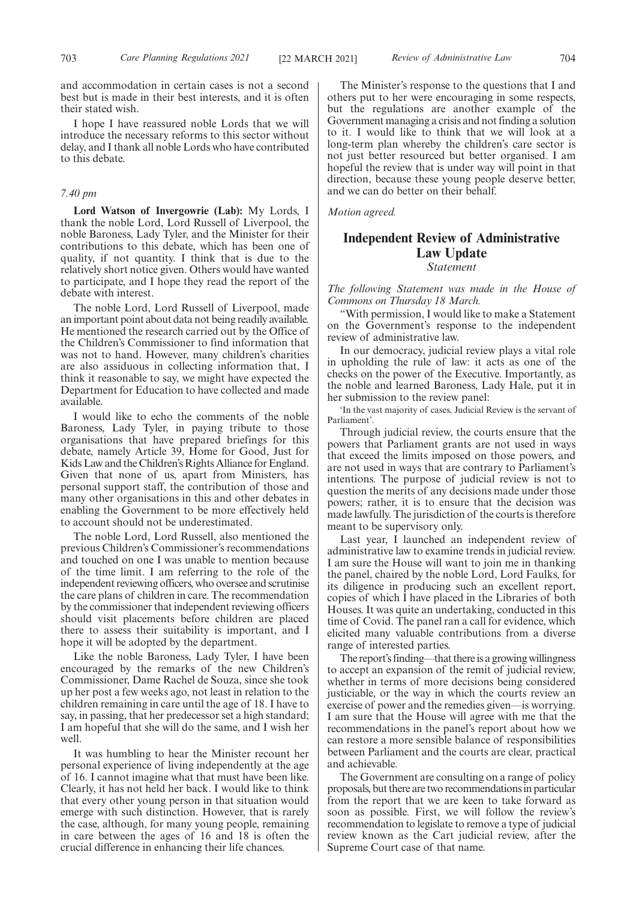and accommodation in certain cases is not a second best but is made in their best interests, and it is often their stated wish.

I hope I have reassured noble Lords that we will introduce the necessary reforms to this sector without delay, and I thank all noble Lords who have contributed to this debate.

*7.40 pm*

**Lord Watson of Invergowrie (Lab):** My Lords, I thank the noble Lord, Lord Russell of Liverpool, the noble Baroness, Lady Tyler, and the Minister for their contributions to this debate, which has been one of quality, if not quantity. I think that is due to the relatively short notice given. Others would have wanted to participate, and I hope they read the report of the debate with interest.

The noble Lord, Lord Russell of Liverpool, made an important point about data not being readily available. He mentioned the research carried out by the Office of the Children's Commissioner to find information that was not to hand. However, many children's charities are also assiduous in collecting information that, I think it reasonable to say, we might have expected the Department for Education to have collected and made available.

I would like to echo the comments of the noble Baroness, Lady Tyler, in paying tribute to those organisations that have prepared briefings for this debate, namely Article 39, Home for Good, Just for Kids Law and the Children's Rights Alliance for England. Given that none of us, apart from Ministers, has personal support staff, the contribution of those and many other organisations in this and other debates in enabling the Government to be more effectively held to account should not be underestimated.

The noble Lord, Lord Russell, also mentioned the previous Children's Commissioner's recommendations and touched on one I was unable to mention because of the time limit. I am referring to the role of the independent reviewing officers, who oversee and scrutinise the care plans of children in care. The recommendation by the commissioner that independent reviewing officers should visit placements before children are placed there to assess their suitability is important, and I hope it will be adopted by the department.

Like the noble Baroness, Lady Tyler, I have been encouraged by the remarks of the new Children's Commissioner, Dame Rachel de Souza, since she took up her post a few weeks ago, not least in relation to the children remaining in care until the age of 18. I have to say, in passing, that her predecessor set a high standard; I am hopeful that she will do the same, and I wish her well.

It was humbling to hear the Minister recount her personal experience of living independently at the age of 16. I cannot imagine what that must have been like. Clearly, it has not held her back. I would like to think that every other young person in that situation would emerge with such distinction. However, that is rarely the case, although, for many young people, remaining in care between the ages of 16 and 18 is often the crucial difference in enhancing their life chances.

The Minister's response to the questions that I and others put to her were encouraging in some respects, but the regulations are another example of the Government managing a crisis and not finding a solution to it. I would like to think that we will look at a long-term plan whereby the children's care sector is not just better resourced but better organised. I am hopeful the review that is under way will point in that direction, because these young people deserve better, and we can do better on their behalf.

*Motion agreed.*

## Independent Review of Administrative Law Update
*Statement*

*The following Statement was made in the House of Commons on Thursday 18 March.*

"With permission, I would like to make a Statement on the Government's response to the independent review of administrative law.

In our democracy, judicial review plays a vital role in upholding the rule of law: it acts as one of the checks on the power of the Executive. Importantly, as the noble and learned Baroness, Lady Hale, put it in her submission to the review panel:

'In the vast majority of cases, Judicial Review is the servant of Parliament'.

Through judicial review, the courts ensure that the powers that Parliament grants are not used in ways that exceed the limits imposed on those powers, and are not used in ways that are contrary to Parliament's intentions. The purpose of judicial review is not to question the merits of any decisions made under those powers; rather, it is to ensure that the decision was made lawfully. The jurisdiction of the courts is therefore meant to be supervisory only.

Last year, I launched an independent review of administrative law to examine trends in judicial review. I am sure the House will want to join me in thanking the panel, chaired by the noble Lord, Lord Faulks, for its diligence in producing such an excellent report, copies of which I have placed in the Libraries of both Houses. It was quite an undertaking, conducted in this time of Covid. The panel ran a call for evidence, which elicited many valuable contributions from a diverse range of interested parties.

The report's finding—that there is a growing willingness to accept an expansion of the remit of judicial review, whether in terms of more decisions being considered justiciable, or the way in which the courts review an exercise of power and the remedies given—is worrying. I am sure that the House will agree with me that the recommendations in the panel's report about how we can restore a more sensible balance of responsibilities between Parliament and the courts are clear, practical and achievable.

The Government are consulting on a range of policy proposals, but there are two recommendations in particular from the report that we are keen to take forward as soon as possible. First, we will follow the review's recommendation to legislate to remove a type of judicial review known as the Cart judicial review, after the Supreme Court case of that name.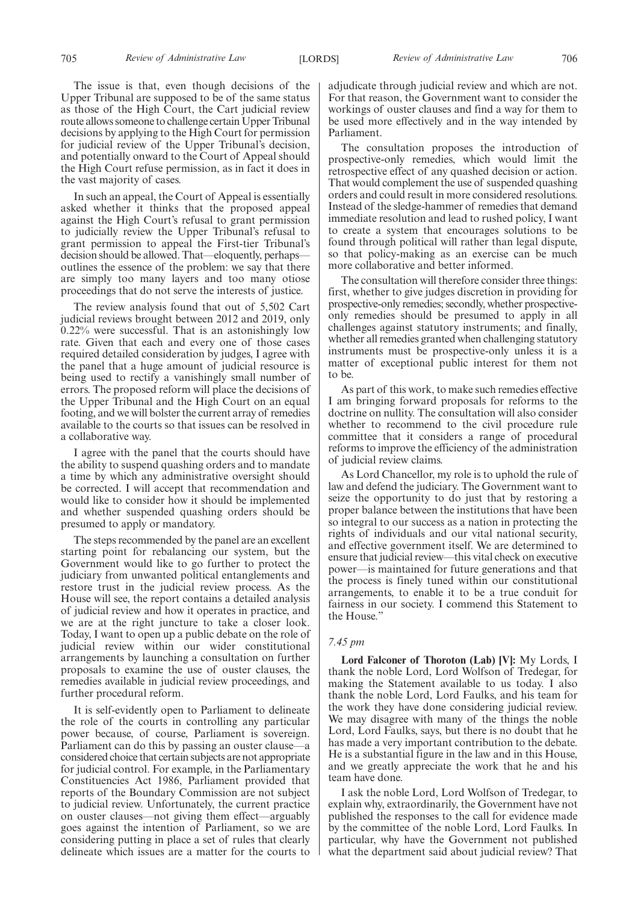The issue is that, even though decisions of the Upper Tribunal are supposed to be of the same status as those of the High Court, the Cart judicial review route allows someone to challenge certain Upper Tribunal decisions by applying to the High Court for permission for judicial review of the Upper Tribunal's decision, and potentially onward to the Court of Appeal should the High Court refuse permission, as in fact it does in the vast majority of cases.

In such an appeal, the Court of Appeal is essentially asked whether it thinks that the proposed appeal against the High Court's refusal to grant permission to judicially review the Upper Tribunal's refusal to grant permission to appeal the First-tier Tribunal's decision should be allowed. That—eloquently, perhaps—outlines the essence of the problem: we say that there are simply too many layers and too many otiose proceedings that do not serve the interests of justice.

The review analysis found that out of 5,502 Cart judicial reviews brought between 2012 and 2019, only 0.22% were successful. That is an astonishingly low rate. Given that each and every one of those cases required detailed consideration by judges, I agree with the panel that a huge amount of judicial resource is being used to rectify a vanishingly small number of errors. The proposed reform will place the decisions of the Upper Tribunal and the High Court on an equal footing, and we will bolster the current array of remedies available to the courts so that issues can be resolved in a collaborative way.

I agree with the panel that the courts should have the ability to suspend quashing orders and to mandate a time by which any administrative oversight should be corrected. I will accept that recommendation and would like to consider how it should be implemented and whether suspended quashing orders should be presumed to apply or mandatory.

The steps recommended by the panel are an excellent starting point for rebalancing our system, but the Government would like to go further to protect the judiciary from unwanted political entanglements and restore trust in the judicial review process. As the House will see, the report contains a detailed analysis of judicial review and how it operates in practice, and we are at the right juncture to take a closer look. Today, I want to open up a public debate on the role of judicial review within our wider constitutional arrangements by launching a consultation on further proposals to examine the use of ouster clauses, the remedies available in judicial review proceedings, and further procedural reform.

It is self-evidently open to Parliament to delineate the role of the courts in controlling any particular power because, of course, Parliament is sovereign. Parliament can do this by passing an ouster clause—a considered choice that certain subjects are not appropriate for judicial control. For example, in the Parliamentary Constituencies Act 1986, Parliament provided that reports of the Boundary Commission are not subject to judicial review. Unfortunately, the current practice on ouster clauses—not giving them effect—arguably goes against the intention of Parliament, so we are considering putting in place a set of rules that clearly delineate which issues are a matter for the courts to adjudicate through judicial review and which are not. For that reason, the Government want to consider the workings of ouster clauses and find a way for them to be used more effectively and in the way intended by Parliament.

The consultation proposes the introduction of prospective-only remedies, which would limit the retrospective effect of any quashed decision or action. That would complement the use of suspended quashing orders and could result in more considered resolutions. Instead of the sledge-hammer of remedies that demand immediate resolution and lead to rushed policy, I want to create a system that encourages solutions to be found through political will rather than legal dispute, so that policy-making as an exercise can be much more collaborative and better informed.

The consultation will therefore consider three things: first, whether to give judges discretion in providing for prospective-only remedies; secondly, whether prospective-only remedies should be presumed to apply in all challenges against statutory instruments; and finally, whether all remedies granted when challenging statutory instruments must be prospective-only unless it is a matter of exceptional public interest for them not to be.

As part of this work, to make such remedies effective I am bringing forward proposals for reforms to the doctrine on nullity. The consultation will also consider whether to recommend to the civil procedure rule committee that it considers a range of procedural reforms to improve the efficiency of the administration of judicial review claims.

As Lord Chancellor, my role is to uphold the rule of law and defend the judiciary. The Government want to seize the opportunity to do just that by restoring a proper balance between the institutions that have been so integral to our success as a nation in protecting the rights of individuals and our vital national security, and effective government itself. We are determined to ensure that judicial review—this vital check on executive power—is maintained for future generations and that the process is finely tuned within our constitutional arrangements, to enable it to be a true conduit for fairness in our society. I commend this Statement to the House."

*7.45 pm*

**Lord Falconer of Thoroton (Lab) [V]:** My Lords, I thank the noble Lord, Lord Wolfson of Tredegar, for making the Statement available to us today. I also thank the noble Lord, Lord Faulks, and his team for the work they have done considering judicial review. We may disagree with many of the things the noble Lord, Lord Faulks, says, but there is no doubt that he has made a very important contribution to the debate. He is a substantial figure in the law and in this House, and we greatly appreciate the work that he and his team have done.

I ask the noble Lord, Lord Wolfson of Tredegar, to explain why, extraordinarily, the Government have not published the responses to the call for evidence made by the committee of the noble Lord, Lord Faulks. In particular, why have the Government not published what the department said about judicial review? That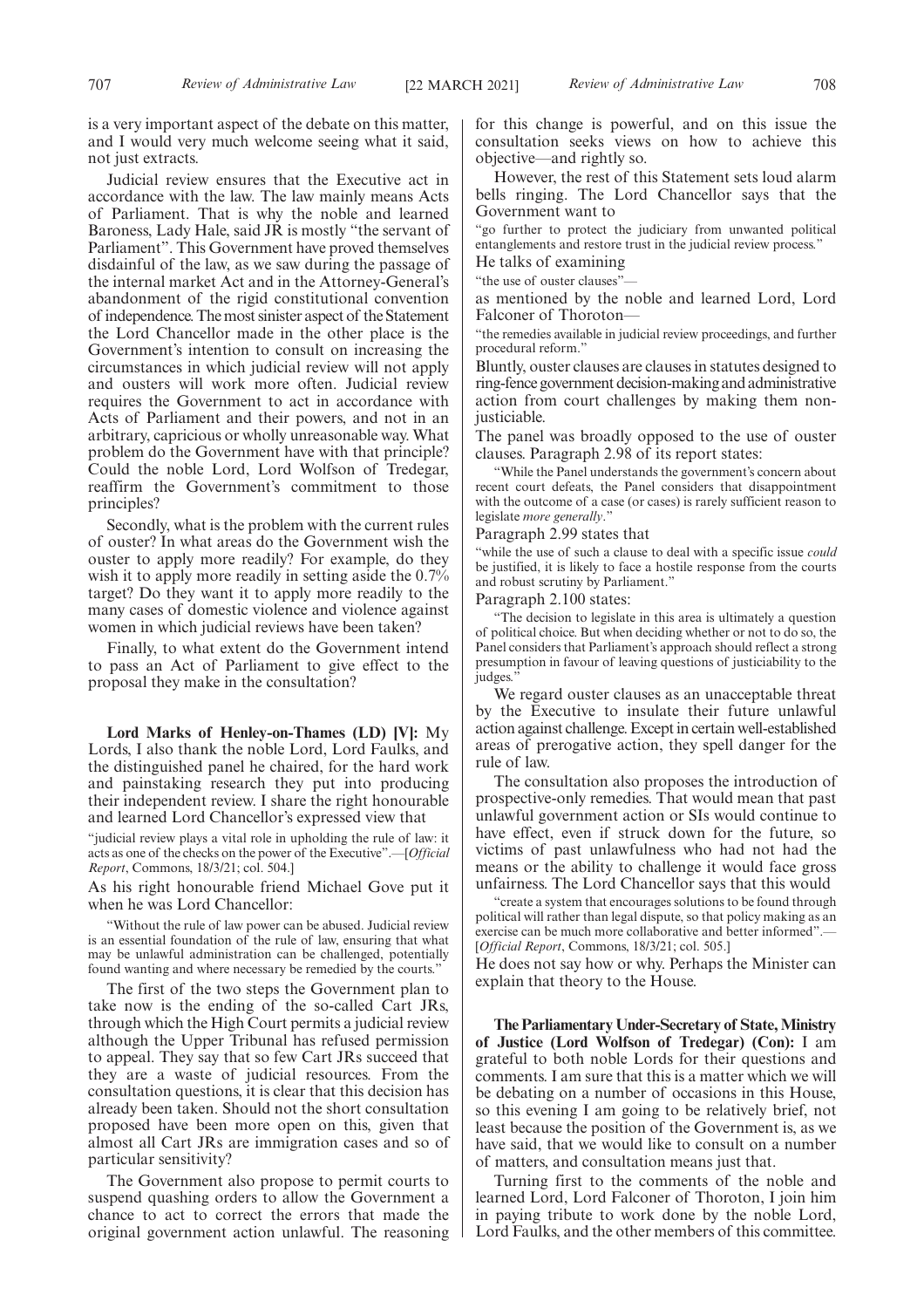is a very important aspect of the debate on this matter, and I would very much welcome seeing what it said, not just extracts.

Judicial review ensures that the Executive act in accordance with the law. The law mainly means Acts of Parliament. That is why the noble and learned Baroness, Lady Hale, said JR is mostly "the servant of Parliament". This Government have proved themselves disdainful of the law, as we saw during the passage of the internal market Act and in the Attorney-General's abandonment of the rigid constitutional convention of independence. The most sinister aspect of the Statement the Lord Chancellor made in the other place is the Government's intention to consult on increasing the circumstances in which judicial review will not apply and ousters will work more often. Judicial review requires the Government to act in accordance with Acts of Parliament and their powers, and not in an arbitrary, capricious or wholly unreasonable way. What problem do the Government have with that principle? Could the noble Lord, Lord Wolfson of Tredegar, reaffirm the Government's commitment to those principles?

Secondly, what is the problem with the current rules of ouster? In what areas do the Government wish the ouster to apply more readily? For example, do they wish it to apply more readily in setting aside the 0.7% target? Do they want it to apply more readily to the many cases of domestic violence and violence against women in which judicial reviews have been taken?

Finally, to what extent do the Government intend to pass an Act of Parliament to give effect to the proposal they make in the consultation?

**Lord Marks of Henley-on-Thames (LD) [V]:** My Lords, I also thank the noble Lord, Lord Faulks, and the distinguished panel he chaired, for the hard work and painstaking research they put into producing their independent review. I share the right honourable and learned Lord Chancellor's expressed view that

"judicial review plays a vital role in upholding the rule of law: it acts as one of the checks on the power of the Executive".—[*Official Report*, Commons, 18/3/21; col. 504.]

As his right honourable friend Michael Gove put it when he was Lord Chancellor:

"Without the rule of law power can be abused. Judicial review is an essential foundation of the rule of law, ensuring that what may be unlawful administration can be challenged, potentially found wanting and where necessary be remedied by the courts."

The first of the two steps the Government plan to take now is the ending of the so-called Cart JRs, through which the High Court permits a judicial review although the Upper Tribunal has refused permission to appeal. They say that so few Cart JRs succeed that they are a waste of judicial resources. From the consultation questions, it is clear that this decision has already been taken. Should not the short consultation proposed have been more open on this, given that almost all Cart JRs are immigration cases and so of particular sensitivity?

The Government also propose to permit courts to suspend quashing orders to allow the Government a chance to act to correct the errors that made the original government action unlawful. The reasoning for this change is powerful, and on this issue the consultation seeks views on how to achieve this objective—and rightly so.

However, the rest of this Statement sets loud alarm bells ringing. The Lord Chancellor says that the Government want to

"go further to protect the judiciary from unwanted political entanglements and restore trust in the judicial review process."

He talks of examining

"the use of ouster clauses"—

as mentioned by the noble and learned Lord, Lord Falconer of Thoroton—

"the remedies available in judicial review proceedings, and further procedural reform."

Bluntly, ouster clauses are clauses in statutes designed to ring-fence government decision-making and administrative action from court challenges by making them non-justiciable.

The panel was broadly opposed to the use of ouster clauses. Paragraph 2.98 of its report states:

"While the Panel understands the government's concern about recent court defeats, the Panel considers that disappointment with the outcome of a case (or cases) is rarely sufficient reason to legislate *more generally*."

Paragraph 2.99 states that

"while the use of such a clause to deal with a specific issue *could* be justified, it is likely to face a hostile response from the courts and robust scrutiny by Parliament."

Paragraph 2.100 states:

"The decision to legislate in this area is ultimately a question of political choice. But when deciding whether or not to do so, the Panel considers that Parliament's approach should reflect a strong presumption in favour of leaving questions of justiciability to the judges."

We regard ouster clauses as an unacceptable threat by the Executive to insulate their future unlawful action against challenge. Except in certain well-established areas of prerogative action, they spell danger for the rule of law.

The consultation also proposes the introduction of prospective-only remedies. That would mean that past unlawful government action or SIs would continue to have effect, even if struck down for the future, so victims of past unlawfulness who had not had the means or the ability to challenge it would face gross unfairness. The Lord Chancellor says that this would

"create a system that encourages solutions to be found through political will rather than legal dispute, so that policy making as an exercise can be much more collaborative and better informed".—[*Official Report*, Commons, 18/3/21; col. 505.]

He does not say how or why. Perhaps the Minister can explain that theory to the House.

**The Parliamentary Under-Secretary of State, Ministry of Justice (Lord Wolfson of Tredegar) (Con):** I am grateful to both noble Lords for their questions and comments. I am sure that this is a matter which we will be debating on a number of occasions in this House, so this evening I am going to be relatively brief, not least because the position of the Government is, as we have said, that we would like to consult on a number of matters, and consultation means just that.

Turning first to the comments of the noble and learned Lord, Lord Falconer of Thoroton, I join him in paying tribute to work done by the noble Lord, Lord Faulks, and the other members of this committee.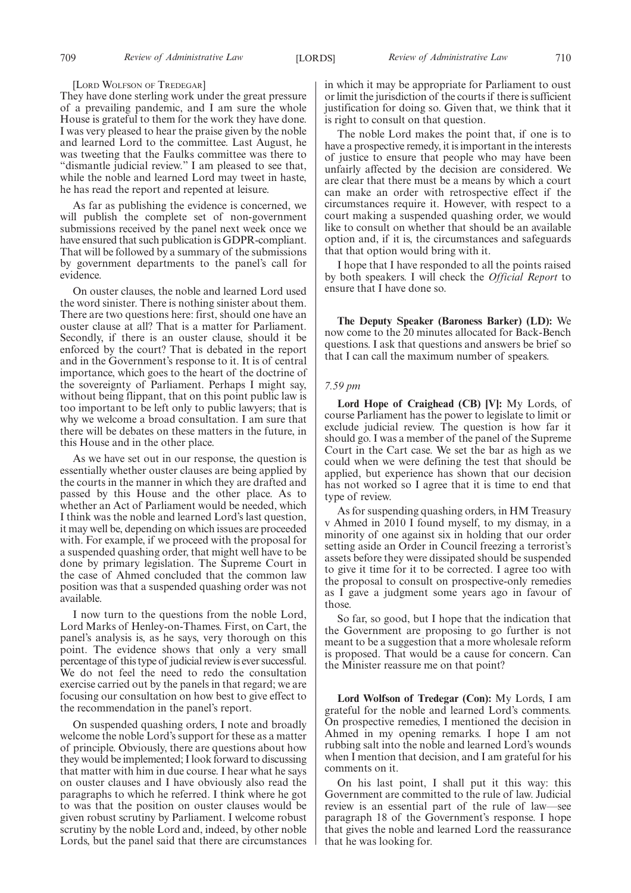[LORD WOLFSON OF TREDEGAR]

They have done sterling work under the great pressure of a prevailing pandemic, and I am sure the whole House is grateful to them for the work they have done. I was very pleased to hear the praise given by the noble and learned Lord to the committee. Last August, he was tweeting that the Faulks committee was there to "dismantle judicial review." I am pleased to see that, while the noble and learned Lord may tweet in haste, he has read the report and repented at leisure.

As far as publishing the evidence is concerned, we will publish the complete set of non-government submissions received by the panel next week once we have ensured that such publication is GDPR-compliant. That will be followed by a summary of the submissions by government departments to the panel's call for evidence.

On ouster clauses, the noble and learned Lord used the word sinister. There is nothing sinister about them. There are two questions here: first, should one have an ouster clause at all? That is a matter for Parliament. Secondly, if there is an ouster clause, should it be enforced by the court? That is debated in the report and in the Government's response to it. It is of central importance, which goes to the heart of the doctrine of the sovereignty of Parliament. Perhaps I might say, without being flippant, that on this point public law is too important to be left only to public lawyers; that is why we welcome a broad consultation. I am sure that there will be debates on these matters in the future, in this House and in the other place.

As we have set out in our response, the question is essentially whether ouster clauses are being applied by the courts in the manner in which they are drafted and passed by this House and the other place. As to whether an Act of Parliament would be needed, which I think was the noble and learned Lord's last question, it may well be, depending on which issues are proceeded with. For example, if we proceed with the proposal for a suspended quashing order, that might well have to be done by primary legislation. The Supreme Court in the case of Ahmed concluded that the common law position was that a suspended quashing order was not available.

I now turn to the questions from the noble Lord, Lord Marks of Henley-on-Thames. First, on Cart, the panel's analysis is, as he says, very thorough on this point. The evidence shows that only a very small percentage of this type of judicial review is ever successful. We do not feel the need to redo the consultation exercise carried out by the panels in that regard; we are focusing our consultation on how best to give effect to the recommendation in the panel's report.

On suspended quashing orders, I note and broadly welcome the noble Lord's support for these as a matter of principle. Obviously, there are questions about how they would be implemented; I look forward to discussing that matter with him in due course. I hear what he says on ouster clauses and I have obviously also read the paragraphs to which he referred. I think where he got to was that the position on ouster clauses would be given robust scrutiny by Parliament. I welcome robust scrutiny by the noble Lord and, indeed, by other noble Lords, but the panel said that there are circumstances in which it may be appropriate for Parliament to oust or limit the jurisdiction of the courts if there is sufficient justification for doing so. Given that, we think that it is right to consult on that question.

The noble Lord makes the point that, if one is to have a prospective remedy, it is important in the interests of justice to ensure that people who may have been unfairly affected by the decision are considered. We are clear that there must be a means by which a court can make an order with retrospective effect if the circumstances require it. However, with respect to a court making a suspended quashing order, we would like to consult on whether that should be an available option and, if it is, the circumstances and safeguards that that option would bring with it.

I hope that I have responded to all the points raised by both speakers. I will check the *Official Report* to ensure that I have done so.

**The Deputy Speaker (Baroness Barker) (LD):** We now come to the 20 minutes allocated for Back-Bench questions. I ask that questions and answers be brief so that I can call the maximum number of speakers.

*7.59 pm*

**Lord Hope of Craighead (CB) [V]:** My Lords, of course Parliament has the power to legislate to limit or exclude judicial review. The question is how far it should go. I was a member of the panel of the Supreme Court in the Cart case. We set the bar as high as we could when we were defining the test that should be applied, but experience has shown that our decision has not worked so I agree that it is time to end that type of review.

As for suspending quashing orders, in HM Treasury v Ahmed in 2010 I found myself, to my dismay, in a minority of one against six in holding that our order setting aside an Order in Council freezing a terrorist's assets before they were dissipated should be suspended to give it time for it to be corrected. I agree too with the proposal to consult on prospective-only remedies as I gave a judgment some years ago in favour of those.

So far, so good, but I hope that the indication that the Government are proposing to go further is not meant to be a suggestion that a more wholesale reform is proposed. That would be a cause for concern. Can the Minister reassure me on that point?

**Lord Wolfson of Tredegar (Con):** My Lords, I am grateful for the noble and learned Lord's comments. On prospective remedies, I mentioned the decision in Ahmed in my opening remarks. I hope I am not rubbing salt into the noble and learned Lord's wounds when I mention that decision, and I am grateful for his comments on it.

On his last point, I shall put it this way: this Government are committed to the rule of law. Judicial review is an essential part of the rule of law—see paragraph 18 of the Government's response. I hope that gives the noble and learned Lord the reassurance that he was looking for.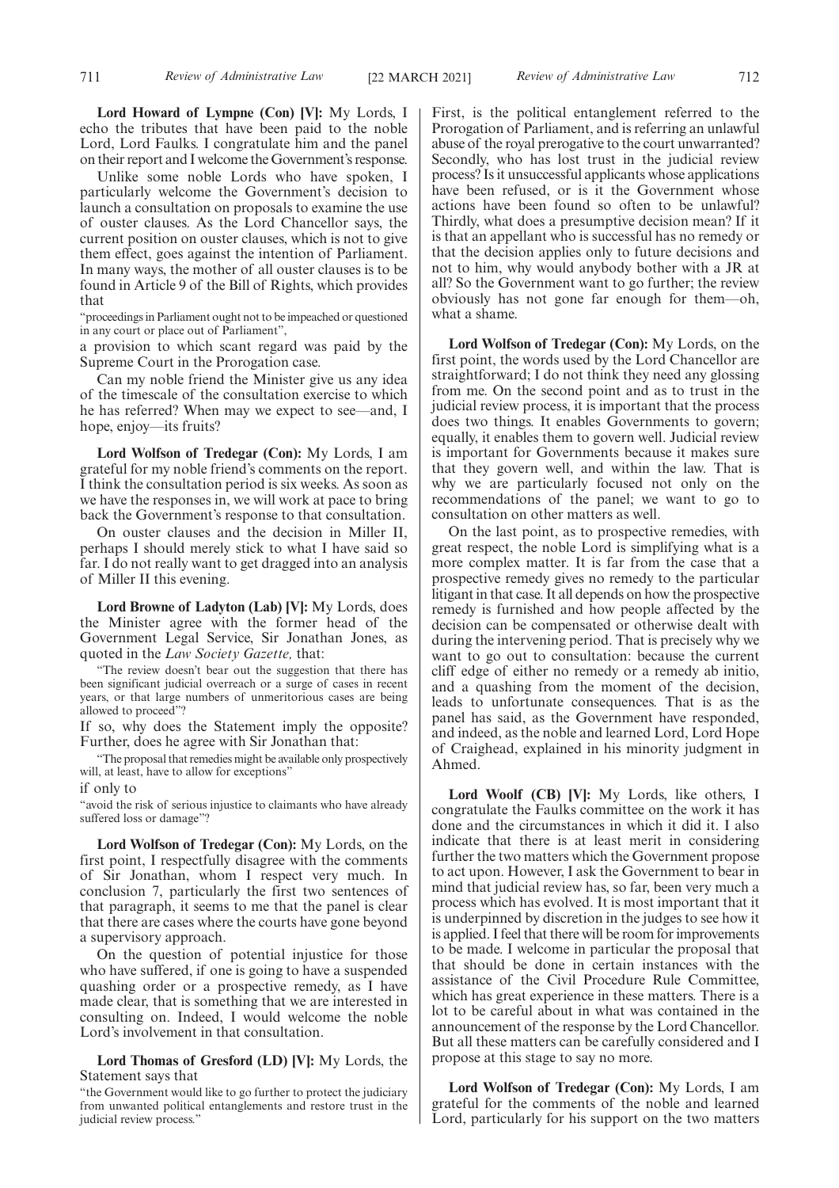**Lord Howard of Lympne (Con) [V]:** My Lords, I echo the tributes that have been paid to the noble Lord, Lord Faulks. I congratulate him and the panel on their report and I welcome the Government's response.

Unlike some noble Lords who have spoken, I particularly welcome the Government's decision to launch a consultation on proposals to examine the use of ouster clauses. As the Lord Chancellor says, the current position on ouster clauses, which is not to give them effect, goes against the intention of Parliament. In many ways, the mother of all ouster clauses is to be found in Article 9 of the Bill of Rights, which provides that

"proceedings in Parliament ought not to be impeached or questioned in any court or place out of Parliament",

a provision to which scant regard was paid by the Supreme Court in the Prorogation case.

Can my noble friend the Minister give us any idea of the timescale of the consultation exercise to which he has referred? When may we expect to see—and, I hope, enjoy—its fruits?

**Lord Wolfson of Tredegar (Con):** My Lords, I am grateful for my noble friend's comments on the report. I think the consultation period is six weeks. As soon as we have the responses in, we will work at pace to bring back the Government's response to that consultation.

On ouster clauses and the decision in Miller II, perhaps I should merely stick to what I have said so far. I do not really want to get dragged into an analysis of Miller II this evening.

**Lord Browne of Ladyton (Lab) [V]:** My Lords, does the Minister agree with the former head of the Government Legal Service, Sir Jonathan Jones, as quoted in the *Law Society Gazette,* that:

"The review doesn't bear out the suggestion that there has been significant judicial overreach or a surge of cases in recent years, or that large numbers of unmeritorious cases are being allowed to proceed"?

If so, why does the Statement imply the opposite? Further, does he agree with Sir Jonathan that:

"The proposal that remedies might be available only prospectively will, at least, have to allow for exceptions"

if only to

"avoid the risk of serious injustice to claimants who have already suffered loss or damage"?

**Lord Wolfson of Tredegar (Con):** My Lords, on the first point, I respectfully disagree with the comments of Sir Jonathan, whom I respect very much. In conclusion 7, particularly the first two sentences of that paragraph, it seems to me that the panel is clear that there are cases where the courts have gone beyond a supervisory approach.

On the question of potential injustice for those who have suffered, if one is going to have a suspended quashing order or a prospective remedy, as I have made clear, that is something that we are interested in consulting on. Indeed, I would welcome the noble Lord's involvement in that consultation.

**Lord Thomas of Gresford (LD) [V]:** My Lords, the Statement says that

"the Government would like to go further to protect the judiciary from unwanted political entanglements and restore trust in the judicial review process."

First, is the political entanglement referred to the Prorogation of Parliament, and is referring an unlawful abuse of the royal prerogative to the court unwarranted? Secondly, who has lost trust in the judicial review process? Is it unsuccessful applicants whose applications have been refused, or is it the Government whose actions have been found so often to be unlawful? Thirdly, what does a presumptive decision mean? If it is that an appellant who is successful has no remedy or that the decision applies only to future decisions and not to him, why would anybody bother with a JR at all? So the Government want to go further; the review obviously has not gone far enough for them—oh, what a shame.

**Lord Wolfson of Tredegar (Con):** My Lords, on the first point, the words used by the Lord Chancellor are straightforward; I do not think they need any glossing from me. On the second point and as to trust in the judicial review process, it is important that the process does two things. It enables Governments to govern; equally, it enables them to govern well. Judicial review is important for Governments because it makes sure that they govern well, and within the law. That is why we are particularly focused not only on the recommendations of the panel; we want to go to consultation on other matters as well.

On the last point, as to prospective remedies, with great respect, the noble Lord is simplifying what is a more complex matter. It is far from the case that a prospective remedy gives no remedy to the particular litigant in that case. It all depends on how the prospective remedy is furnished and how people affected by the decision can be compensated or otherwise dealt with during the intervening period. That is precisely why we want to go out to consultation: because the current cliff edge of either no remedy or a remedy ab initio, and a quashing from the moment of the decision, leads to unfortunate consequences. That is as the panel has said, as the Government have responded, and indeed, as the noble and learned Lord, Lord Hope of Craighead, explained in his minority judgment in Ahmed.

**Lord Woolf (CB) [V]:** My Lords, like others, I congratulate the Faulks committee on the work it has done and the circumstances in which it did it. I also indicate that there is at least merit in considering further the two matters which the Government propose to act upon. However, I ask the Government to bear in mind that judicial review has, so far, been very much a process which has evolved. It is most important that it is underpinned by discretion in the judges to see how it is applied. I feel that there will be room for improvements to be made. I welcome in particular the proposal that that should be done in certain instances with the assistance of the Civil Procedure Rule Committee, which has great experience in these matters. There is a lot to be careful about in what was contained in the announcement of the response by the Lord Chancellor. But all these matters can be carefully considered and I propose at this stage to say no more.

**Lord Wolfson of Tredegar (Con):** My Lords, I am grateful for the comments of the noble and learned Lord, particularly for his support on the two matters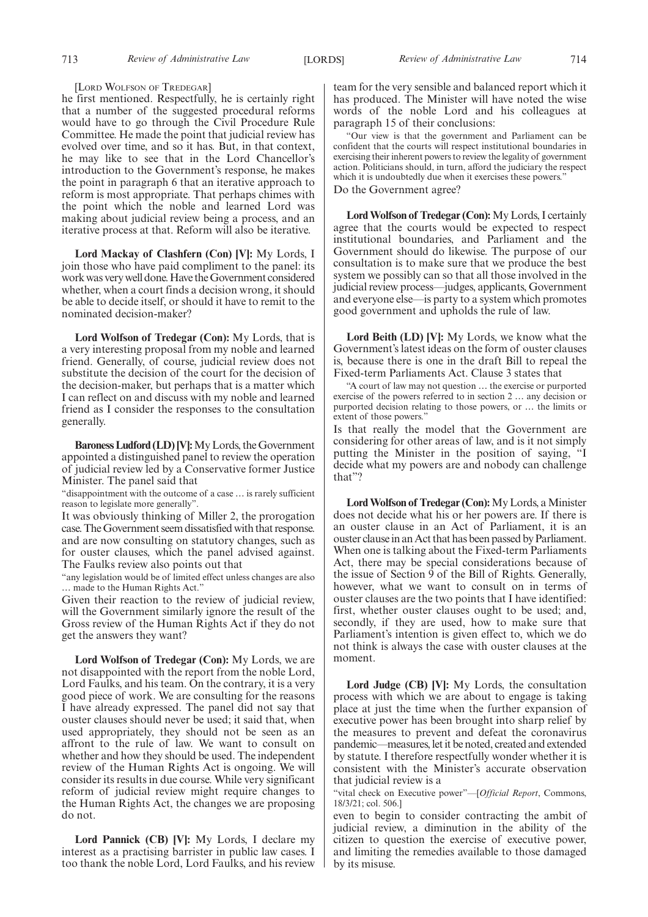[LORD WOLFSON OF TREDEGAR]

he first mentioned. Respectfully, he is certainly right that a number of the suggested procedural reforms would have to go through the Civil Procedure Rule Committee. He made the point that judicial review has evolved over time, and so it has. But, in that context, he may like to see that in the Lord Chancellor's introduction to the Government's response, he makes the point in paragraph 6 that an iterative approach to reform is most appropriate. That perhaps chimes with the point which the noble and learned Lord was making about judicial review being a process, and an iterative process at that. Reform will also be iterative.

**Lord Mackay of Clashfern (Con) [V]:** My Lords, I join those who have paid compliment to the panel: its work was very well done. Have the Government considered whether, when a court finds a decision wrong, it should be able to decide itself, or should it have to remit to the nominated decision-maker?

**Lord Wolfson of Tredegar (Con):** My Lords, that is a very interesting proposal from my noble and learned friend. Generally, of course, judicial review does not substitute the decision of the court for the decision of the decision-maker, but perhaps that is a matter which I can reflect on and discuss with my noble and learned friend as I consider the responses to the consultation generally.

**Baroness Ludford (LD) [V]:** My Lords, the Government appointed a distinguished panel to review the operation of judicial review led by a Conservative former Justice Minister. The panel said that

"disappointment with the outcome of a case … is rarely sufficient reason to legislate more generally".

It was obviously thinking of Miller 2, the prorogation case. The Government seem dissatisfied with that response. and are now consulting on statutory changes, such as for ouster clauses, which the panel advised against. The Faulks review also points out that

"any legislation would be of limited effect unless changes are also … made to the Human Rights Act."

Given their reaction to the review of judicial review, will the Government similarly ignore the result of the Gross review of the Human Rights Act if they do not get the answers they want?

**Lord Wolfson of Tredegar (Con):** My Lords, we are not disappointed with the report from the noble Lord, Lord Faulks, and his team. On the contrary, it is a very good piece of work. We are consulting for the reasons I have already expressed. The panel did not say that ouster clauses should never be used; it said that, when used appropriately, they should not be seen as an affront to the rule of law. We want to consult on whether and how they should be used. The independent review of the Human Rights Act is ongoing. We will consider its results in due course. While very significant reform of judicial review might require changes to the Human Rights Act, the changes we are proposing do not.

**Lord Pannick (CB) [V]:** My Lords, I declare my interest as a practising barrister in public law cases. I too thank the noble Lord, Lord Faulks, and his review team for the very sensible and balanced report which it has produced. The Minister will have noted the wise words of the noble Lord and his colleagues at paragraph 15 of their conclusions:

"Our view is that the government and Parliament can be confident that the courts will respect institutional boundaries in exercising their inherent powers to review the legality of government action. Politicians should, in turn, afford the judiciary the respect which it is undoubtedly due when it exercises these powers."

Do the Government agree?

**Lord Wolfson of Tredegar (Con):** My Lords, I certainly agree that the courts would be expected to respect institutional boundaries, and Parliament and the Government should do likewise. The purpose of our consultation is to make sure that we produce the best system we possibly can so that all those involved in the judicial review process—judges, applicants, Government and everyone else—is party to a system which promotes good government and upholds the rule of law.

**Lord Beith (LD) [V]:** My Lords, we know what the Government's latest ideas on the form of ouster clauses is, because there is one in the draft Bill to repeal the Fixed-term Parliaments Act. Clause 3 states that

"A court of law may not question … the exercise or purported exercise of the powers referred to in section 2 … any decision or purported decision relating to those powers, or … the limits or extent of those powers."

Is that really the model that the Government are considering for other areas of law, and is it not simply putting the Minister in the position of saying, "I decide what my powers are and nobody can challenge that"?

**Lord Wolfson of Tredegar (Con):** My Lords, a Minister does not decide what his or her powers are. If there is an ouster clause in an Act of Parliament, it is an ouster clause in an Act that has been passed by Parliament. When one is talking about the Fixed-term Parliaments Act, there may be special considerations because of the issue of Section 9 of the Bill of Rights. Generally, however, what we want to consult on in terms of ouster clauses are the two points that I have identified: first, whether ouster clauses ought to be used; and, secondly, if they are used, how to make sure that Parliament's intention is given effect to, which we do not think is always the case with ouster clauses at the moment.

**Lord Judge (CB) [V]:** My Lords, the consultation process with which we are about to engage is taking place at just the time when the further expansion of executive power has been brought into sharp relief by the measures to prevent and defeat the coronavirus pandemic—measures, let it be noted, created and extended by statute. I therefore respectfully wonder whether it is consistent with the Minister's accurate observation that judicial review is a

"vital check on Executive power"—[*Official Report*, Commons, 18/3/21; col. 506.]

even to begin to consider contracting the ambit of judicial review, a diminution in the ability of the citizen to question the exercise of executive power, and limiting the remedies available to those damaged by its misuse.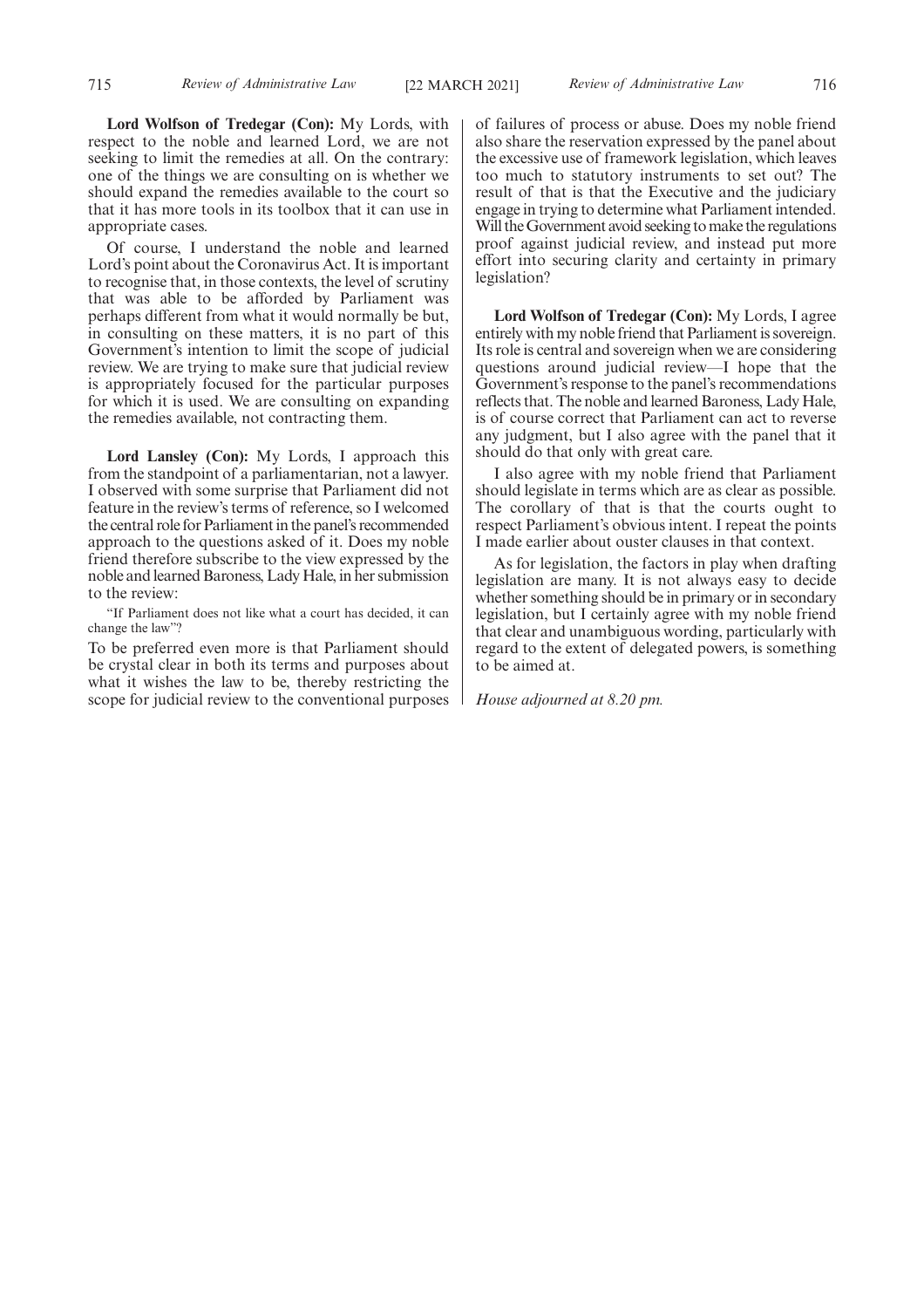**Lord Wolfson of Tredegar (Con):** My Lords, with respect to the noble and learned Lord, we are not seeking to limit the remedies at all. On the contrary: one of the things we are consulting on is whether we should expand the remedies available to the court so that it has more tools in its toolbox that it can use in appropriate cases.

Of course, I understand the noble and learned Lord's point about the Coronavirus Act. It is important to recognise that, in those contexts, the level of scrutiny that was able to be afforded by Parliament was perhaps different from what it would normally be but, in consulting on these matters, it is no part of this Government's intention to limit the scope of judicial review. We are trying to make sure that judicial review is appropriately focused for the particular purposes for which it is used. We are consulting on expanding the remedies available, not contracting them.

**Lord Lansley (Con):** My Lords, I approach this from the standpoint of a parliamentarian, not a lawyer. I observed with some surprise that Parliament did not feature in the review's terms of reference, so I welcomed the central role for Parliament in the panel's recommended approach to the questions asked of it. Does my noble friend therefore subscribe to the view expressed by the noble and learned Baroness, Lady Hale, in her submission to the review:

"If Parliament does not like what a court has decided, it can change the law"?

To be preferred even more is that Parliament should be crystal clear in both its terms and purposes about what it wishes the law to be, thereby restricting the scope for judicial review to the conventional purposes of failures of process or abuse. Does my noble friend also share the reservation expressed by the panel about the excessive use of framework legislation, which leaves too much to statutory instruments to set out? The result of that is that the Executive and the judiciary engage in trying to determine what Parliament intended. Will the Government avoid seeking to make the regulations proof against judicial review, and instead put more effort into securing clarity and certainty in primary legislation?

**Lord Wolfson of Tredegar (Con):** My Lords, I agree entirely with my noble friend that Parliament is sovereign. Its role is central and sovereign when we are considering questions around judicial review—I hope that the Government's response to the panel's recommendations reflects that. The noble and learned Baroness, Lady Hale, is of course correct that Parliament can act to reverse any judgment, but I also agree with the panel that it should do that only with great care.

I also agree with my noble friend that Parliament should legislate in terms which are as clear as possible. The corollary of that is that the courts ought to respect Parliament's obvious intent. I repeat the points I made earlier about ouster clauses in that context.

As for legislation, the factors in play when drafting legislation are many. It is not always easy to decide whether something should be in primary or in secondary legislation, but I certainly agree with my noble friend that clear and unambiguous wording, particularly with regard to the extent of delegated powers, is something to be aimed at.

*House adjourned at 8.20 pm.*